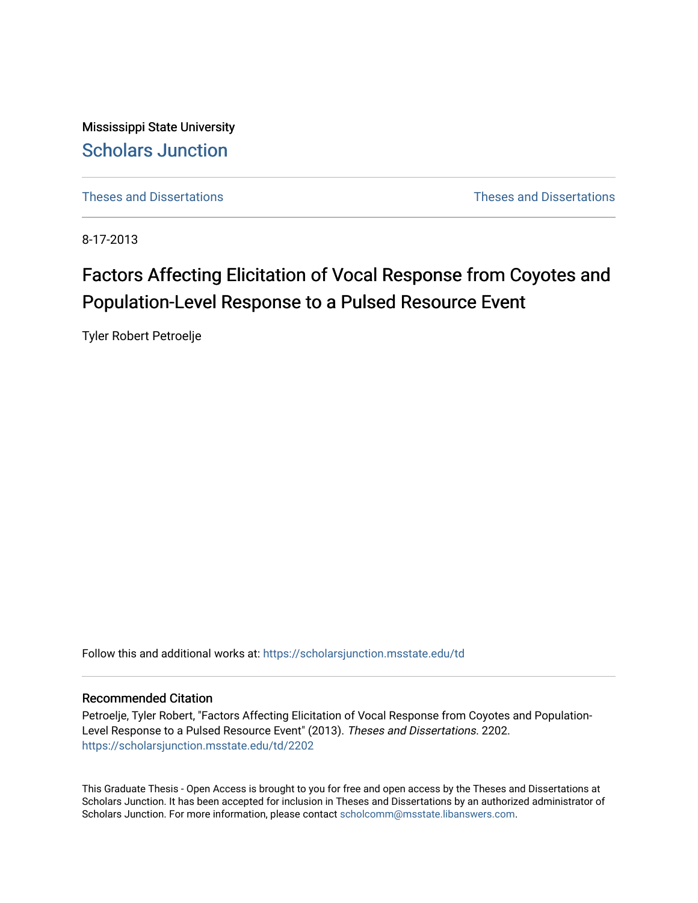Mississippi State University

# Scholars Junction

Theses and Dissertations | Theses and Dissertations

8-17-2013

# Factors Affecting Elicitation of Vocal Response from Coyotes and Population-Level Response to a Pulsed Resource Event

Tyler Robert Petroelje

Follow this and additional works at: https://scholarsjunction.msstate.edu/td

## Recommended Citation

Petroelje, Tyler Robert, "Factors Affecting Elicitation of Vocal Response from Coyotes and Population-Level Response to a Pulsed Resource Event" (2013). *Theses and Dissertations*. 2202.
https://scholarsjunction.msstate.edu/td/2202

This Graduate Thesis - Open Access is brought to you for free and open access by the Theses and Dissertations at Scholars Junction. It has been accepted for inclusion in Theses and Dissertations by an authorized administrator of Scholars Junction. For more information, please contact scholcomm@msstate.libanswers.com.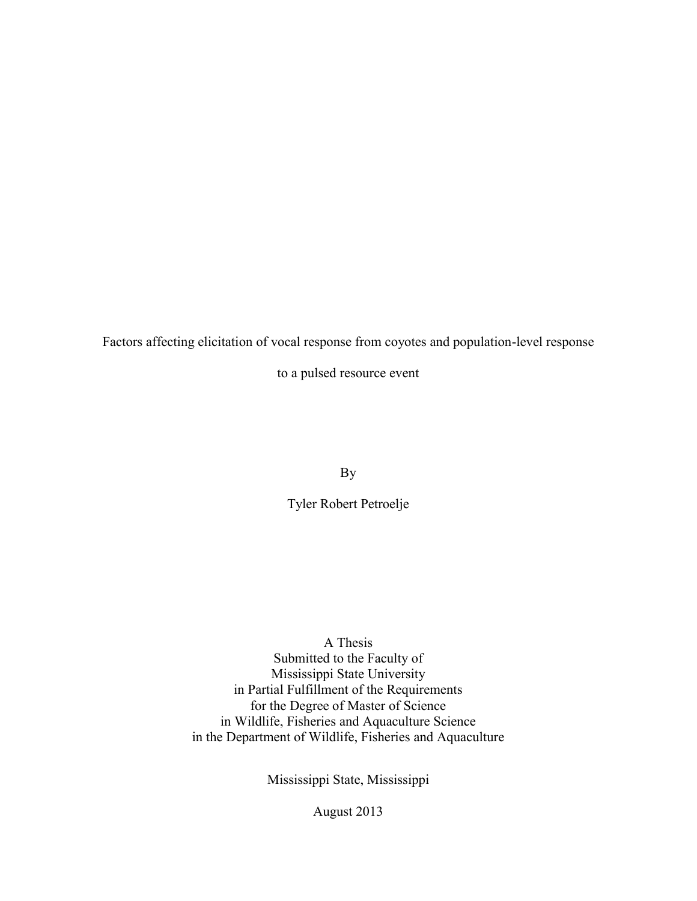Factors affecting elicitation of vocal response from coyotes and population-level response to a pulsed resource event

By

Tyler Robert Petroelje

A Thesis
Submitted to the Faculty of
Mississippi State University
in Partial Fulfillment of the Requirements
for the Degree of Master of Science
in Wildlife, Fisheries and Aquaculture Science
in the Department of Wildlife, Fisheries and Aquaculture

Mississippi State, Mississippi

August 2013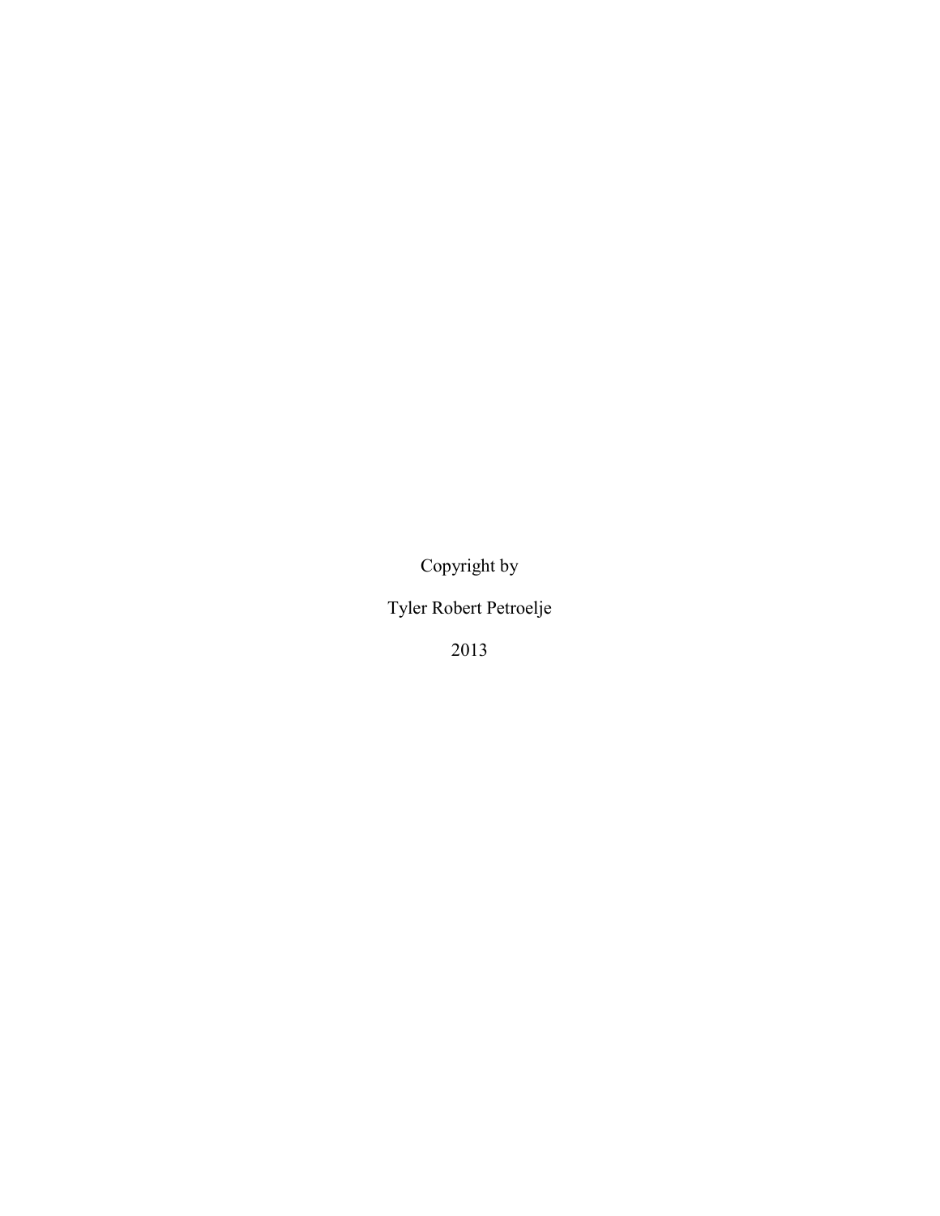Copyright by

Tyler Robert Petroelje

2013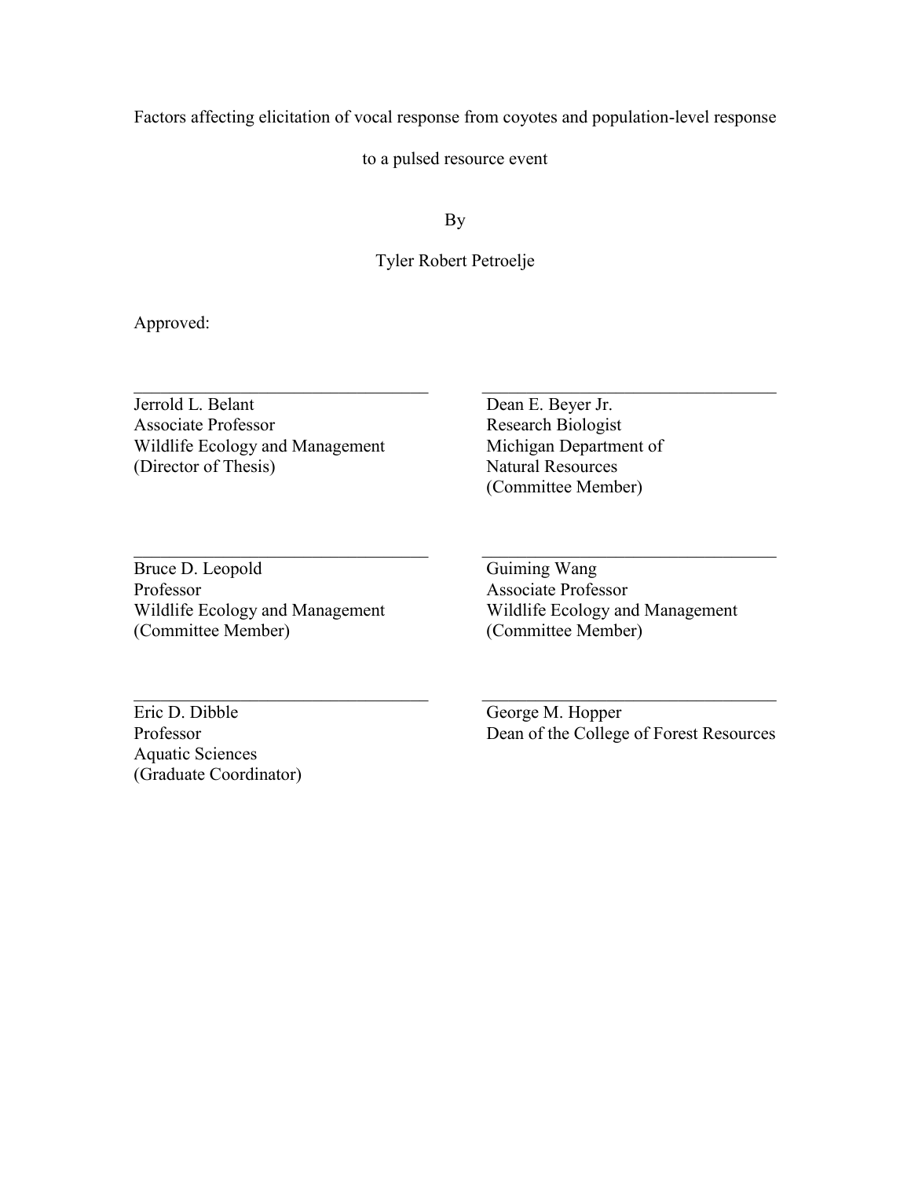Factors affecting elicitation of vocal response from coyotes and population-level response to a pulsed resource event

By

Tyler Robert Petroelje

Approved:

Jerrold L. Belant
Associate Professor
Wildlife Ecology and Management
(Director of Thesis)

Dean E. Beyer Jr.
Research Biologist
Michigan Department of
Natural Resources
(Committee Member)

Bruce D. Leopold
Professor
Wildlife Ecology and Management
(Committee Member)

Guiming Wang
Associate Professor
Wildlife Ecology and Management
(Committee Member)

Eric D. Dibble
Professor
Aquatic Sciences
(Graduate Coordinator)

George M. Hopper
Dean of the College of Forest Resources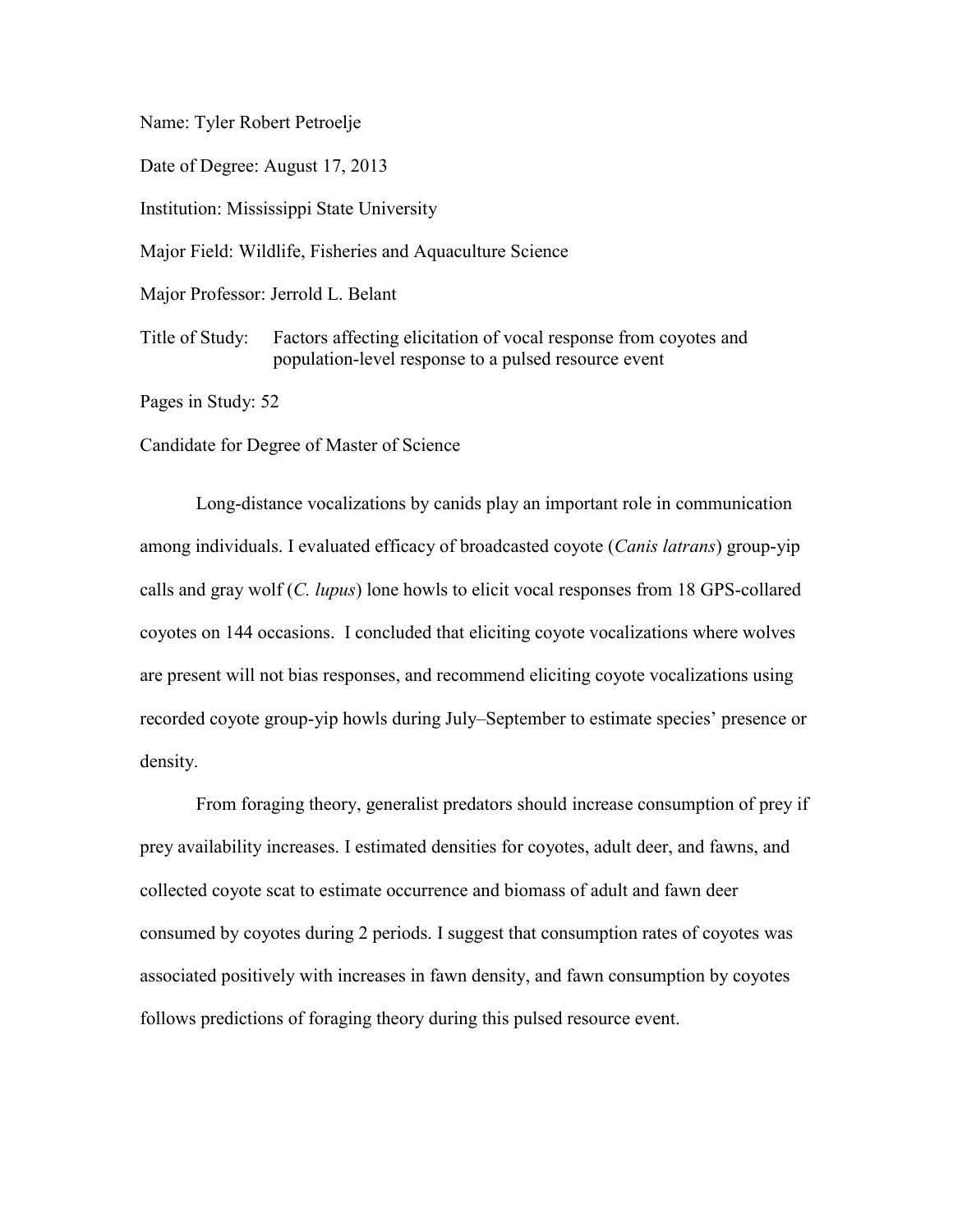Name: Tyler Robert Petroelje

Date of Degree: August 17, 2013

Institution: Mississippi State University

Major Field: Wildlife, Fisheries and Aquaculture Science

Major Professor: Jerrold L. Belant

Title of Study: Factors affecting elicitation of vocal response from coyotes and population-level response to a pulsed resource event

Pages in Study: 52

Candidate for Degree of Master of Science

Long-distance vocalizations by canids play an important role in communication among individuals. I evaluated efficacy of broadcasted coyote (*Canis latrans*) group-yip calls and gray wolf (*C. lupus*) lone howls to elicit vocal responses from 18 GPS-collared coyotes on 144 occasions. I concluded that eliciting coyote vocalizations where wolves are present will not bias responses, and recommend eliciting coyote vocalizations using recorded coyote group-yip howls during July–September to estimate species' presence or density.

From foraging theory, generalist predators should increase consumption of prey if prey availability increases. I estimated densities for coyotes, adult deer, and fawns, and collected coyote scat to estimate occurrence and biomass of adult and fawn deer consumed by coyotes during 2 periods. I suggest that consumption rates of coyotes was associated positively with increases in fawn density, and fawn consumption by coyotes follows predictions of foraging theory during this pulsed resource event.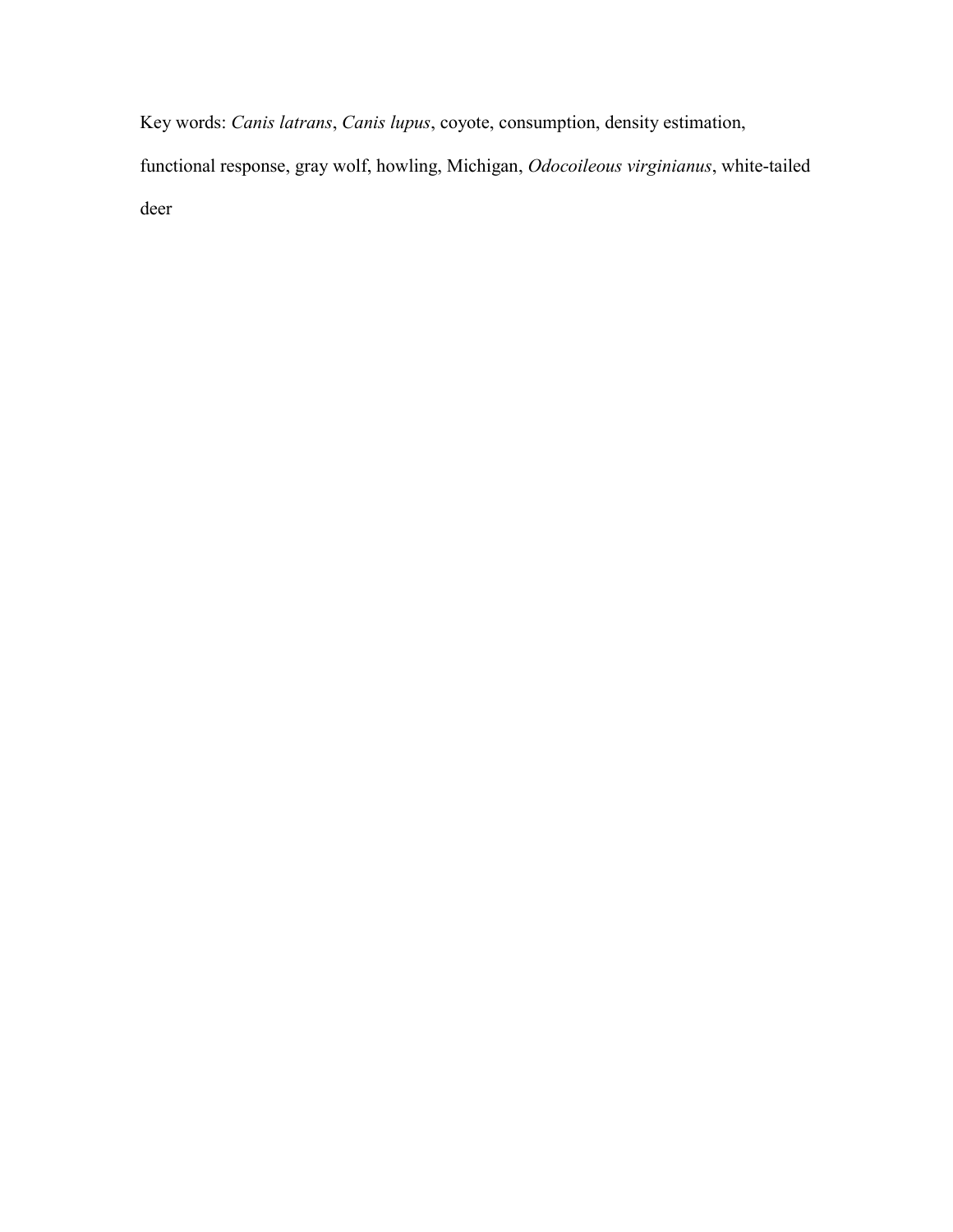Key words: *Canis latrans*, *Canis lupus*, coyote, consumption, density estimation, functional response, gray wolf, howling, Michigan, *Odocoileous virginianus*, white-tailed deer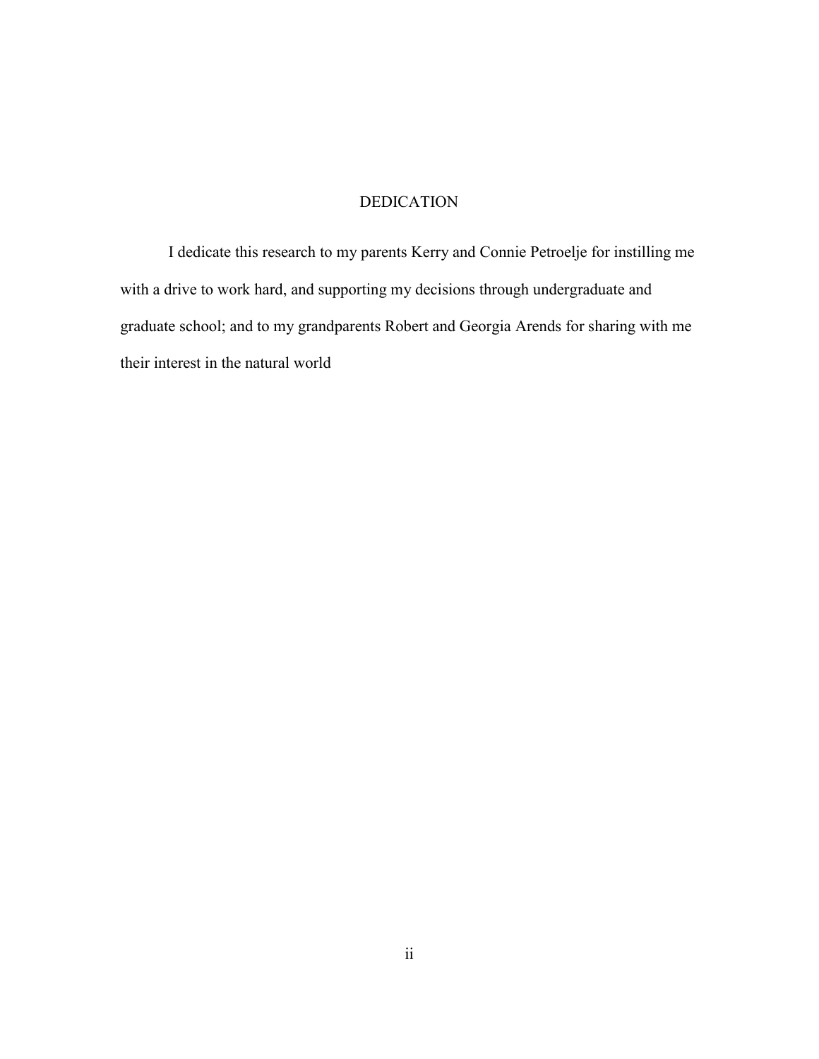# DEDICATION

I dedicate this research to my parents Kerry and Connie Petroelje for instilling me with a drive to work hard, and supporting my decisions through undergraduate and graduate school; and to my grandparents Robert and Georgia Arends for sharing with me their interest in the natural world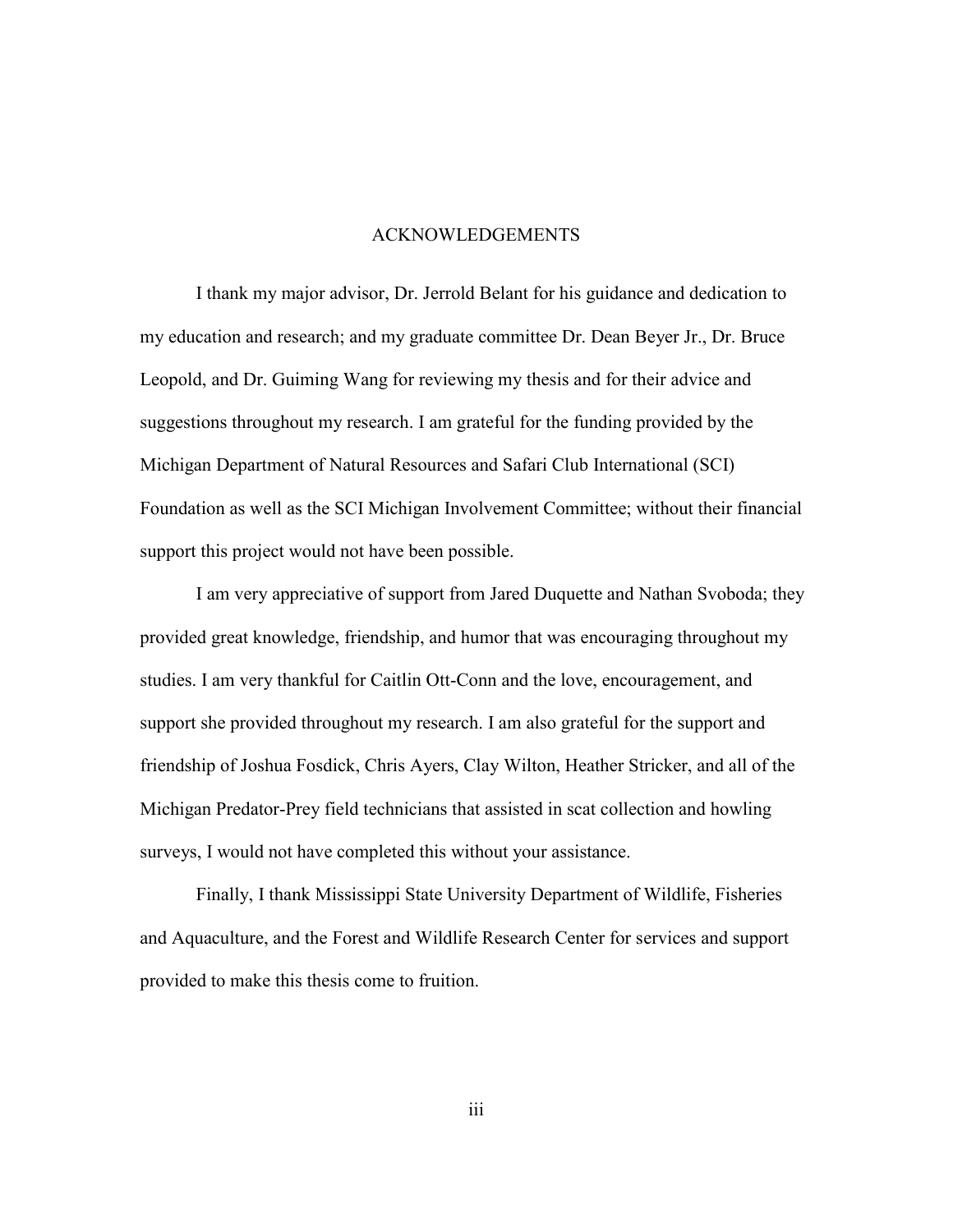# ACKNOWLEDGEMENTS

I thank my major advisor, Dr. Jerrold Belant for his guidance and dedication to my education and research; and my graduate committee Dr. Dean Beyer Jr., Dr. Bruce Leopold, and Dr. Guiming Wang for reviewing my thesis and for their advice and suggestions throughout my research. I am grateful for the funding provided by the Michigan Department of Natural Resources and Safari Club International (SCI) Foundation as well as the SCI Michigan Involvement Committee; without their financial support this project would not have been possible.

I am very appreciative of support from Jared Duquette and Nathan Svoboda; they provided great knowledge, friendship, and humor that was encouraging throughout my studies. I am very thankful for Caitlin Ott-Conn and the love, encouragement, and support she provided throughout my research. I am also grateful for the support and friendship of Joshua Fosdick, Chris Ayers, Clay Wilton, Heather Stricker, and all of the Michigan Predator-Prey field technicians that assisted in scat collection and howling surveys, I would not have completed this without your assistance.

Finally, I thank Mississippi State University Department of Wildlife, Fisheries and Aquaculture, and the Forest and Wildlife Research Center for services and support provided to make this thesis come to fruition.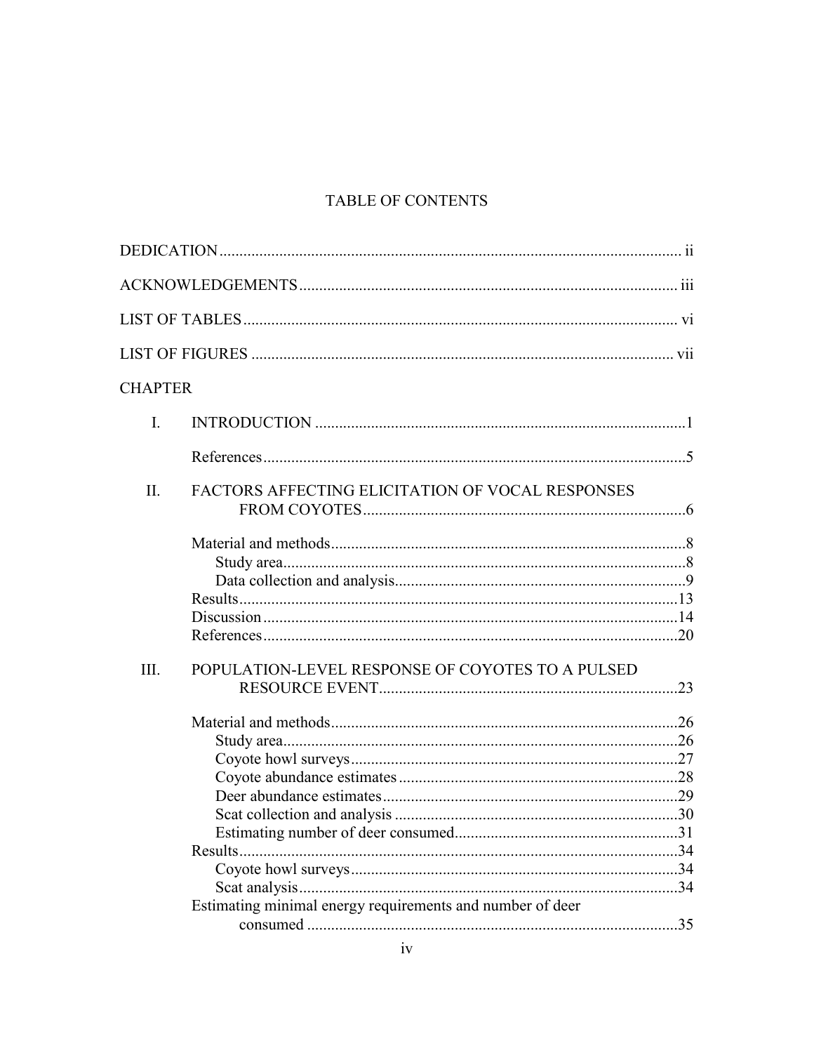# TABLE OF CONTENTS

DEDICATION .................................................................................................................. ii

ACKNOWLEDGEMENTS ............................................................................................. iii

LIST OF TABLES ........................................................................................................... vi

LIST OF FIGURES ........................................................................................................ vii

CHAPTER

I. INTRODUCTION ............................................................................................1

   References ........................................................................................................5

II. FACTORS AFFECTING ELICITATION OF VOCAL RESPONSES FROM COYOTES ................................................................................6

   Material and methods .......................................................................................8
      Study area ...................................................................................................8
      Data collection and analysis .......................................................................9
   Results ............................................................................................................13
   Discussion ......................................................................................................14
   References ......................................................................................................20

III. POPULATION-LEVEL RESPONSE OF COYOTES TO A PULSED RESOURCE EVENT ..........................................................................23

   Material and methods .....................................................................................26
      Study area .................................................................................................26
      Coyote howl surveys ................................................................................27
      Coyote abundance estimates ....................................................................28
      Deer abundance estimates ........................................................................29
      Scat collection and analysis .....................................................................30
      Estimating number of deer consumed .......................................................31
   Results ............................................................................................................34
      Coyote howl surveys ................................................................................34
      Scat analysis .............................................................................................34
   Estimating minimal energy requirements and number of deer consumed ...........................................................................................35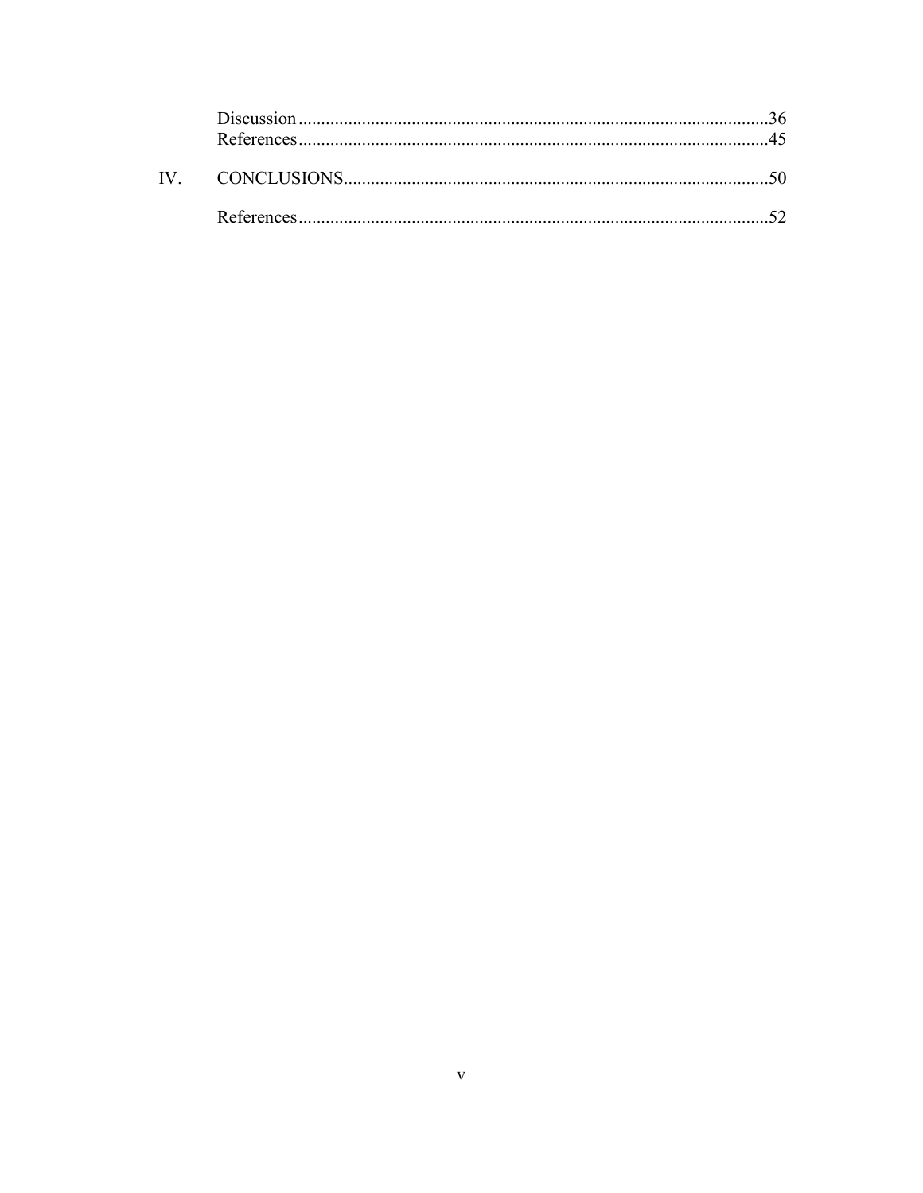Discussion ........................................................................................................36
References........................................................................................................45

IV. CONCLUSIONS..............................................................................................50

References........................................................................................................52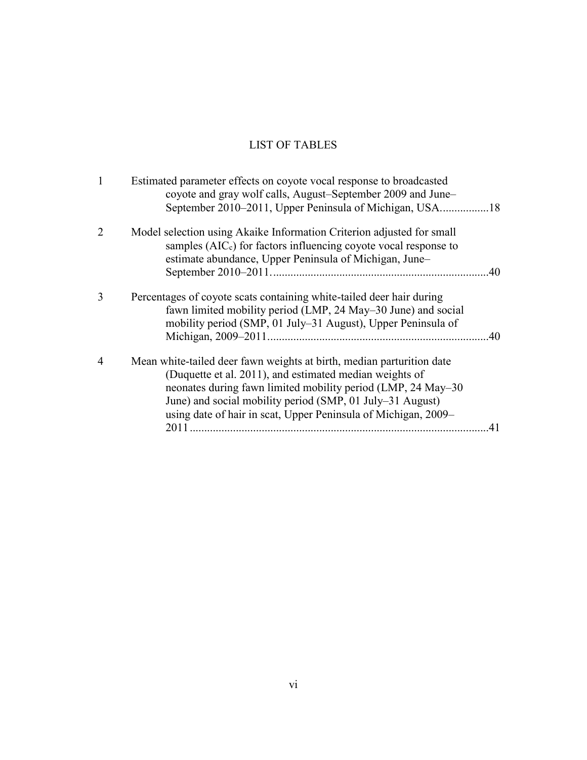# LIST OF TABLES

| | | |
|---|---|---|
| 1 | Estimated parameter effects on coyote vocal response to broadcasted coyote and gray wolf calls, August–September 2009 and June–September 2010–2011, Upper Peninsula of Michigan, USA | 18 |
| 2 | Model selection using Akaike Information Criterion adjusted for small samples ($AIC_c$) for factors influencing coyote vocal response to estimate abundance, Upper Peninsula of Michigan, June–September 2010–2011. | 40 |
| 3 | Percentages of coyote scats containing white-tailed deer hair during fawn limited mobility period (LMP, 24 May–30 June) and social mobility period (SMP, 01 July–31 August), Upper Peninsula of Michigan, 2009–2011 | 40 |
| 4 | Mean white-tailed deer fawn weights at birth, median parturition date (Duquette et al. 2011), and estimated median weights of neonates during fawn limited mobility period (LMP, 24 May–30 June) and social mobility period (SMP, 01 July–31 August) using date of hair in scat, Upper Peninsula of Michigan, 2009–2011 | 41 |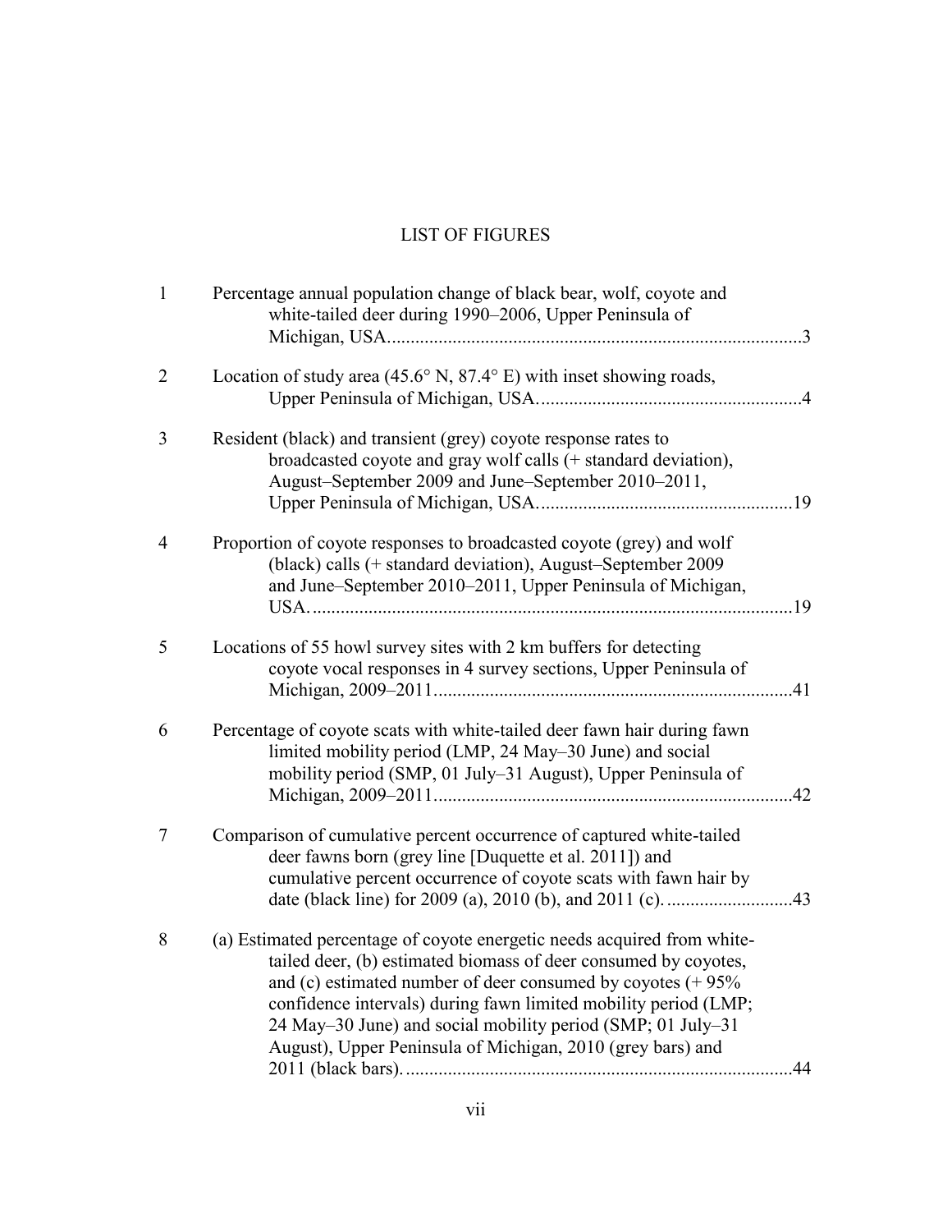# LIST OF FIGURES

| | | |
|---|---|---|
| 1 | Percentage annual population change of black bear, wolf, coyote and white-tailed deer during 1990–2006, Upper Peninsula of Michigan, USA | 3 |
| 2 | Location of study area (45.6° N, 87.4° E) with inset showing roads, Upper Peninsula of Michigan, USA | 4 |
| 3 | Resident (black) and transient (grey) coyote response rates to broadcasted coyote and gray wolf calls (+ standard deviation), August–September 2009 and June–September 2010–2011, Upper Peninsula of Michigan, USA | 19 |
| 4 | Proportion of coyote responses to broadcasted coyote (grey) and wolf (black) calls (+ standard deviation), August–September 2009 and June–September 2010–2011, Upper Peninsula of Michigan, USA | 19 |
| 5 | Locations of 55 howl survey sites with 2 km buffers for detecting coyote vocal responses in 4 survey sections, Upper Peninsula of Michigan, 2009–2011 | 41 |
| 6 | Percentage of coyote scats with white-tailed deer fawn hair during fawn limited mobility period (LMP, 24 May–30 June) and social mobility period (SMP, 01 July–31 August), Upper Peninsula of Michigan, 2009–2011 | 42 |
| 7 | Comparison of cumulative percent occurrence of captured white-tailed deer fawns born (grey line [Duquette et al. 2011]) and cumulative percent occurrence of coyote scats with fawn hair by date (black line) for 2009 (a), 2010 (b), and 2011 (c) | 43 |
| 8 | (a) Estimated percentage of coyote energetic needs acquired from white-tailed deer, (b) estimated biomass of deer consumed by coyotes, and (c) estimated number of deer consumed by coyotes (+ 95% confidence intervals) during fawn limited mobility period (LMP; 24 May–30 June) and social mobility period (SMP; 01 July–31 August), Upper Peninsula of Michigan, 2010 (grey bars) and 2011 (black bars) | 44 |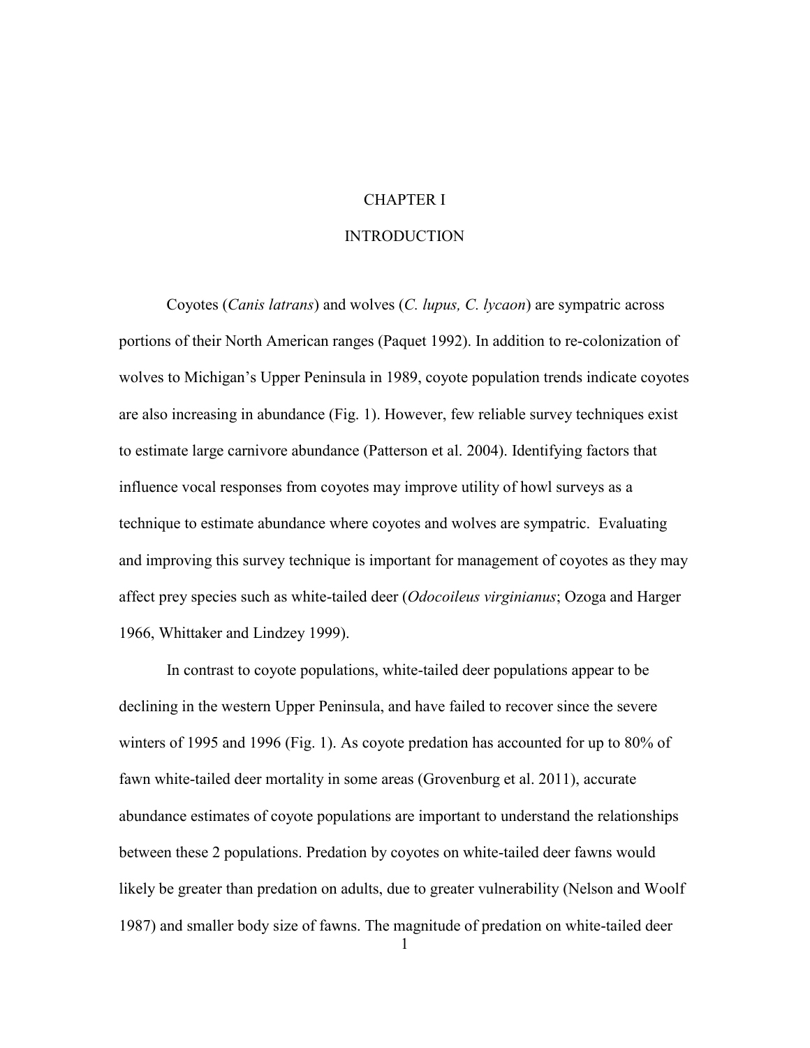# CHAPTER I

# INTRODUCTION

Coyotes (*Canis latrans*) and wolves (*C. lupus, C. lycaon*) are sympatric across portions of their North American ranges (Paquet 1992). In addition to re-colonization of wolves to Michigan's Upper Peninsula in 1989, coyote population trends indicate coyotes are also increasing in abundance (Fig. 1). However, few reliable survey techniques exist to estimate large carnivore abundance (Patterson et al. 2004). Identifying factors that influence vocal responses from coyotes may improve utility of howl surveys as a technique to estimate abundance where coyotes and wolves are sympatric. Evaluating and improving this survey technique is important for management of coyotes as they may affect prey species such as white-tailed deer (*Odocoileus virginianus*; Ozoga and Harger 1966, Whittaker and Lindzey 1999).

In contrast to coyote populations, white-tailed deer populations appear to be declining in the western Upper Peninsula, and have failed to recover since the severe winters of 1995 and 1996 (Fig. 1). As coyote predation has accounted for up to 80% of fawn white-tailed deer mortality in some areas (Grovenburg et al. 2011), accurate abundance estimates of coyote populations are important to understand the relationships between these 2 populations. Predation by coyotes on white-tailed deer fawns would likely be greater than predation on adults, due to greater vulnerability (Nelson and Woolf 1987) and smaller body size of fawns. The magnitude of predation on white-tailed deer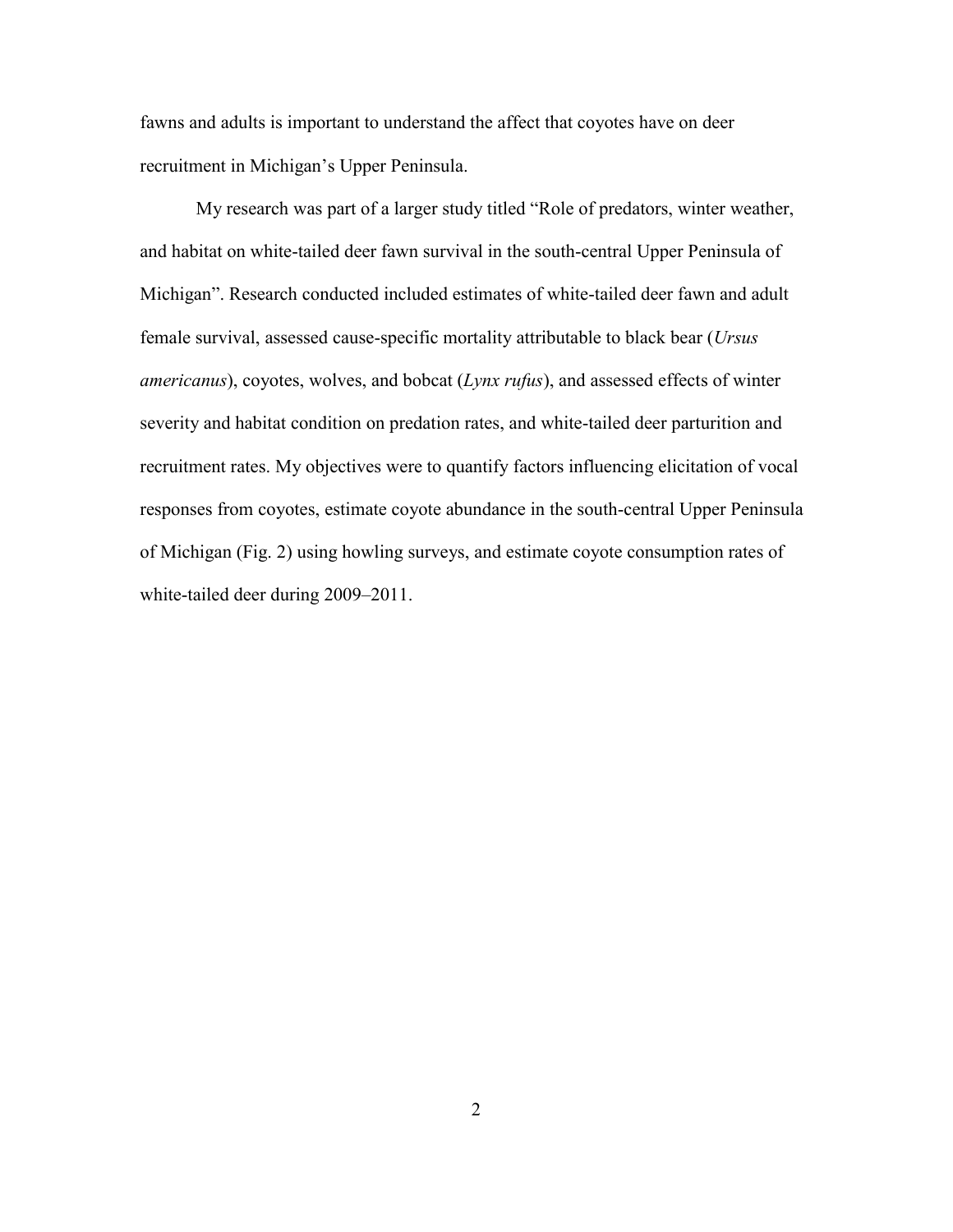fawns and adults is important to understand the affect that coyotes have on deer recruitment in Michigan's Upper Peninsula.

My research was part of a larger study titled "Role of predators, winter weather, and habitat on white-tailed deer fawn survival in the south-central Upper Peninsula of Michigan". Research conducted included estimates of white-tailed deer fawn and adult female survival, assessed cause-specific mortality attributable to black bear (*Ursus americanus*), coyotes, wolves, and bobcat (*Lynx rufus*), and assessed effects of winter severity and habitat condition on predation rates, and white-tailed deer parturition and recruitment rates. My objectives were to quantify factors influencing elicitation of vocal responses from coyotes, estimate coyote abundance in the south-central Upper Peninsula of Michigan (Fig. 2) using howling surveys, and estimate coyote consumption rates of white-tailed deer during 2009–2011.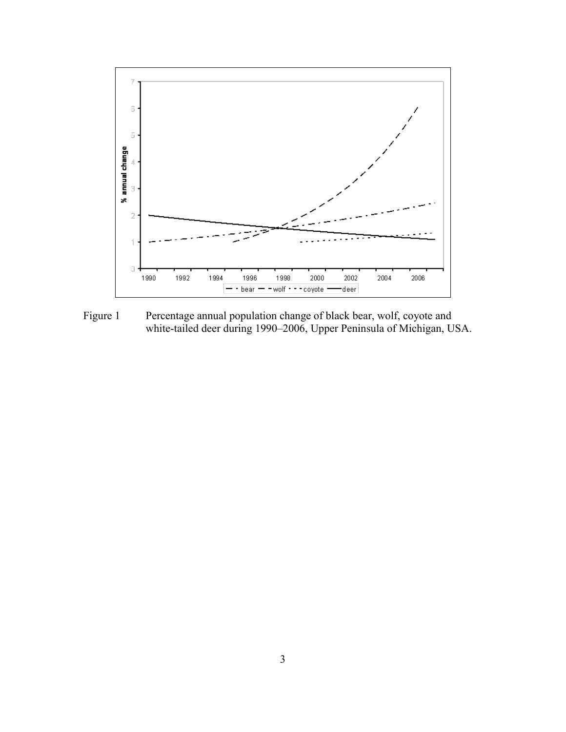Figure 1 Percentage annual population change of black bear, wolf, coyote and white-tailed deer during 1990–2006, Upper Peninsula of Michigan, USA.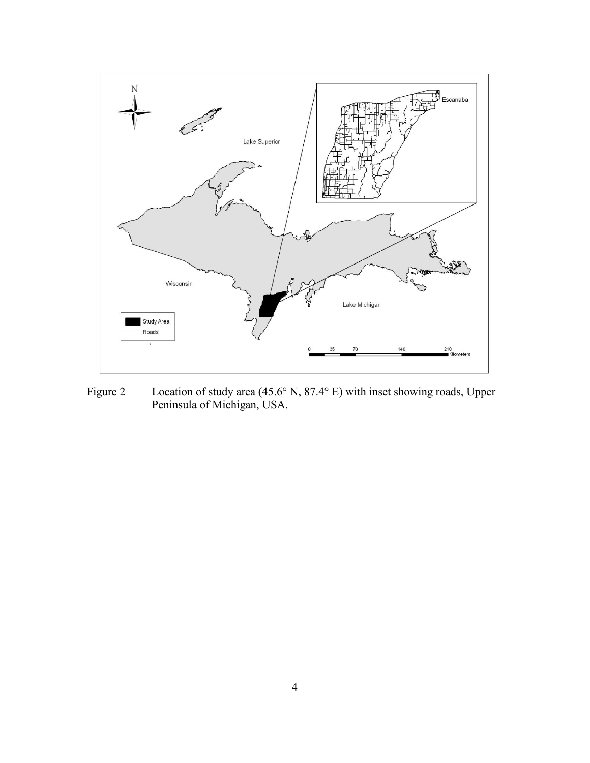Figure 2 Location of study area (45.6° N, 87.4° E) with inset showing roads, Upper Peninsula of Michigan, USA.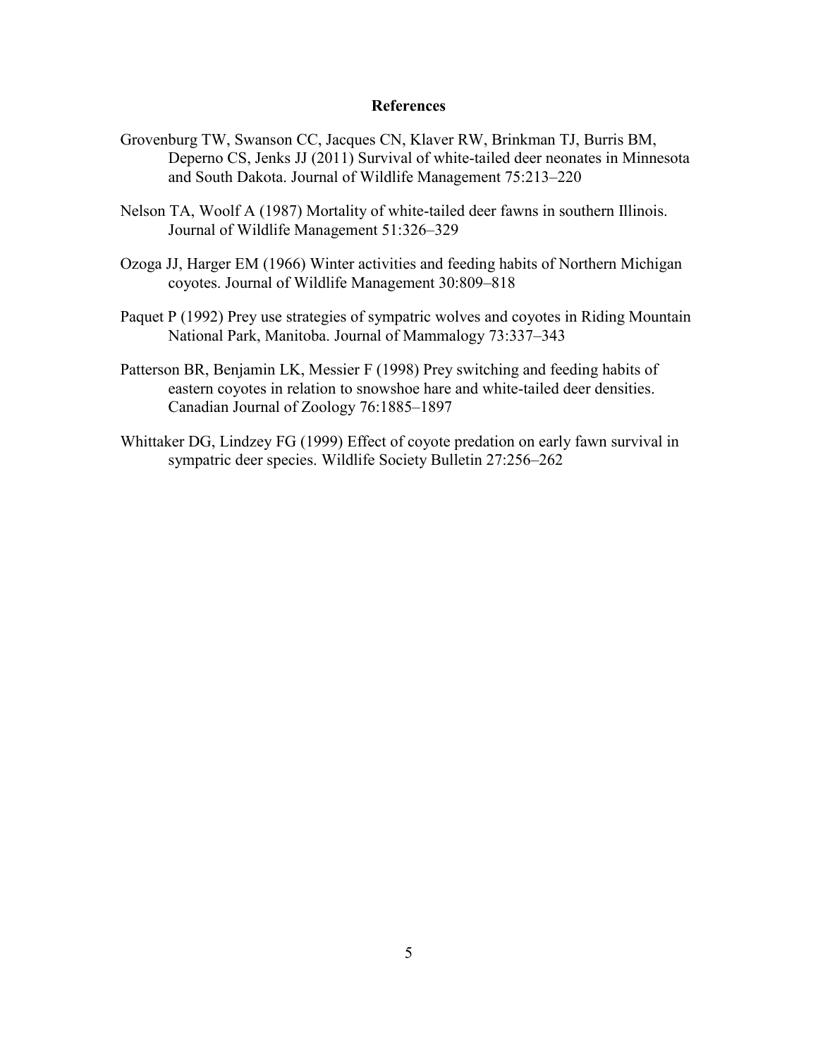## References

Grovenburg TW, Swanson CC, Jacques CN, Klaver RW, Brinkman TJ, Burris BM, Deperno CS, Jenks JJ (2011) Survival of white-tailed deer neonates in Minnesota and South Dakota. Journal of Wildlife Management 75:213–220

Nelson TA, Woolf A (1987) Mortality of white-tailed deer fawns in southern Illinois. Journal of Wildlife Management 51:326–329

Ozoga JJ, Harger EM (1966) Winter activities and feeding habits of Northern Michigan coyotes. Journal of Wildlife Management 30:809–818

Paquet P (1992) Prey use strategies of sympatric wolves and coyotes in Riding Mountain National Park, Manitoba. Journal of Mammalogy 73:337–343

Patterson BR, Benjamin LK, Messier F (1998) Prey switching and feeding habits of eastern coyotes in relation to snowshoe hare and white-tailed deer densities. Canadian Journal of Zoology 76:1885–1897

Whittaker DG, Lindzey FG (1999) Effect of coyote predation on early fawn survival in sympatric deer species. Wildlife Society Bulletin 27:256–262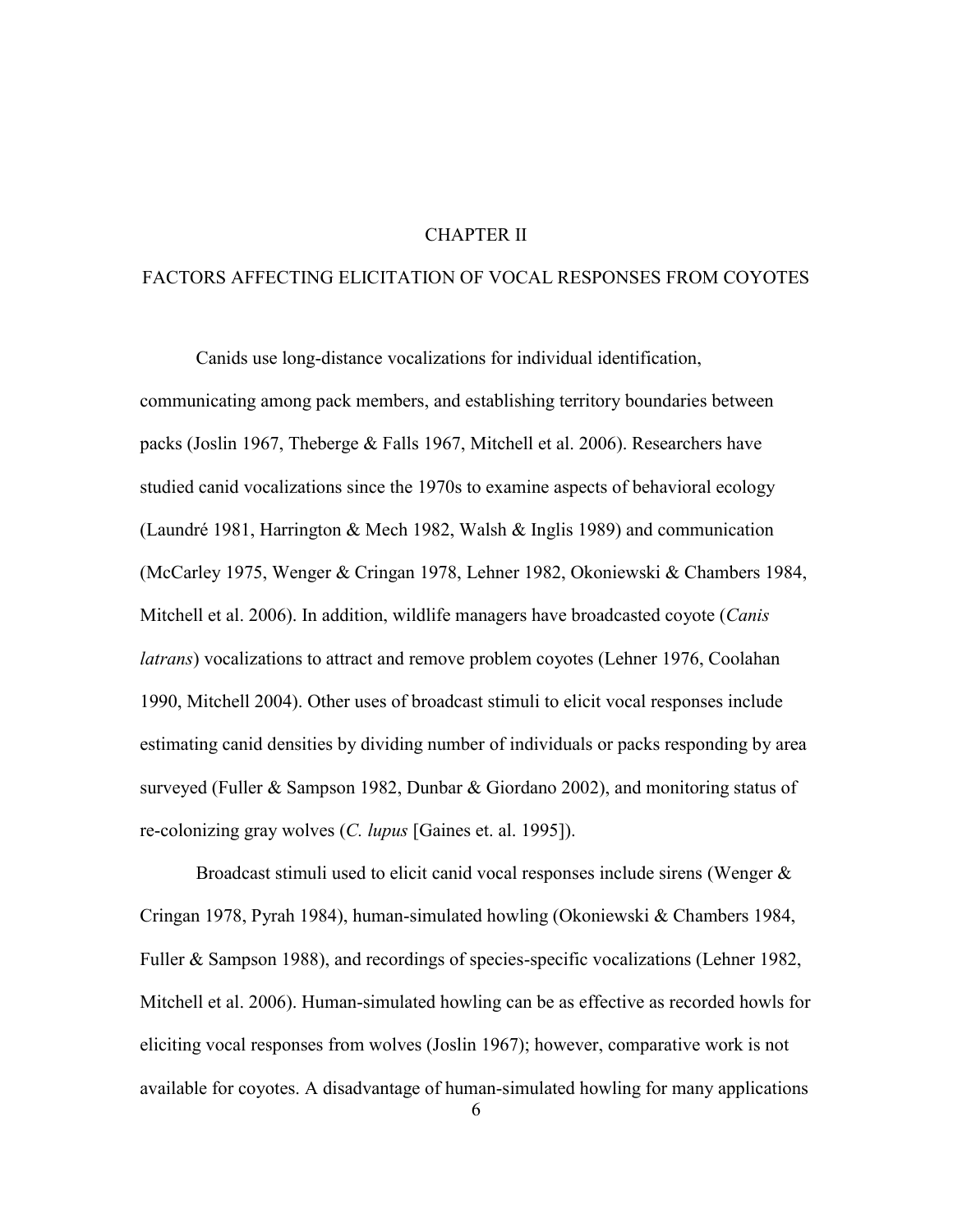# CHAPTER II

# FACTORS AFFECTING ELICITATION OF VOCAL RESPONSES FROM COYOTES

Canids use long-distance vocalizations for individual identification, communicating among pack members, and establishing territory boundaries between packs (Joslin 1967, Theberge & Falls 1967, Mitchell et al. 2006). Researchers have studied canid vocalizations since the 1970s to examine aspects of behavioral ecology (Laundré 1981, Harrington & Mech 1982, Walsh & Inglis 1989) and communication (McCarley 1975, Wenger & Cringan 1978, Lehner 1982, Okoniewski & Chambers 1984, Mitchell et al. 2006). In addition, wildlife managers have broadcasted coyote (*Canis latrans*) vocalizations to attract and remove problem coyotes (Lehner 1976, Coolahan 1990, Mitchell 2004). Other uses of broadcast stimuli to elicit vocal responses include estimating canid densities by dividing number of individuals or packs responding by area surveyed (Fuller & Sampson 1982, Dunbar & Giordano 2002), and monitoring status of re-colonizing gray wolves (*C. lupus* [Gaines et. al. 1995]).

Broadcast stimuli used to elicit canid vocal responses include sirens (Wenger & Cringan 1978, Pyrah 1984), human-simulated howling (Okoniewski & Chambers 1984, Fuller & Sampson 1988), and recordings of species-specific vocalizations (Lehner 1982, Mitchell et al. 2006). Human-simulated howling can be as effective as recorded howls for eliciting vocal responses from wolves (Joslin 1967); however, comparative work is not available for coyotes. A disadvantage of human-simulated howling for many applications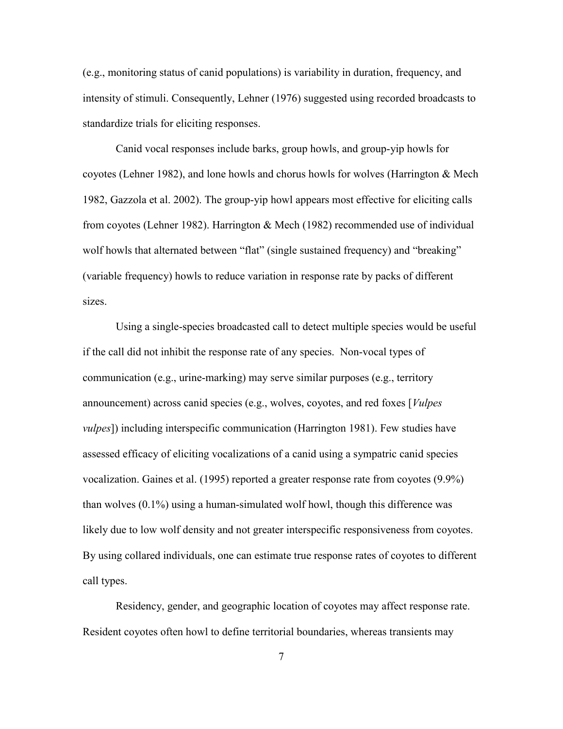(e.g., monitoring status of canid populations) is variability in duration, frequency, and intensity of stimuli. Consequently, Lehner (1976) suggested using recorded broadcasts to standardize trials for eliciting responses.

Canid vocal responses include barks, group howls, and group-yip howls for coyotes (Lehner 1982), and lone howls and chorus howls for wolves (Harrington & Mech 1982, Gazzola et al. 2002). The group-yip howl appears most effective for eliciting calls from coyotes (Lehner 1982). Harrington & Mech (1982) recommended use of individual wolf howls that alternated between "flat" (single sustained frequency) and "breaking" (variable frequency) howls to reduce variation in response rate by packs of different sizes.

Using a single-species broadcasted call to detect multiple species would be useful if the call did not inhibit the response rate of any species. Non-vocal types of communication (e.g., urine-marking) may serve similar purposes (e.g., territory announcement) across canid species (e.g., wolves, coyotes, and red foxes [*Vulpes vulpes*]) including interspecific communication (Harrington 1981). Few studies have assessed efficacy of eliciting vocalizations of a canid using a sympatric canid species vocalization. Gaines et al. (1995) reported a greater response rate from coyotes (9.9%) than wolves (0.1%) using a human-simulated wolf howl, though this difference was likely due to low wolf density and not greater interspecific responsiveness from coyotes. By using collared individuals, one can estimate true response rates of coyotes to different call types.

Residency, gender, and geographic location of coyotes may affect response rate. Resident coyotes often howl to define territorial boundaries, whereas transients may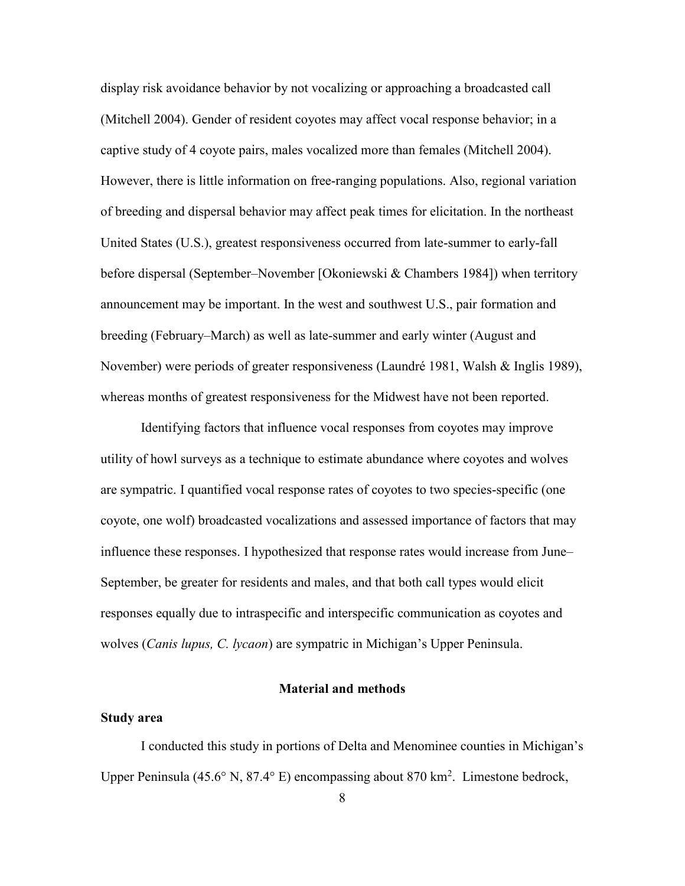display risk avoidance behavior by not vocalizing or approaching a broadcasted call (Mitchell 2004). Gender of resident coyotes may affect vocal response behavior; in a captive study of 4 coyote pairs, males vocalized more than females (Mitchell 2004). However, there is little information on free-ranging populations. Also, regional variation of breeding and dispersal behavior may affect peak times for elicitation. In the northeast United States (U.S.), greatest responsiveness occurred from late-summer to early-fall before dispersal (September–November [Okoniewski & Chambers 1984]) when territory announcement may be important. In the west and southwest U.S., pair formation and breeding (February–March) as well as late-summer and early winter (August and November) were periods of greater responsiveness (Laundré 1981, Walsh & Inglis 1989), whereas months of greatest responsiveness for the Midwest have not been reported.

Identifying factors that influence vocal responses from coyotes may improve utility of howl surveys as a technique to estimate abundance where coyotes and wolves are sympatric. I quantified vocal response rates of coyotes to two species-specific (one coyote, one wolf) broadcasted vocalizations and assessed importance of factors that may influence these responses. I hypothesized that response rates would increase from June–September, be greater for residents and males, and that both call types would elicit responses equally due to intraspecific and interspecific communication as coyotes and wolves (*Canis lupus, C. lycaon*) are sympatric in Michigan's Upper Peninsula.

## Material and methods

### Study area

I conducted this study in portions of Delta and Menominee counties in Michigan's Upper Peninsula (45.6° N, 87.4° E) encompassing about 870 km$^2$. Limestone bedrock,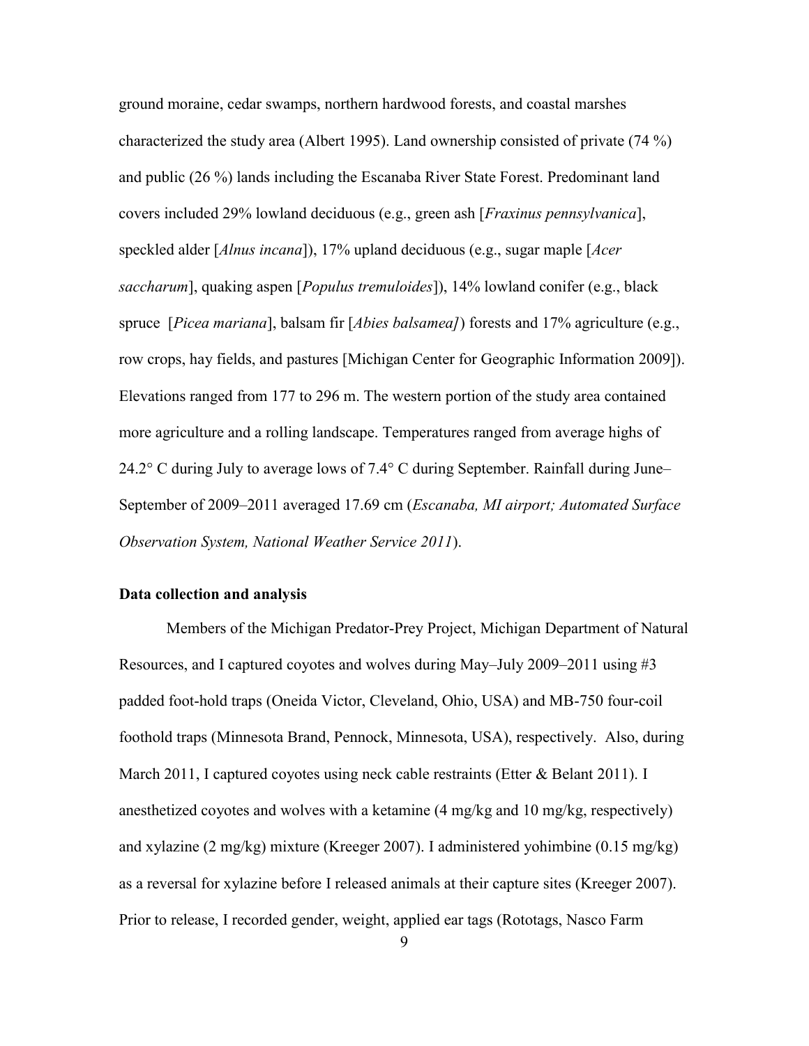ground moraine, cedar swamps, northern hardwood forests, and coastal marshes characterized the study area (Albert 1995). Land ownership consisted of private (74 %) and public (26 %) lands including the Escanaba River State Forest. Predominant land covers included 29% lowland deciduous (e.g., green ash [*Fraxinus pennsylvanica*], speckled alder [*Alnus incana*]), 17% upland deciduous (e.g., sugar maple [*Acer saccharum*], quaking aspen [*Populus tremuloides*]), 14% lowland conifer (e.g., black spruce [*Picea mariana*], balsam fir [*Abies balsamea]*) forests and 17% agriculture (e.g., row crops, hay fields, and pastures [Michigan Center for Geographic Information 2009]). Elevations ranged from 177 to 296 m. The western portion of the study area contained more agriculture and a rolling landscape. Temperatures ranged from average highs of 24.2° C during July to average lows of 7.4° C during September. Rainfall during June–September of 2009–2011 averaged 17.69 cm (*Escanaba, MI airport; Automated Surface Observation System, National Weather Service 2011*).

**Data collection and analysis**

Members of the Michigan Predator-Prey Project, Michigan Department of Natural Resources, and I captured coyotes and wolves during May–July 2009–2011 using #3 padded foot-hold traps (Oneida Victor, Cleveland, Ohio, USA) and MB-750 four-coil foothold traps (Minnesota Brand, Pennock, Minnesota, USA), respectively. Also, during March 2011, I captured coyotes using neck cable restraints (Etter & Belant 2011). I anesthetized coyotes and wolves with a ketamine (4 mg/kg and 10 mg/kg, respectively) and xylazine (2 mg/kg) mixture (Kreeger 2007). I administered yohimbine (0.15 mg/kg) as a reversal for xylazine before I released animals at their capture sites (Kreeger 2007). Prior to release, I recorded gender, weight, applied ear tags (Rototags, Nasco Farm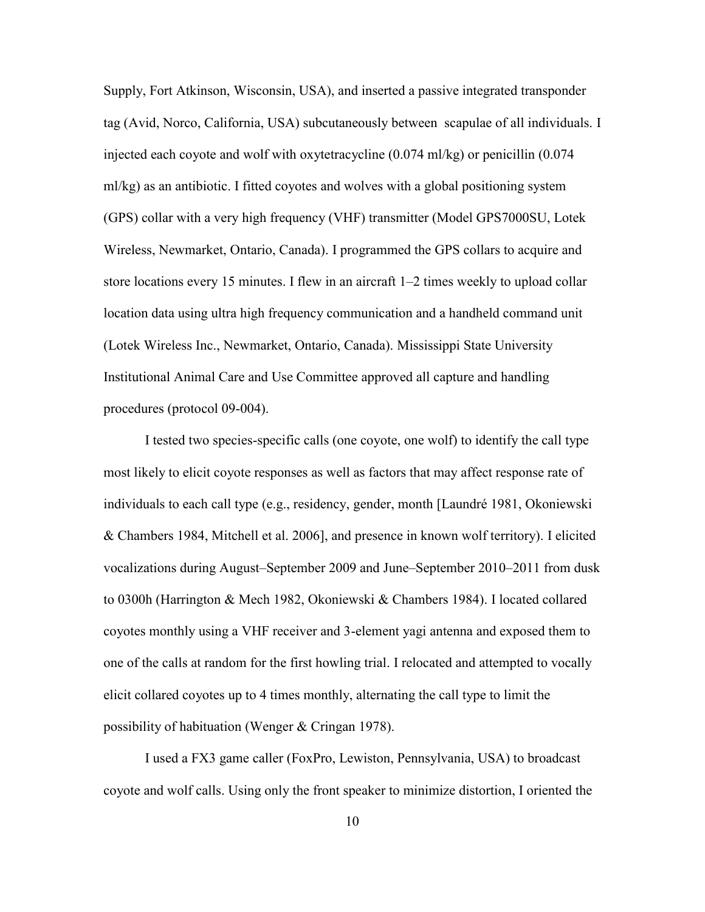Supply, Fort Atkinson, Wisconsin, USA), and inserted a passive integrated transponder tag (Avid, Norco, California, USA) subcutaneously between scapulae of all individuals. I injected each coyote and wolf with oxytetracycline (0.074 ml/kg) or penicillin (0.074 ml/kg) as an antibiotic. I fitted coyotes and wolves with a global positioning system (GPS) collar with a very high frequency (VHF) transmitter (Model GPS7000SU, Lotek Wireless, Newmarket, Ontario, Canada). I programmed the GPS collars to acquire and store locations every 15 minutes. I flew in an aircraft 1–2 times weekly to upload collar location data using ultra high frequency communication and a handheld command unit (Lotek Wireless Inc., Newmarket, Ontario, Canada). Mississippi State University Institutional Animal Care and Use Committee approved all capture and handling procedures (protocol 09-004).

I tested two species-specific calls (one coyote, one wolf) to identify the call type most likely to elicit coyote responses as well as factors that may affect response rate of individuals to each call type (e.g., residency, gender, month [Laundré 1981, Okoniewski & Chambers 1984, Mitchell et al. 2006], and presence in known wolf territory). I elicited vocalizations during August–September 2009 and June–September 2010–2011 from dusk to 0300h (Harrington & Mech 1982, Okoniewski & Chambers 1984). I located collared coyotes monthly using a VHF receiver and 3-element yagi antenna and exposed them to one of the calls at random for the first howling trial. I relocated and attempted to vocally elicit collared coyotes up to 4 times monthly, alternating the call type to limit the possibility of habituation (Wenger & Cringan 1978).

I used a FX3 game caller (FoxPro, Lewiston, Pennsylvania, USA) to broadcast coyote and wolf calls. Using only the front speaker to minimize distortion, I oriented the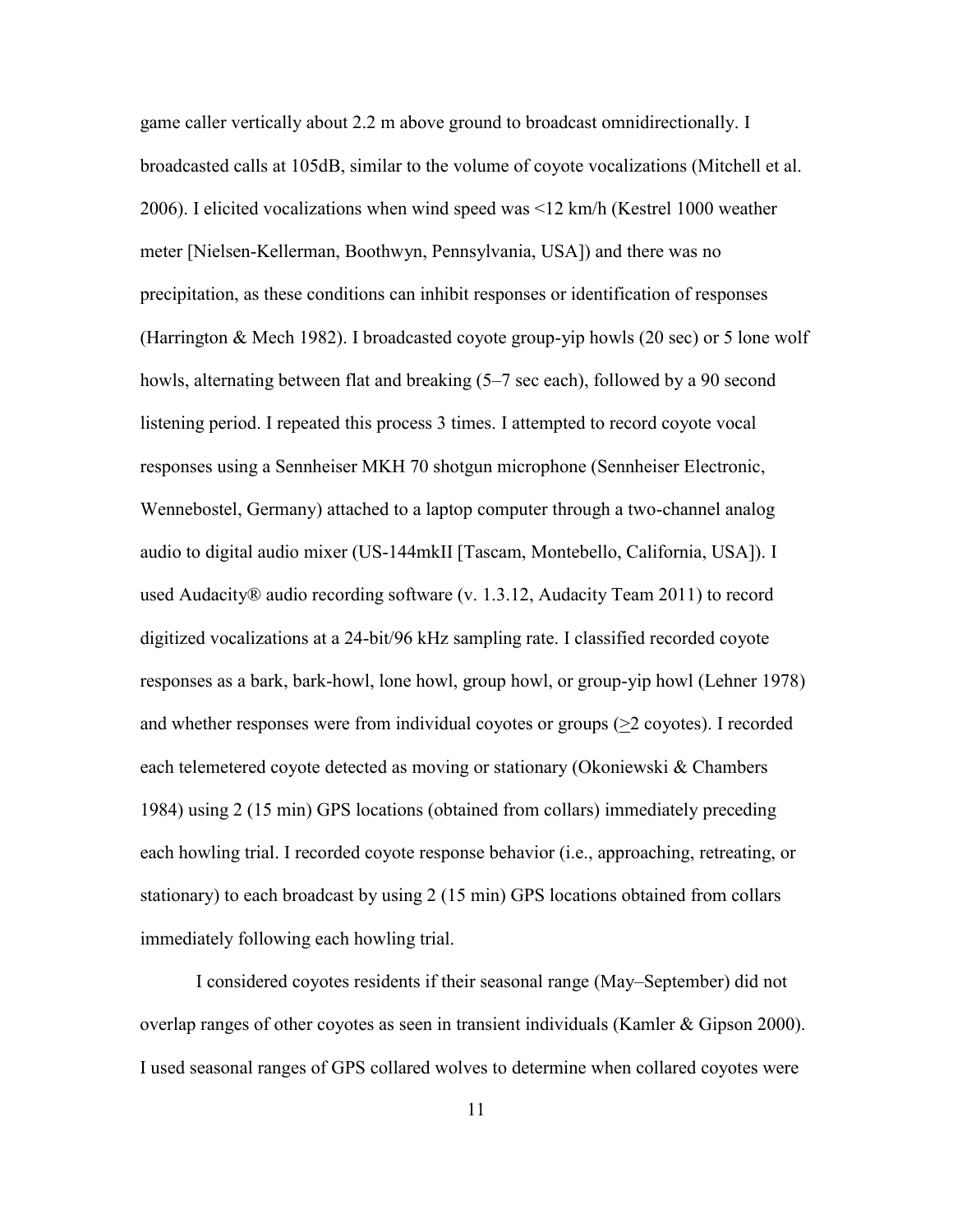game caller vertically about 2.2 m above ground to broadcast omnidirectionally. I broadcasted calls at 105dB, similar to the volume of coyote vocalizations (Mitchell et al. 2006). I elicited vocalizations when wind speed was <12 km/h (Kestrel 1000 weather meter [Nielsen-Kellerman, Boothwyn, Pennsylvania, USA]) and there was no precipitation, as these conditions can inhibit responses or identification of responses (Harrington & Mech 1982). I broadcasted coyote group-yip howls (20 sec) or 5 lone wolf howls, alternating between flat and breaking (5–7 sec each), followed by a 90 second listening period. I repeated this process 3 times. I attempted to record coyote vocal responses using a Sennheiser MKH 70 shotgun microphone (Sennheiser Electronic, Wennebostel, Germany) attached to a laptop computer through a two-channel analog audio to digital audio mixer (US-144mkII [Tascam, Montebello, California, USA]). I used Audacity® audio recording software (v. 1.3.12, Audacity Team 2011) to record digitized vocalizations at a 24-bit/96 kHz sampling rate. I classified recorded coyote responses as a bark, bark-howl, lone howl, group howl, or group-yip howl (Lehner 1978) and whether responses were from individual coyotes or groups (≥2 coyotes). I recorded each telemetered coyote detected as moving or stationary (Okoniewski & Chambers 1984) using 2 (15 min) GPS locations (obtained from collars) immediately preceding each howling trial. I recorded coyote response behavior (i.e., approaching, retreating, or stationary) to each broadcast by using 2 (15 min) GPS locations obtained from collars immediately following each howling trial.

I considered coyotes residents if their seasonal range (May–September) did not overlap ranges of other coyotes as seen in transient individuals (Kamler & Gipson 2000). I used seasonal ranges of GPS collared wolves to determine when collared coyotes were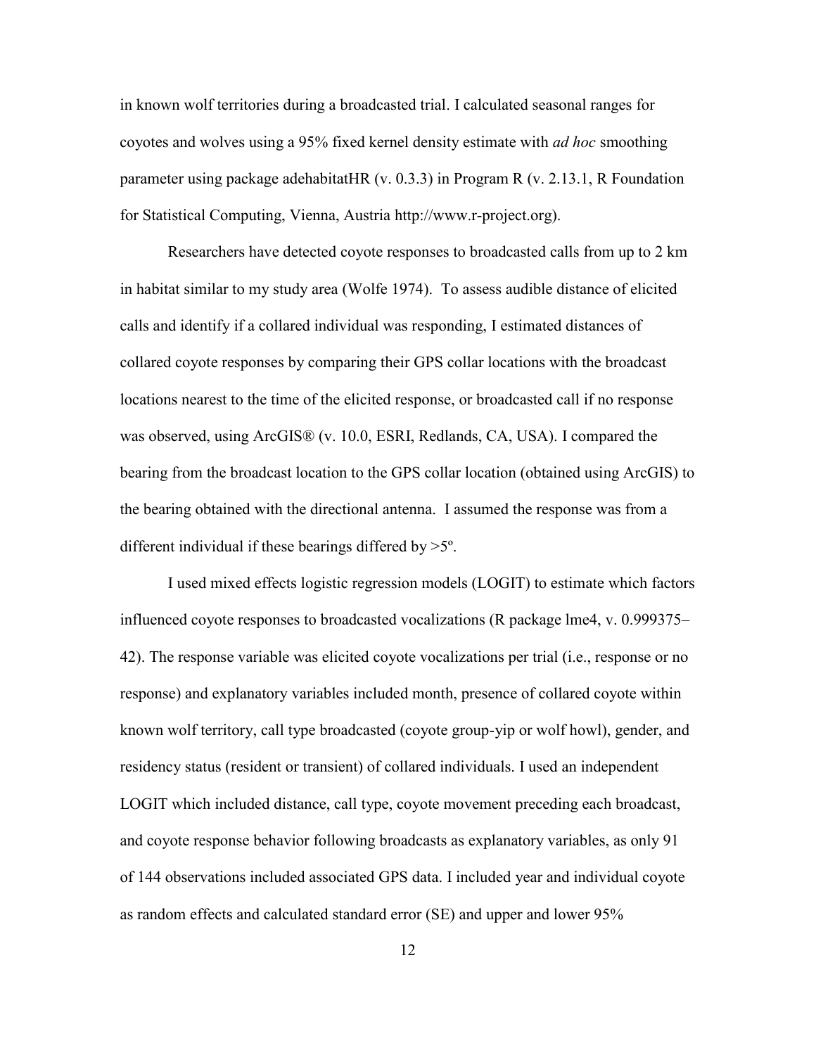in known wolf territories during a broadcasted trial. I calculated seasonal ranges for coyotes and wolves using a 95% fixed kernel density estimate with *ad hoc* smoothing parameter using package adehabitatHR (v. 0.3.3) in Program R (v. 2.13.1, R Foundation for Statistical Computing, Vienna, Austria http://www.r-project.org).

Researchers have detected coyote responses to broadcasted calls from up to 2 km in habitat similar to my study area (Wolfe 1974). To assess audible distance of elicited calls and identify if a collared individual was responding, I estimated distances of collared coyote responses by comparing their GPS collar locations with the broadcast locations nearest to the time of the elicited response, or broadcasted call if no response was observed, using ArcGIS® (v. 10.0, ESRI, Redlands, CA, USA). I compared the bearing from the broadcast location to the GPS collar location (obtained using ArcGIS) to the bearing obtained with the directional antenna. I assumed the response was from a different individual if these bearings differed by >5º.

I used mixed effects logistic regression models (LOGIT) to estimate which factors influenced coyote responses to broadcasted vocalizations (R package lme4, v. 0.999375–42). The response variable was elicited coyote vocalizations per trial (i.e., response or no response) and explanatory variables included month, presence of collared coyote within known wolf territory, call type broadcasted (coyote group-yip or wolf howl), gender, and residency status (resident or transient) of collared individuals. I used an independent LOGIT which included distance, call type, coyote movement preceding each broadcast, and coyote response behavior following broadcasts as explanatory variables, as only 91 of 144 observations included associated GPS data. I included year and individual coyote as random effects and calculated standard error (SE) and upper and lower 95%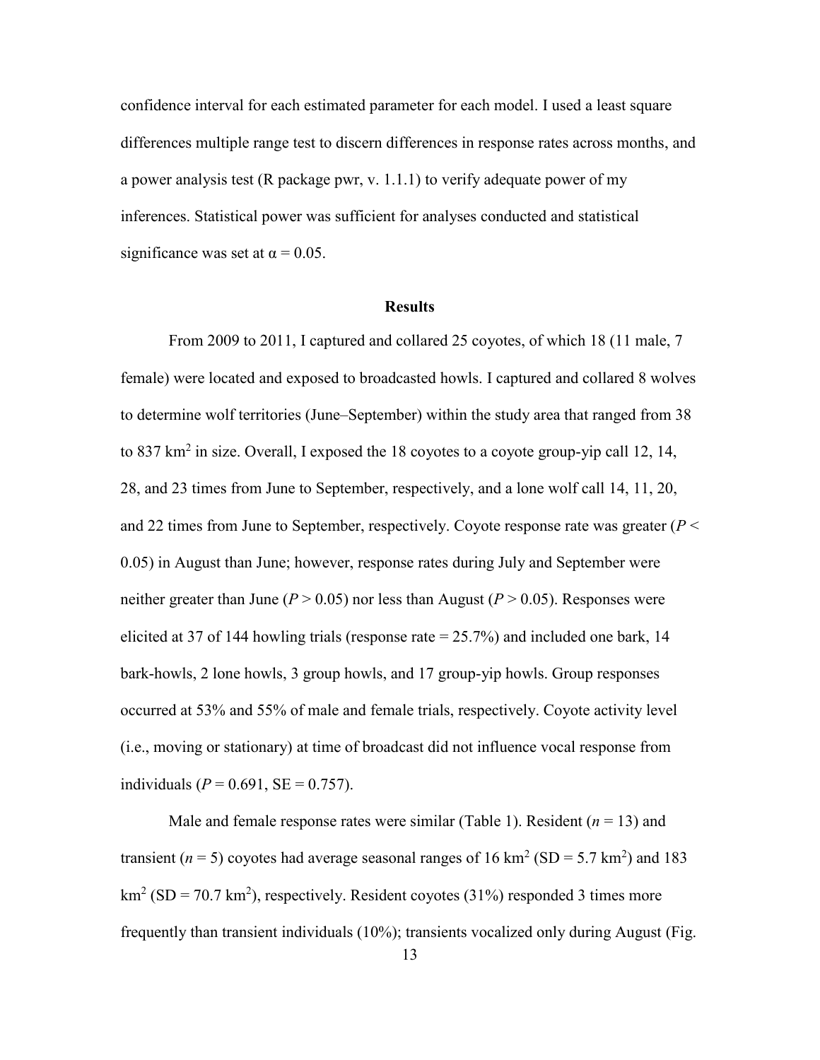confidence interval for each estimated parameter for each model. I used a least square differences multiple range test to discern differences in response rates across months, and a power analysis test (R package pwr, v. 1.1.1) to verify adequate power of my inferences. Statistical power was sufficient for analyses conducted and statistical significance was set at $\alpha = 0.05$.

## Results

From 2009 to 2011, I captured and collared 25 coyotes, of which 18 (11 male, 7 female) were located and exposed to broadcasted howls. I captured and collared 8 wolves to determine wolf territories (June–September) within the study area that ranged from 38 to 837 $km^2$ in size. Overall, I exposed the 18 coyotes to a coyote group-yip call 12, 14, 28, and 23 times from June to September, respectively, and a lone wolf call 14, 11, 20, and 22 times from June to September, respectively. Coyote response rate was greater ($P < 0.05$) in August than June; however, response rates during July and September were neither greater than June ($P > 0.05$) nor less than August ($P > 0.05$). Responses were elicited at 37 of 144 howling trials (response rate = 25.7%) and included one bark, 14 bark-howls, 2 lone howls, 3 group howls, and 17 group-yip howls. Group responses occurred at 53% and 55% of male and female trials, respectively. Coyote activity level (i.e., moving or stationary) at time of broadcast did not influence vocal response from individuals ($P = 0.691$, SE = 0.757).

Male and female response rates were similar (Table 1). Resident ($n = 13$) and transient ($n = 5$) coyotes had average seasonal ranges of 16 $km^2$ (SD = 5.7 $km^2$) and 183 $km^2$ (SD = 70.7 $km^2$), respectively. Resident coyotes (31%) responded 3 times more frequently than transient individuals (10%); transients vocalized only during August (Fig.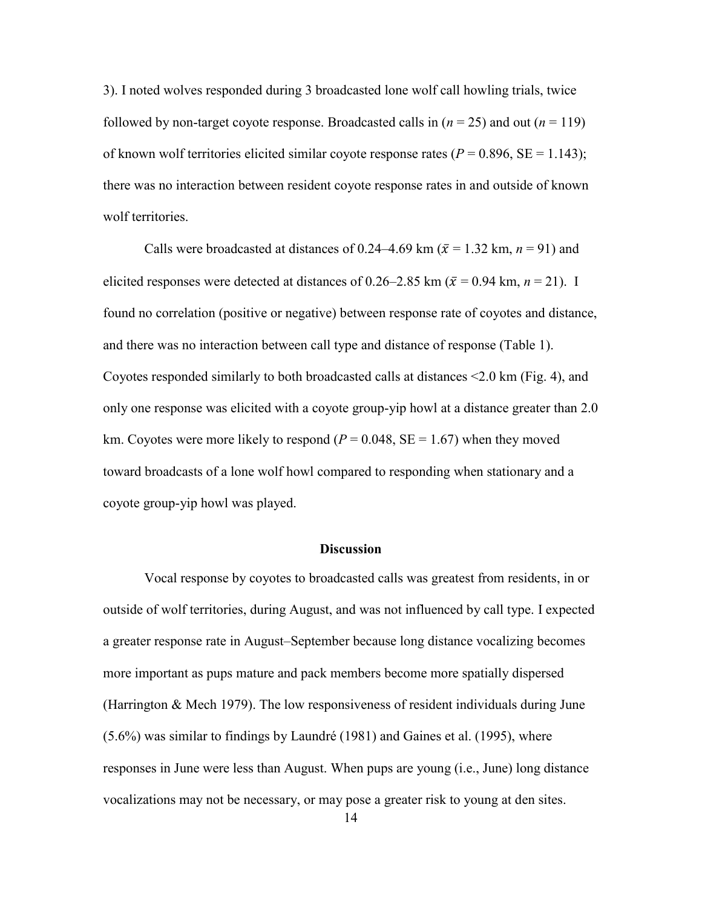3). I noted wolves responded during 3 broadcasted lone wolf call howling trials, twice followed by non-target coyote response. Broadcasted calls in ($n$ = 25) and out ($n$ = 119) of known wolf territories elicited similar coyote response rates ($P$ = 0.896, SE = 1.143); there was no interaction between resident coyote response rates in and outside of known wolf territories.

Calls were broadcasted at distances of 0.24–4.69 km ($\bar{x}$ = 1.32 km, $n$ = 91) and elicited responses were detected at distances of 0.26–2.85 km ($\bar{x}$ = 0.94 km, $n$ = 21). I found no correlation (positive or negative) between response rate of coyotes and distance, and there was no interaction between call type and distance of response (Table 1). Coyotes responded similarly to both broadcasted calls at distances <2.0 km (Fig. 4), and only one response was elicited with a coyote group-yip howl at a distance greater than 2.0 km. Coyotes were more likely to respond ($P$ = 0.048, SE = 1.67) when they moved toward broadcasts of a lone wolf howl compared to responding when stationary and a coyote group-yip howl was played.

## Discussion

Vocal response by coyotes to broadcasted calls was greatest from residents, in or outside of wolf territories, during August, and was not influenced by call type. I expected a greater response rate in August–September because long distance vocalizing becomes more important as pups mature and pack members become more spatially dispersed (Harrington & Mech 1979). The low responsiveness of resident individuals during June (5.6%) was similar to findings by Laundré (1981) and Gaines et al. (1995), where responses in June were less than August. When pups are young (i.e., June) long distance vocalizations may not be necessary, or may pose a greater risk to young at den sites.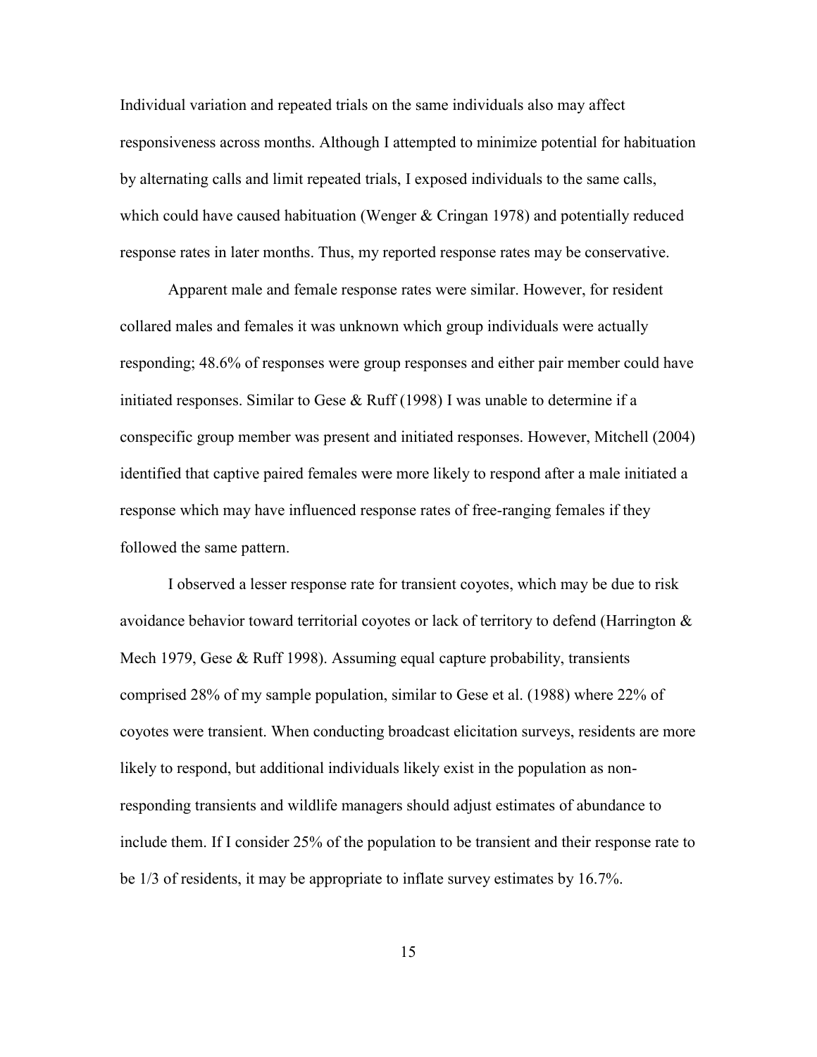Individual variation and repeated trials on the same individuals also may affect responsiveness across months. Although I attempted to minimize potential for habituation by alternating calls and limit repeated trials, I exposed individuals to the same calls, which could have caused habituation (Wenger & Cringan 1978) and potentially reduced response rates in later months. Thus, my reported response rates may be conservative.

Apparent male and female response rates were similar. However, for resident collared males and females it was unknown which group individuals were actually responding; 48.6% of responses were group responses and either pair member could have initiated responses. Similar to Gese & Ruff (1998) I was unable to determine if a conspecific group member was present and initiated responses. However, Mitchell (2004) identified that captive paired females were more likely to respond after a male initiated a response which may have influenced response rates of free-ranging females if they followed the same pattern.

I observed a lesser response rate for transient coyotes, which may be due to risk avoidance behavior toward territorial coyotes or lack of territory to defend (Harrington & Mech 1979, Gese & Ruff 1998). Assuming equal capture probability, transients comprised 28% of my sample population, similar to Gese et al. (1988) where 22% of coyotes were transient. When conducting broadcast elicitation surveys, residents are more likely to respond, but additional individuals likely exist in the population as non-responding transients and wildlife managers should adjust estimates of abundance to include them. If I consider 25% of the population to be transient and their response rate to be 1/3 of residents, it may be appropriate to inflate survey estimates by 16.7%.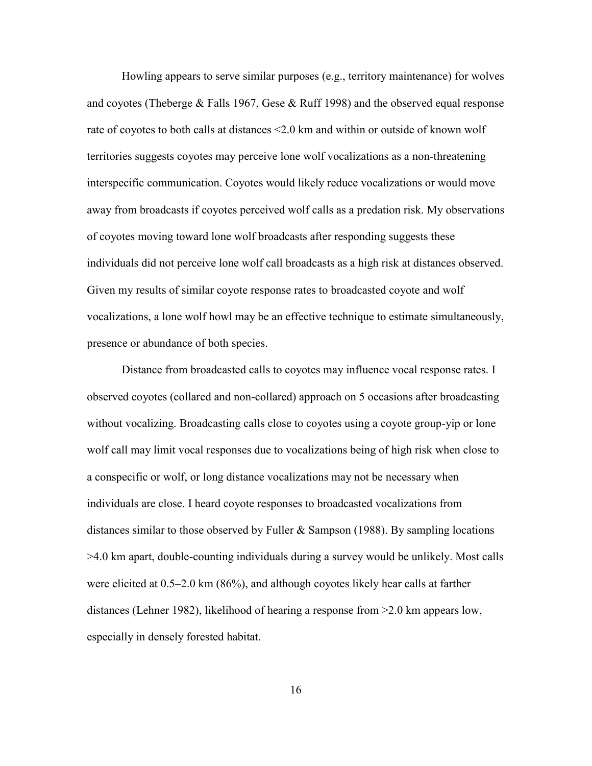Howling appears to serve similar purposes (e.g., territory maintenance) for wolves and coyotes (Theberge & Falls 1967, Gese & Ruff 1998) and the observed equal response rate of coyotes to both calls at distances <2.0 km and within or outside of known wolf territories suggests coyotes may perceive lone wolf vocalizations as a non-threatening interspecific communication. Coyotes would likely reduce vocalizations or would move away from broadcasts if coyotes perceived wolf calls as a predation risk. My observations of coyotes moving toward lone wolf broadcasts after responding suggests these individuals did not perceive lone wolf call broadcasts as a high risk at distances observed. Given my results of similar coyote response rates to broadcasted coyote and wolf vocalizations, a lone wolf howl may be an effective technique to estimate simultaneously, presence or abundance of both species.

Distance from broadcasted calls to coyotes may influence vocal response rates. I observed coyotes (collared and non-collared) approach on 5 occasions after broadcasting without vocalizing. Broadcasting calls close to coyotes using a coyote group-yip or lone wolf call may limit vocal responses due to vocalizations being of high risk when close to a conspecific or wolf, or long distance vocalizations may not be necessary when individuals are close. I heard coyote responses to broadcasted vocalizations from distances similar to those observed by Fuller & Sampson (1988). By sampling locations ≥4.0 km apart, double-counting individuals during a survey would be unlikely. Most calls were elicited at 0.5–2.0 km (86%), and although coyotes likely hear calls at farther distances (Lehner 1982), likelihood of hearing a response from >2.0 km appears low, especially in densely forested habitat.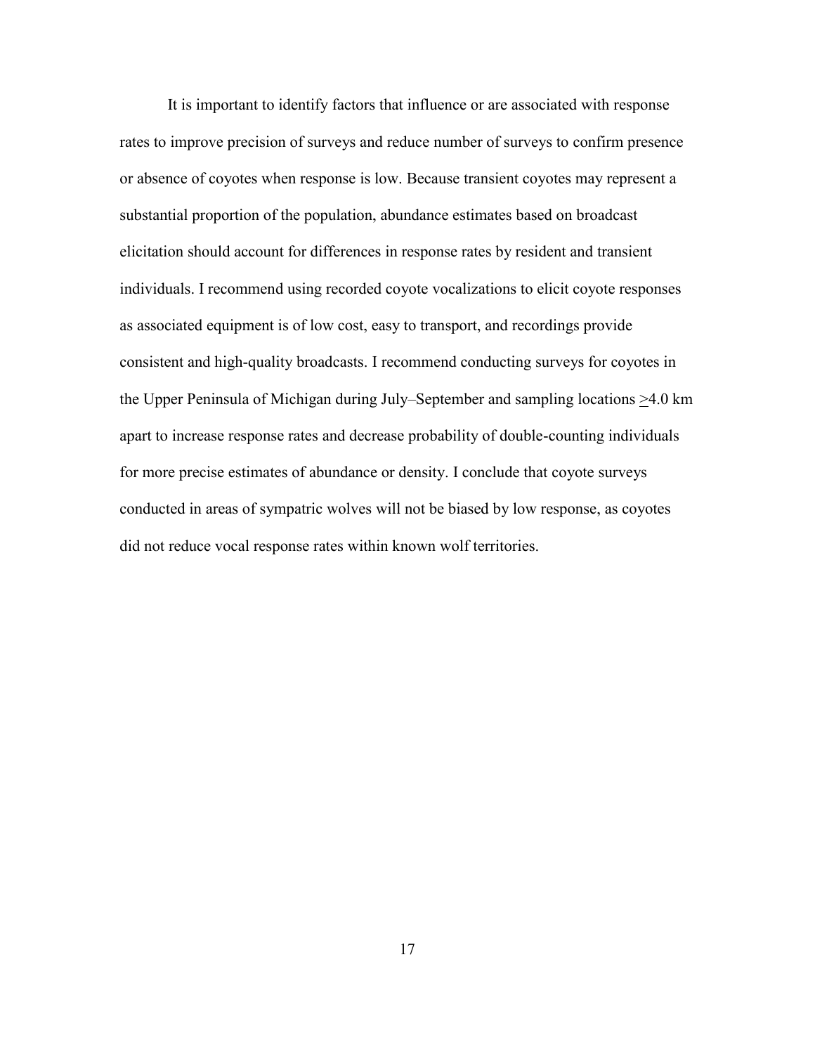It is important to identify factors that influence or are associated with response rates to improve precision of surveys and reduce number of surveys to confirm presence or absence of coyotes when response is low. Because transient coyotes may represent a substantial proportion of the population, abundance estimates based on broadcast elicitation should account for differences in response rates by resident and transient individuals. I recommend using recorded coyote vocalizations to elicit coyote responses as associated equipment is of low cost, easy to transport, and recordings provide consistent and high-quality broadcasts. I recommend conducting surveys for coyotes in the Upper Peninsula of Michigan during July–September and sampling locations $\geq$4.0 km apart to increase response rates and decrease probability of double-counting individuals for more precise estimates of abundance or density. I conclude that coyote surveys conducted in areas of sympatric wolves will not be biased by low response, as coyotes did not reduce vocal response rates within known wolf territories.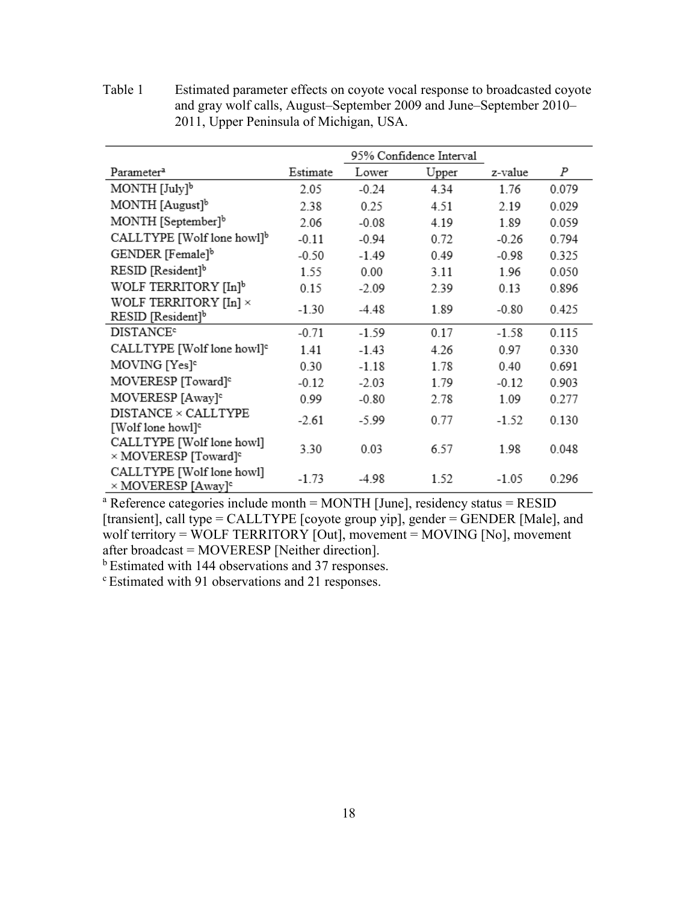Table 1 Estimated parameter effects on coyote vocal response to broadcasted coyote and gray wolf calls, August–September 2009 and June–September 2010–2011, Upper Peninsula of Michigan, USA.

| Parameter[a] | Estimate | 95% Confidence Interval | | z-value | *P* |
|---|---|---|---|---|---|
| | | Lower | Upper | | |
| MONTH [July][b] | 2.05 | -0.24 | 4.34 | 1.76 | 0.079 |
| MONTH [August][b] | 2.38 | 0.25 | 4.51 | 2.19 | 0.029 |
| MONTH [September][b] | 2.06 | -0.08 | 4.19 | 1.89 | 0.059 |
| CALLTYPE [Wolf lone howl][b] | -0.11 | -0.94 | 0.72 | -0.26 | 0.794 |
| GENDER [Female][b] | -0.50 | -1.49 | 0.49 | -0.98 | 0.325 |
| RESID [Resident][b] | 1.55 | 0.00 | 3.11 | 1.96 | 0.050 |
| WOLF TERRITORY [In][b] | 0.15 | -2.09 | 2.39 | 0.13 | 0.896 |
| WOLF TERRITORY [In] × RESID [Resident][b] | -1.30 | -4.48 | 1.89 | -0.80 | 0.425 |
| DISTANCE[c] | -0.71 | -1.59 | 0.17 | -1.58 | 0.115 |
| CALLTYPE [Wolf lone howl][c] | 1.41 | -1.43 | 4.26 | 0.97 | 0.330 |
| MOVING [Yes][c] | 0.30 | -1.18 | 1.78 | 0.40 | 0.691 |
| MOVERESP [Toward][c] | -0.12 | -2.03 | 1.79 | -0.12 | 0.903 |
| MOVERESP [Away][c] | 0.99 | -0.80 | 2.78 | 1.09 | 0.277 |
| DISTANCE × CALLTYPE [Wolf lone howl][c] | -2.61 | -5.99 | 0.77 | -1.52 | 0.130 |
| CALLTYPE [Wolf lone howl] × MOVERESP [Toward][c] | 3.30 | 0.03 | 6.57 | 1.98 | 0.048 |
| CALLTYPE [Wolf lone howl] × MOVERESP [Away][c] | -1.73 | -4.98 | 1.52 | -1.05 | 0.296 |

[a] Reference categories include month = MONTH [June], residency status = RESID [transient], call type = CALLTYPE [coyote group yip], gender = GENDER [Male], and wolf territory = WOLF TERRITORY [Out], movement = MOVING [No], movement after broadcast = MOVERESP [Neither direction].

[b] Estimated with 144 observations and 37 responses.

[c] Estimated with 91 observations and 21 responses.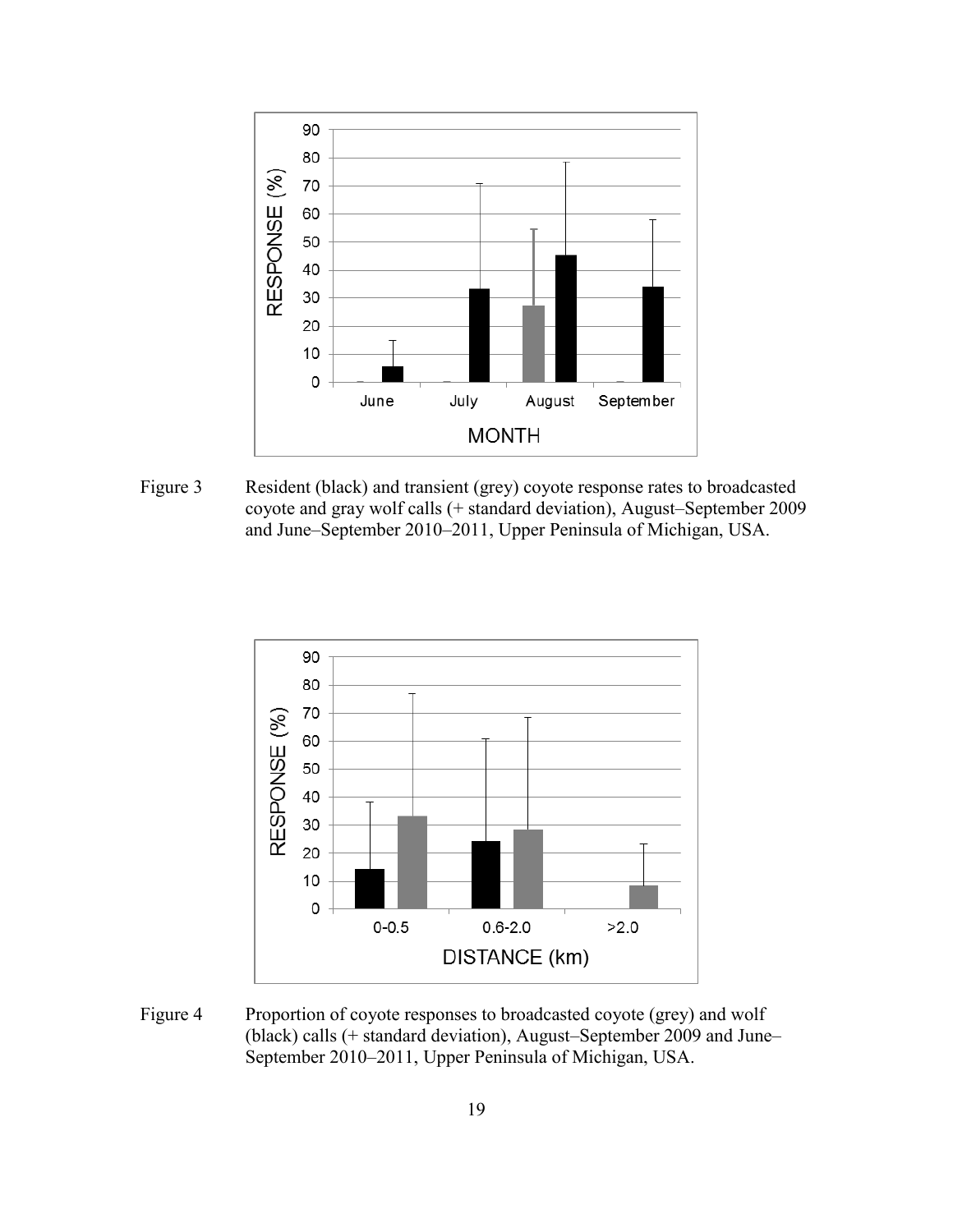Figure 3 Resident (black) and transient (grey) coyote response rates to broadcasted coyote and gray wolf calls (+ standard deviation), August–September 2009 and June–September 2010–2011, Upper Peninsula of Michigan, USA.

Figure 4 Proportion of coyote responses to broadcasted coyote (grey) and wolf (black) calls (+ standard deviation), August–September 2009 and June–September 2010–2011, Upper Peninsula of Michigan, USA.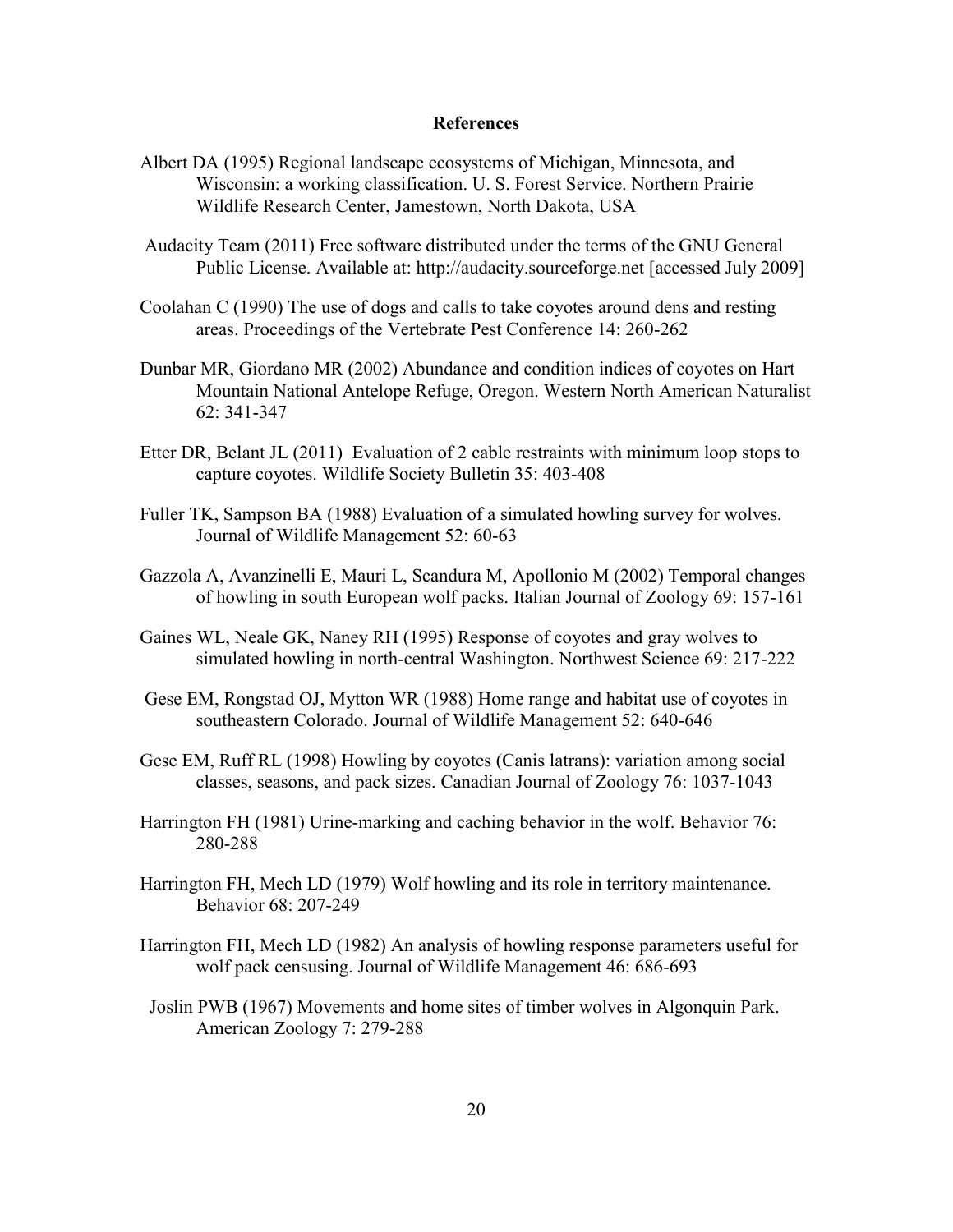## References

Albert DA (1995) Regional landscape ecosystems of Michigan, Minnesota, and Wisconsin: a working classification. U. S. Forest Service. Northern Prairie Wildlife Research Center, Jamestown, North Dakota, USA

Audacity Team (2011) Free software distributed under the terms of the GNU General Public License. Available at: http://audacity.sourceforge.net [accessed July 2009]

Coolahan C (1990) The use of dogs and calls to take coyotes around dens and resting areas. Proceedings of the Vertebrate Pest Conference 14: 260-262

Dunbar MR, Giordano MR (2002) Abundance and condition indices of coyotes on Hart Mountain National Antelope Refuge, Oregon. Western North American Naturalist 62: 341-347

Etter DR, Belant JL (2011) Evaluation of 2 cable restraints with minimum loop stops to capture coyotes. Wildlife Society Bulletin 35: 403-408

Fuller TK, Sampson BA (1988) Evaluation of a simulated howling survey for wolves. Journal of Wildlife Management 52: 60-63

Gazzola A, Avanzinelli E, Mauri L, Scandura M, Apollonio M (2002) Temporal changes of howling in south European wolf packs. Italian Journal of Zoology 69: 157-161

Gaines WL, Neale GK, Naney RH (1995) Response of coyotes and gray wolves to simulated howling in north-central Washington. Northwest Science 69: 217-222

Gese EM, Rongstad OJ, Mytton WR (1988) Home range and habitat use of coyotes in southeastern Colorado. Journal of Wildlife Management 52: 640-646

Gese EM, Ruff RL (1998) Howling by coyotes (Canis latrans): variation among social classes, seasons, and pack sizes. Canadian Journal of Zoology 76: 1037-1043

Harrington FH (1981) Urine-marking and caching behavior in the wolf. Behavior 76: 280-288

Harrington FH, Mech LD (1979) Wolf howling and its role in territory maintenance. Behavior 68: 207-249

Harrington FH, Mech LD (1982) An analysis of howling response parameters useful for wolf pack censusing. Journal of Wildlife Management 46: 686-693

Joslin PWB (1967) Movements and home sites of timber wolves in Algonquin Park. American Zoology 7: 279-288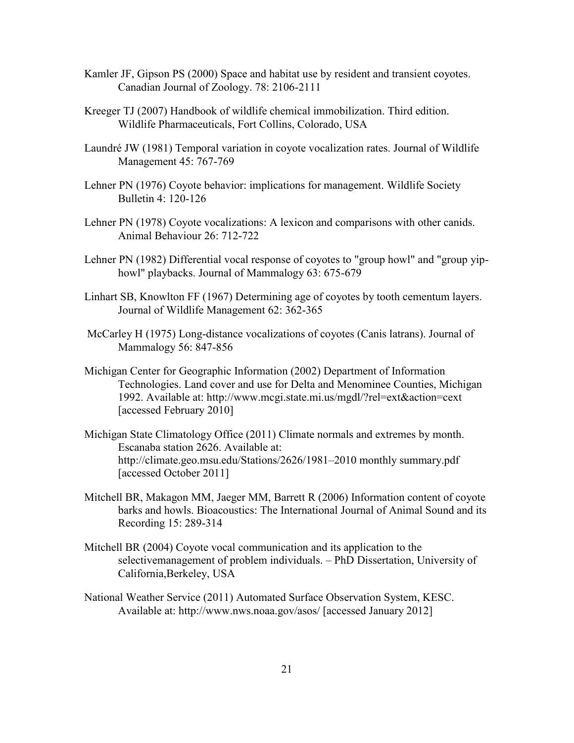Kamler JF, Gipson PS (2000) Space and habitat use by resident and transient coyotes. Canadian Journal of Zoology. 78: 2106-2111

Kreeger TJ (2007) Handbook of wildlife chemical immobilization. Third edition. Wildlife Pharmaceuticals, Fort Collins, Colorado, USA

Laundré JW (1981) Temporal variation in coyote vocalization rates. Journal of Wildlife Management 45: 767-769

Lehner PN (1976) Coyote behavior: implications for management. Wildlife Society Bulletin 4: 120-126

Lehner PN (1978) Coyote vocalizations: A lexicon and comparisons with other canids. Animal Behaviour 26: 712-722

Lehner PN (1982) Differential vocal response of coyotes to "group howl" and "group yip-howl" playbacks. Journal of Mammalogy 63: 675-679

Linhart SB, Knowlton FF (1967) Determining age of coyotes by tooth cementum layers. Journal of Wildlife Management 62: 362-365

McCarley H (1975) Long-distance vocalizations of coyotes (Canis latrans). Journal of Mammalogy 56: 847-856

Michigan Center for Geographic Information (2002) Department of Information Technologies. Land cover and use for Delta and Menominee Counties, Michigan 1992. Available at: http://www.mcgi.state.mi.us/mgdl/?rel=ext&action=cext [accessed February 2010]

Michigan State Climatology Office (2011) Climate normals and extremes by month. Escanaba station 2626. Available at: http://climate.geo.msu.edu/Stations/2626/1981–2010 monthly summary.pdf [accessed October 2011]

Mitchell BR, Makagon MM, Jaeger MM, Barrett R (2006) Information content of coyote barks and howls. Bioacoustics: The International Journal of Animal Sound and its Recording 15: 289-314

Mitchell BR (2004) Coyote vocal communication and its application to the selectivemanagement of problem individuals. – PhD Dissertation, University of California,Berkeley, USA

National Weather Service (2011) Automated Surface Observation System, KESC. Available at: http://www.nws.noaa.gov/asos/ [accessed January 2012]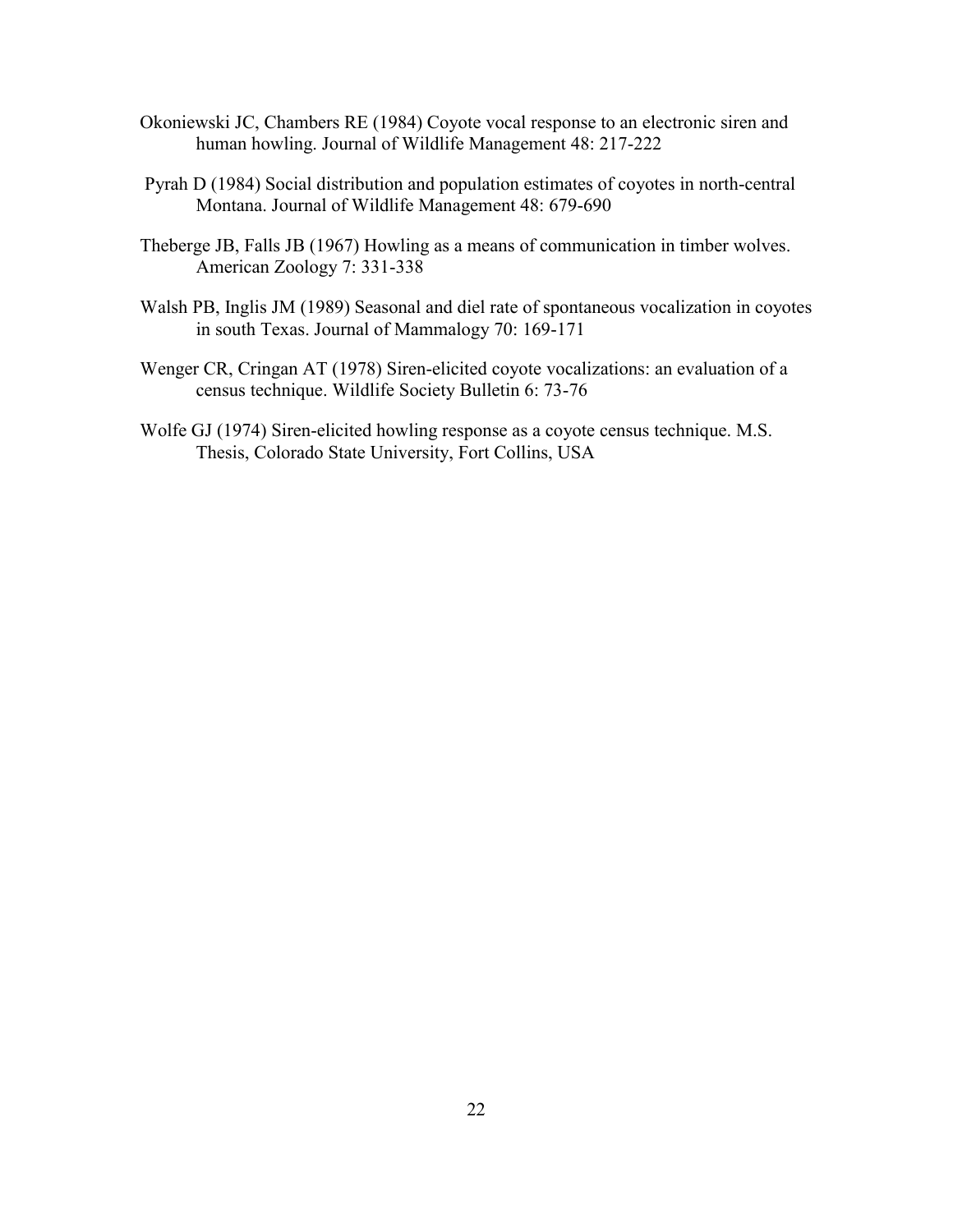Okoniewski JC, Chambers RE (1984) Coyote vocal response to an electronic siren and human howling. Journal of Wildlife Management 48: 217-222

Pyrah D (1984) Social distribution and population estimates of coyotes in north-central Montana. Journal of Wildlife Management 48: 679-690

Theberge JB, Falls JB (1967) Howling as a means of communication in timber wolves. American Zoology 7: 331-338

Walsh PB, Inglis JM (1989) Seasonal and diel rate of spontaneous vocalization in coyotes in south Texas. Journal of Mammalogy 70: 169-171

Wenger CR, Cringan AT (1978) Siren-elicited coyote vocalizations: an evaluation of a census technique. Wildlife Society Bulletin 6: 73-76

Wolfe GJ (1974) Siren-elicited howling response as a coyote census technique. M.S. Thesis, Colorado State University, Fort Collins, USA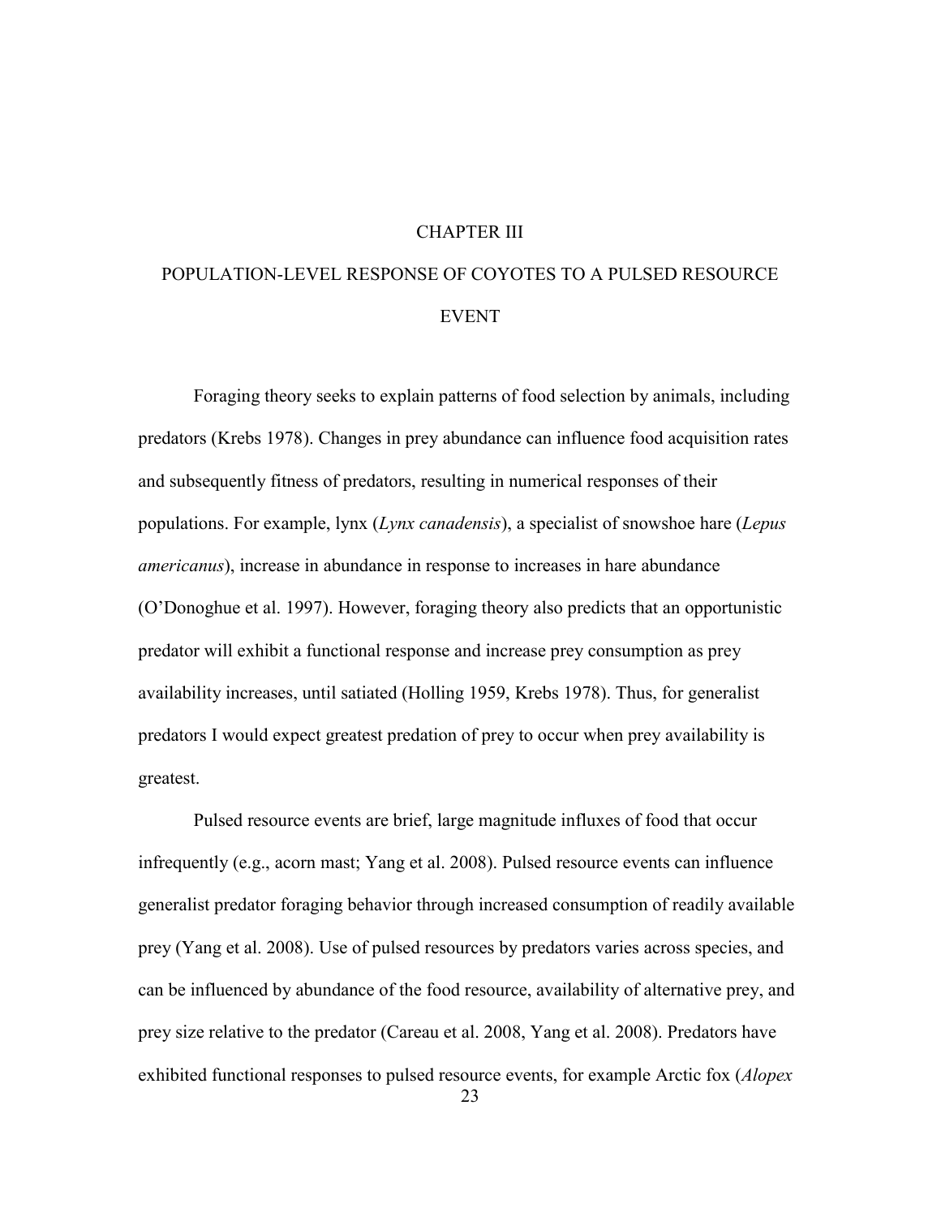# CHAPTER III

# POPULATION-LEVEL RESPONSE OF COYOTES TO A PULSED RESOURCE EVENT

Foraging theory seeks to explain patterns of food selection by animals, including predators (Krebs 1978). Changes in prey abundance can influence food acquisition rates and subsequently fitness of predators, resulting in numerical responses of their populations. For example, lynx (*Lynx canadensis*), a specialist of snowshoe hare (*Lepus americanus*), increase in abundance in response to increases in hare abundance (O'Donoghue et al. 1997). However, foraging theory also predicts that an opportunistic predator will exhibit a functional response and increase prey consumption as prey availability increases, until satiated (Holling 1959, Krebs 1978). Thus, for generalist predators I would expect greatest predation of prey to occur when prey availability is greatest.

Pulsed resource events are brief, large magnitude influxes of food that occur infrequently (e.g., acorn mast; Yang et al. 2008). Pulsed resource events can influence generalist predator foraging behavior through increased consumption of readily available prey (Yang et al. 2008). Use of pulsed resources by predators varies across species, and can be influenced by abundance of the food resource, availability of alternative prey, and prey size relative to the predator (Careau et al. 2008, Yang et al. 2008). Predators have exhibited functional responses to pulsed resource events, for example Arctic fox (*Alopex*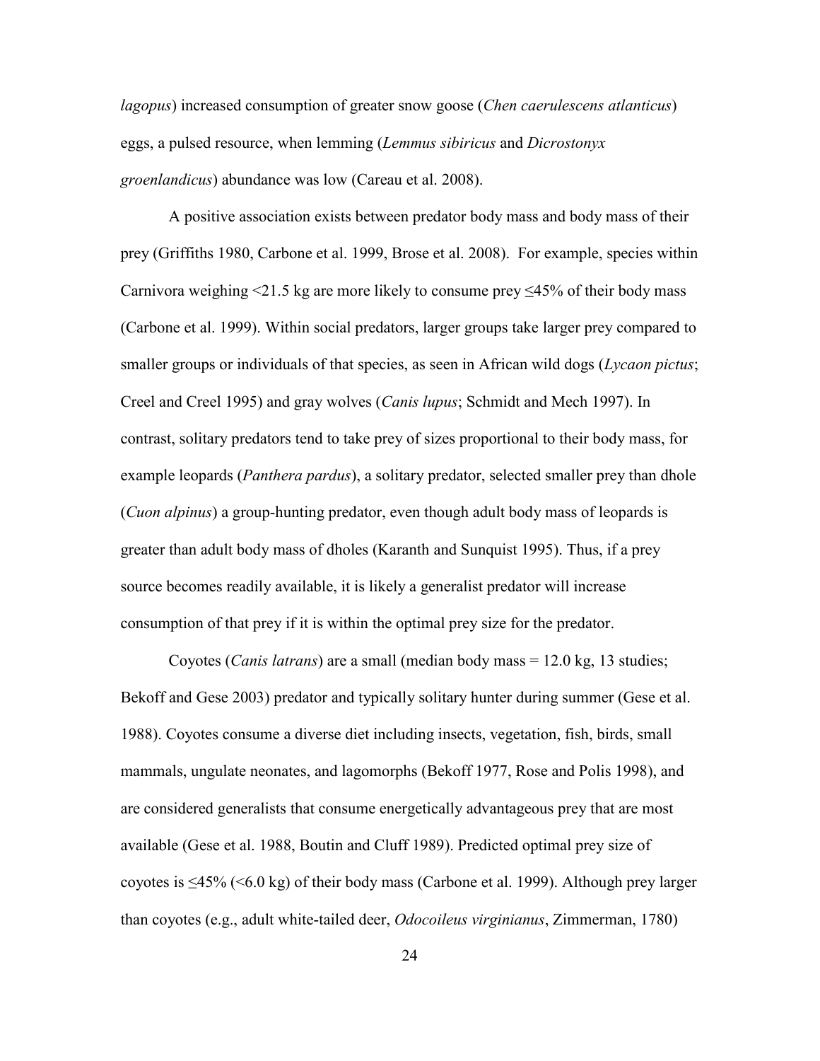*lagopus*) increased consumption of greater snow goose (*Chen caerulescens atlanticus*) eggs, a pulsed resource, when lemming (*Lemmus sibiricus* and *Dicrostonyx groenlandicus*) abundance was low (Careau et al. 2008).

A positive association exists between predator body mass and body mass of their prey (Griffiths 1980, Carbone et al. 1999, Brose et al. 2008). For example, species within Carnivora weighing <21.5 kg are more likely to consume prey ≤45% of their body mass (Carbone et al. 1999). Within social predators, larger groups take larger prey compared to smaller groups or individuals of that species, as seen in African wild dogs (*Lycaon pictus*; Creel and Creel 1995) and gray wolves (*Canis lupus*; Schmidt and Mech 1997). In contrast, solitary predators tend to take prey of sizes proportional to their body mass, for example leopards (*Panthera pardus*), a solitary predator, selected smaller prey than dhole (*Cuon alpinus*) a group-hunting predator, even though adult body mass of leopards is greater than adult body mass of dholes (Karanth and Sunquist 1995). Thus, if a prey source becomes readily available, it is likely a generalist predator will increase consumption of that prey if it is within the optimal prey size for the predator.

Coyotes (*Canis latrans*) are a small (median body mass = 12.0 kg, 13 studies; Bekoff and Gese 2003) predator and typically solitary hunter during summer (Gese et al. 1988). Coyotes consume a diverse diet including insects, vegetation, fish, birds, small mammals, ungulate neonates, and lagomorphs (Bekoff 1977, Rose and Polis 1998), and are considered generalists that consume energetically advantageous prey that are most available (Gese et al. 1988, Boutin and Cluff 1989). Predicted optimal prey size of coyotes is ≤45% (<6.0 kg) of their body mass (Carbone et al. 1999). Although prey larger than coyotes (e.g., adult white-tailed deer, *Odocoileus virginianus*, Zimmerman, 1780)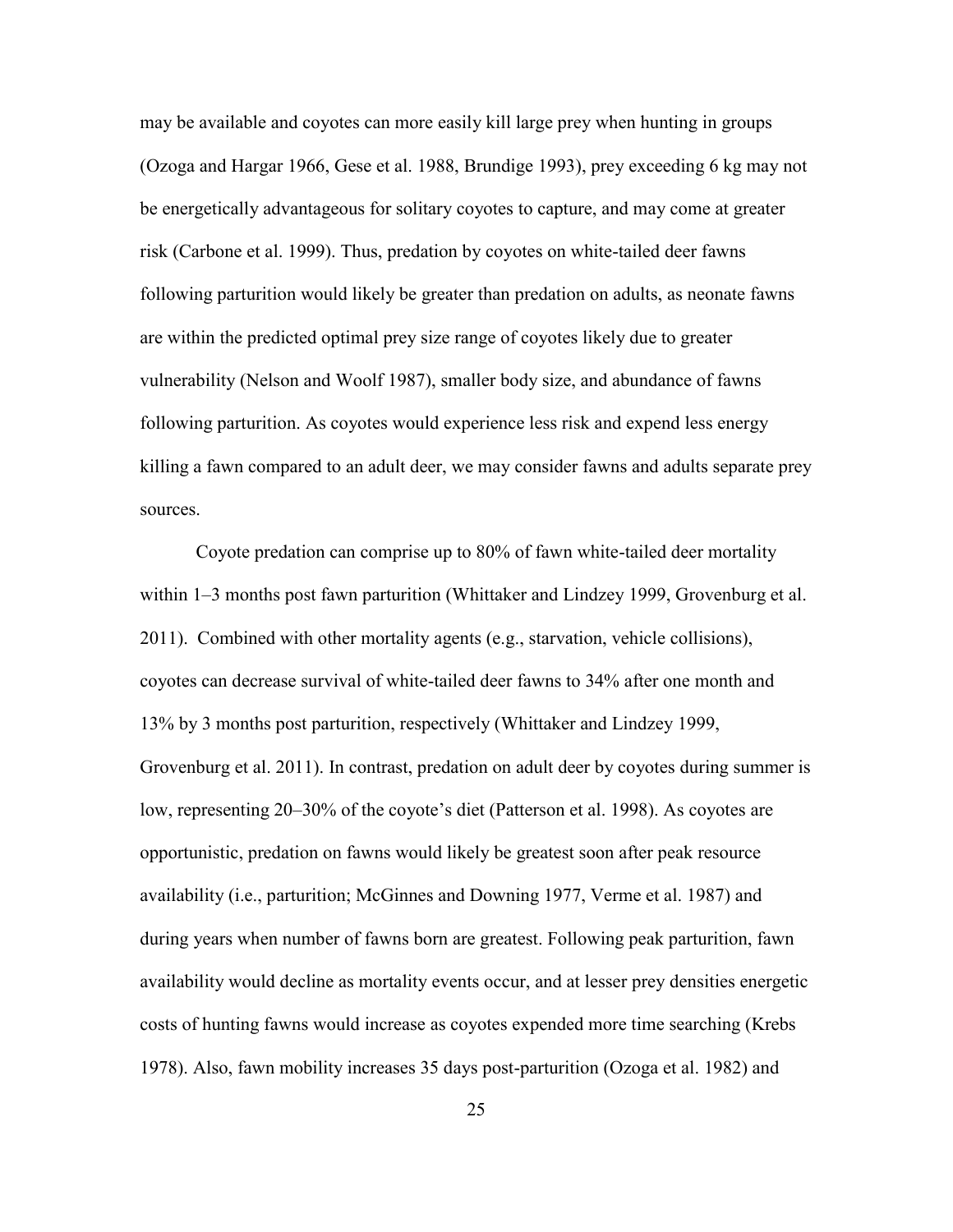may be available and coyotes can more easily kill large prey when hunting in groups (Ozoga and Hargar 1966, Gese et al. 1988, Brundige 1993), prey exceeding 6 kg may not be energetically advantageous for solitary coyotes to capture, and may come at greater risk (Carbone et al. 1999). Thus, predation by coyotes on white-tailed deer fawns following parturition would likely be greater than predation on adults, as neonate fawns are within the predicted optimal prey size range of coyotes likely due to greater vulnerability (Nelson and Woolf 1987), smaller body size, and abundance of fawns following parturition. As coyotes would experience less risk and expend less energy killing a fawn compared to an adult deer, we may consider fawns and adults separate prey sources.

Coyote predation can comprise up to 80% of fawn white-tailed deer mortality within 1–3 months post fawn parturition (Whittaker and Lindzey 1999, Grovenburg et al. 2011). Combined with other mortality agents (e.g., starvation, vehicle collisions), coyotes can decrease survival of white-tailed deer fawns to 34% after one month and 13% by 3 months post parturition, respectively (Whittaker and Lindzey 1999, Grovenburg et al. 2011). In contrast, predation on adult deer by coyotes during summer is low, representing 20–30% of the coyote's diet (Patterson et al. 1998). As coyotes are opportunistic, predation on fawns would likely be greatest soon after peak resource availability (i.e., parturition; McGinnes and Downing 1977, Verme et al. 1987) and during years when number of fawns born are greatest. Following peak parturition, fawn availability would decline as mortality events occur, and at lesser prey densities energetic costs of hunting fawns would increase as coyotes expended more time searching (Krebs 1978). Also, fawn mobility increases 35 days post-parturition (Ozoga et al. 1982) and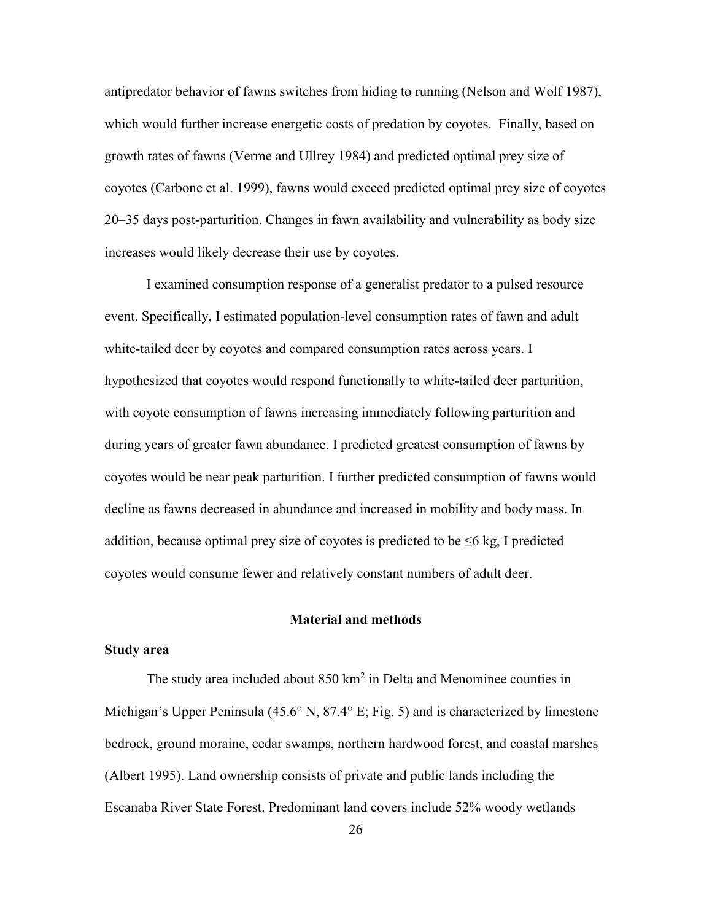antipredator behavior of fawns switches from hiding to running (Nelson and Wolf 1987), which would further increase energetic costs of predation by coyotes. Finally, based on growth rates of fawns (Verme and Ullrey 1984) and predicted optimal prey size of coyotes (Carbone et al. 1999), fawns would exceed predicted optimal prey size of coyotes 20–35 days post-parturition. Changes in fawn availability and vulnerability as body size increases would likely decrease their use by coyotes.

I examined consumption response of a generalist predator to a pulsed resource event. Specifically, I estimated population-level consumption rates of fawn and adult white-tailed deer by coyotes and compared consumption rates across years. I hypothesized that coyotes would respond functionally to white-tailed deer parturition, with coyote consumption of fawns increasing immediately following parturition and during years of greater fawn abundance. I predicted greatest consumption of fawns by coyotes would be near peak parturition. I further predicted consumption of fawns would decline as fawns decreased in abundance and increased in mobility and body mass. In addition, because optimal prey size of coyotes is predicted to be ≤6 kg, I predicted coyotes would consume fewer and relatively constant numbers of adult deer.

## Material and methods

### Study area

The study area included about 850 km$^2$ in Delta and Menominee counties in Michigan's Upper Peninsula (45.6° N, 87.4° E; Fig. 5) and is characterized by limestone bedrock, ground moraine, cedar swamps, northern hardwood forest, and coastal marshes (Albert 1995). Land ownership consists of private and public lands including the Escanaba River State Forest. Predominant land covers include 52% woody wetlands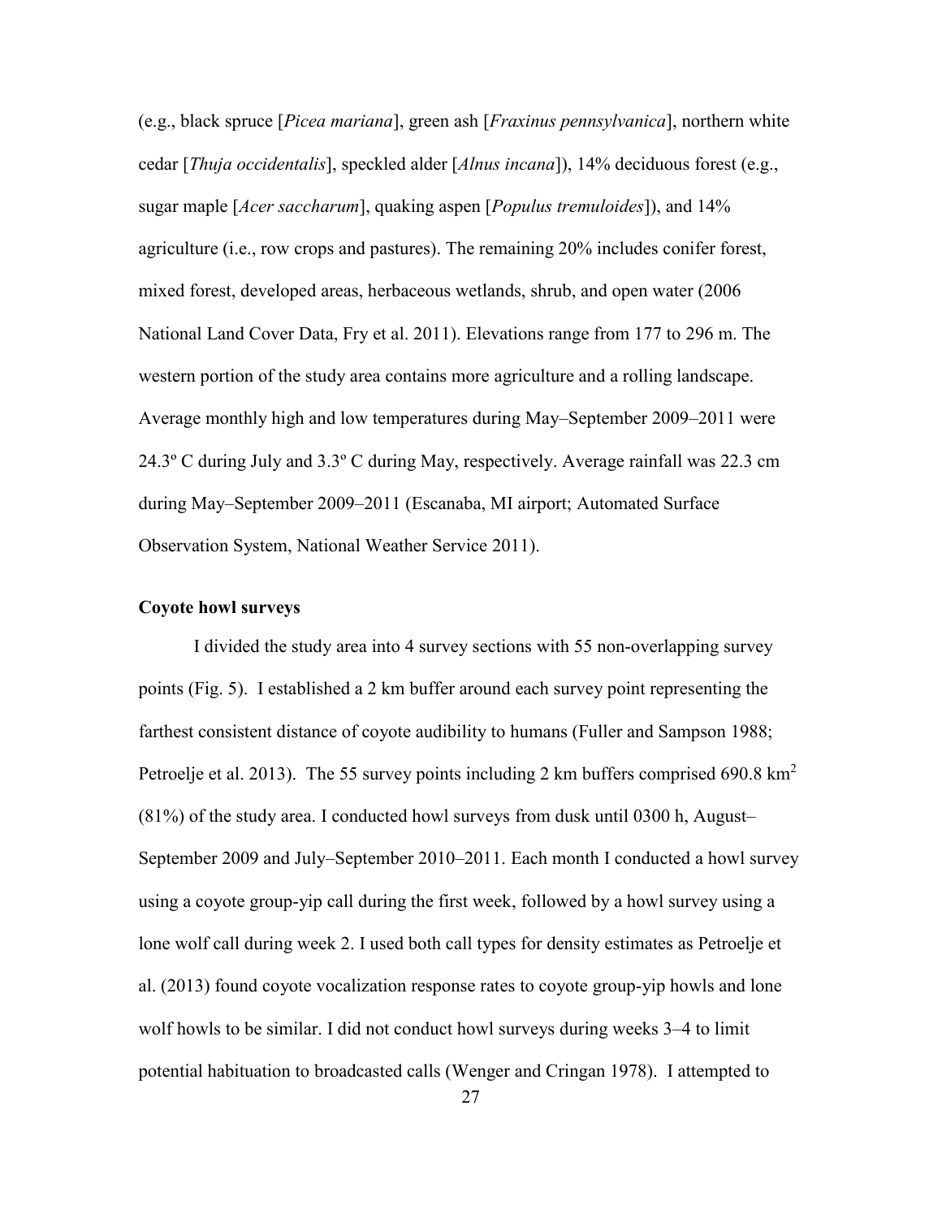(e.g., black spruce [*Picea mariana*], green ash [*Fraxinus pennsylvanica*], northern white cedar [*Thuja occidentalis*], speckled alder [*Alnus incana*]), 14% deciduous forest (e.g., sugar maple [*Acer saccharum*], quaking aspen [*Populus tremuloides*]), and 14% agriculture (i.e., row crops and pastures). The remaining 20% includes conifer forest, mixed forest, developed areas, herbaceous wetlands, shrub, and open water (2006 National Land Cover Data, Fry et al. 2011). Elevations range from 177 to 296 m. The western portion of the study area contains more agriculture and a rolling landscape. Average monthly high and low temperatures during May–September 2009–2011 were 24.3º C during July and 3.3º C during May, respectively. Average rainfall was 22.3 cm during May–September 2009–2011 (Escanaba, MI airport; Automated Surface Observation System, National Weather Service 2011).

**Coyote howl surveys**

I divided the study area into 4 survey sections with 55 non-overlapping survey points (Fig. 5). I established a 2 km buffer around each survey point representing the farthest consistent distance of coyote audibility to humans (Fuller and Sampson 1988; Petroelje et al. 2013). The 55 survey points including 2 km buffers comprised 690.8 $km^2$ (81%) of the study area. I conducted howl surveys from dusk until 0300 h, August–September 2009 and July–September 2010–2011. Each month I conducted a howl survey using a coyote group-yip call during the first week, followed by a howl survey using a lone wolf call during week 2. I used both call types for density estimates as Petroelje et al. (2013) found coyote vocalization response rates to coyote group-yip howls and lone wolf howls to be similar. I did not conduct howl surveys during weeks 3–4 to limit potential habituation to broadcasted calls (Wenger and Cringan 1978). I attempted to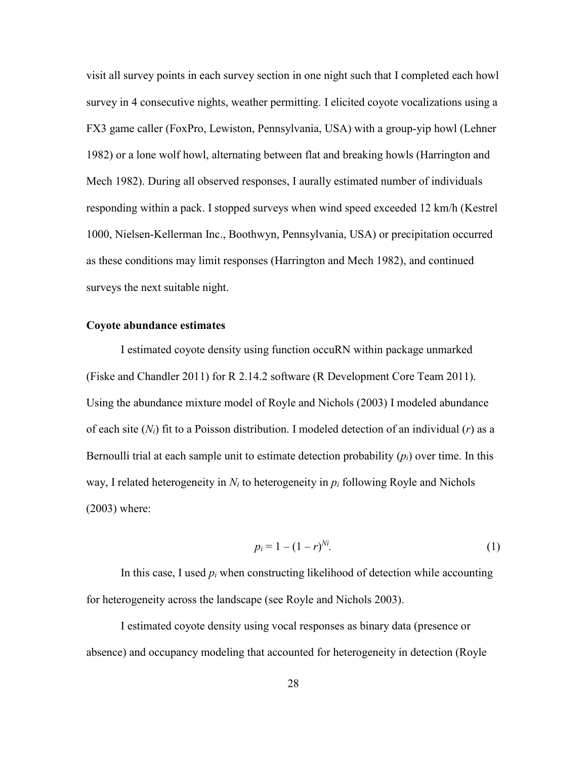visit all survey points in each survey section in one night such that I completed each howl survey in 4 consecutive nights, weather permitting. I elicited coyote vocalizations using a FX3 game caller (FoxPro, Lewiston, Pennsylvania, USA) with a group-yip howl (Lehner 1982) or a lone wolf howl, alternating between flat and breaking howls (Harrington and Mech 1982). During all observed responses, I aurally estimated number of individuals responding within a pack. I stopped surveys when wind speed exceeded 12 km/h (Kestrel 1000, Nielsen-Kellerman Inc., Boothwyn, Pennsylvania, USA) or precipitation occurred as these conditions may limit responses (Harrington and Mech 1982), and continued surveys the next suitable night.

**Coyote abundance estimates**

I estimated coyote density using function occuRN within package unmarked (Fiske and Chandler 2011) for R 2.14.2 software (R Development Core Team 2011). Using the abundance mixture model of Royle and Nichols (2003) I modeled abundance of each site ($N_i$) fit to a Poisson distribution. I modeled detection of an individual ($r$) as a Bernoulli trial at each sample unit to estimate detection probability ($p_i$) over time. In this way, I related heterogeneity in $N_i$ to heterogeneity in $p_i$ following Royle and Nichols (2003) where:

$$p_i = 1 - (1 - r)^{N_i}. \tag{1}$$

In this case, I used $p_i$ when constructing likelihood of detection while accounting for heterogeneity across the landscape (see Royle and Nichols 2003).

I estimated coyote density using vocal responses as binary data (presence or absence) and occupancy modeling that accounted for heterogeneity in detection (Royle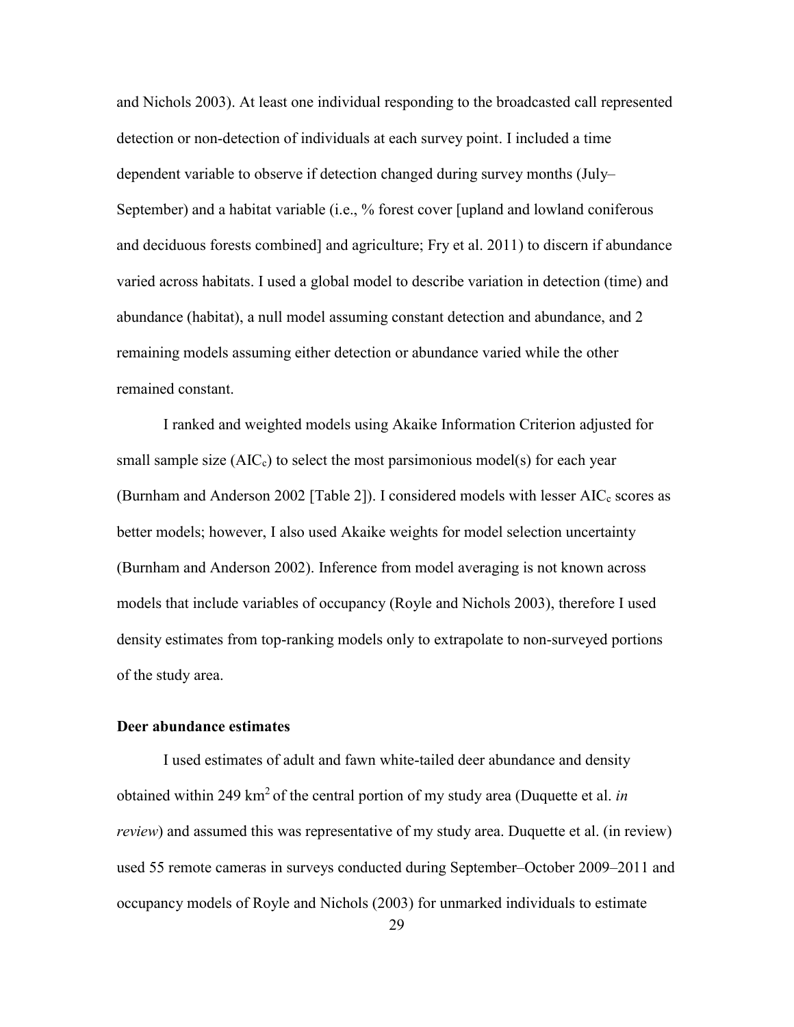and Nichols 2003). At least one individual responding to the broadcasted call represented detection or non-detection of individuals at each survey point. I included a time dependent variable to observe if detection changed during survey months (July–September) and a habitat variable (i.e., % forest cover [upland and lowland coniferous and deciduous forests combined] and agriculture; Fry et al. 2011) to discern if abundance varied across habitats. I used a global model to describe variation in detection (time) and abundance (habitat), a null model assuming constant detection and abundance, and 2 remaining models assuming either detection or abundance varied while the other remained constant.

I ranked and weighted models using Akaike Information Criterion adjusted for small sample size ($AIC_c$) to select the most parsimonious model(s) for each year (Burnham and Anderson 2002 [Table 2]). I considered models with lesser $AIC_c$ scores as better models; however, I also used Akaike weights for model selection uncertainty (Burnham and Anderson 2002). Inference from model averaging is not known across models that include variables of occupancy (Royle and Nichols 2003), therefore I used density estimates from top-ranking models only to extrapolate to non-surveyed portions of the study area.

### Deer abundance estimates

I used estimates of adult and fawn white-tailed deer abundance and density obtained within 249 $km^2$ of the central portion of my study area (Duquette et al. *in review*) and assumed this was representative of my study area. Duquette et al. (in review) used 55 remote cameras in surveys conducted during September–October 2009–2011 and occupancy models of Royle and Nichols (2003) for unmarked individuals to estimate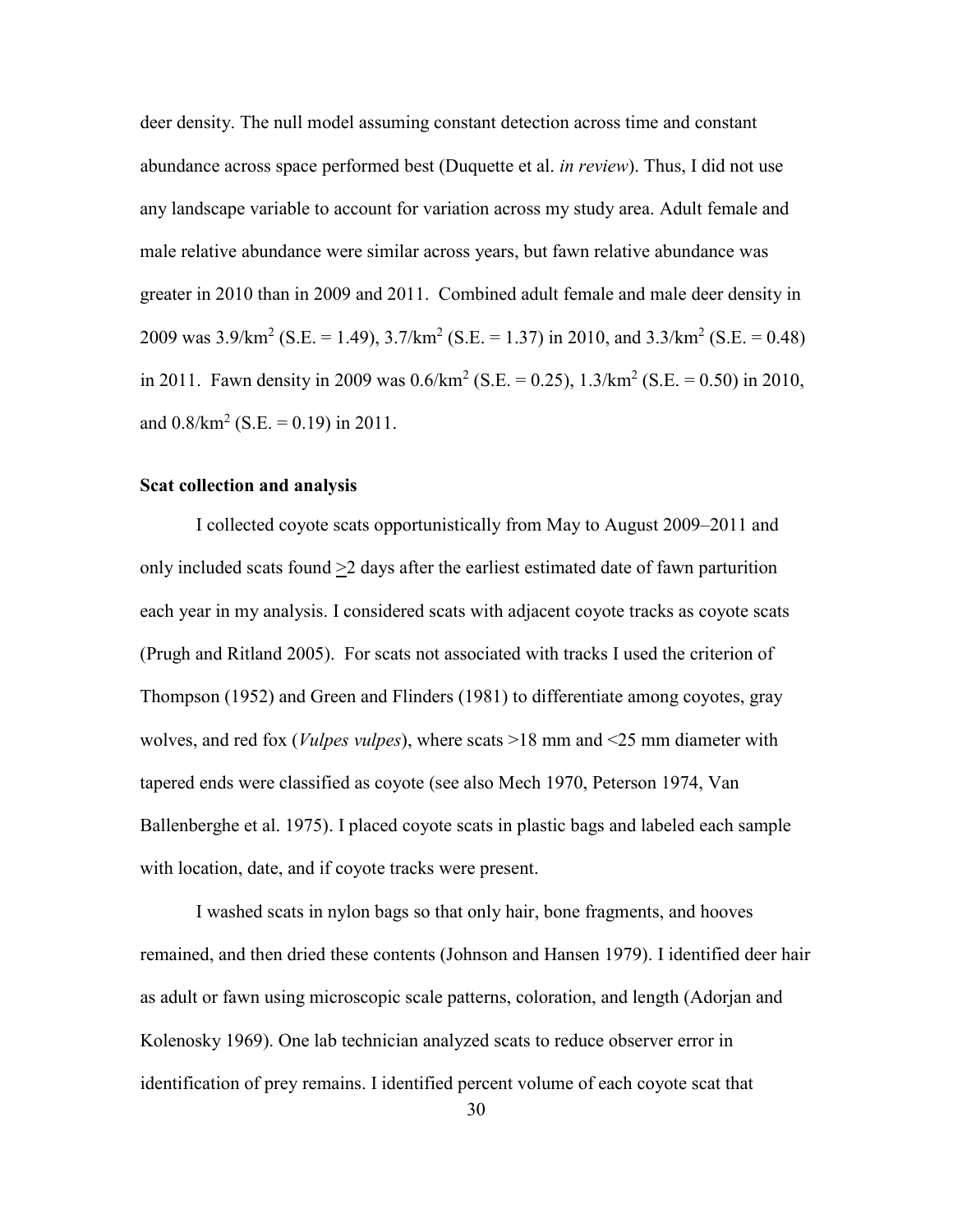deer density. The null model assuming constant detection across time and constant abundance across space performed best (Duquette et al. *in review*). Thus, I did not use any landscape variable to account for variation across my study area. Adult female and male relative abundance were similar across years, but fawn relative abundance was greater in 2010 than in 2009 and 2011. Combined adult female and male deer density in 2009 was 3.9/km$^2$ (S.E. = 1.49), 3.7/km$^2$ (S.E. = 1.37) in 2010, and 3.3/km$^2$ (S.E. = 0.48) in 2011. Fawn density in 2009 was 0.6/km$^2$ (S.E. = 0.25), 1.3/km$^2$ (S.E. = 0.50) in 2010, and 0.8/km$^2$ (S.E. = 0.19) in 2011.

**Scat collection and analysis**

I collected coyote scats opportunistically from May to August 2009–2011 and only included scats found $\geq$2 days after the earliest estimated date of fawn parturition each year in my analysis. I considered scats with adjacent coyote tracks as coyote scats (Prugh and Ritland 2005). For scats not associated with tracks I used the criterion of Thompson (1952) and Green and Flinders (1981) to differentiate among coyotes, gray wolves, and red fox (*Vulpes vulpes*), where scats >18 mm and <25 mm diameter with tapered ends were classified as coyote (see also Mech 1970, Peterson 1974, Van Ballenberghe et al. 1975). I placed coyote scats in plastic bags and labeled each sample with location, date, and if coyote tracks were present.

I washed scats in nylon bags so that only hair, bone fragments, and hooves remained, and then dried these contents (Johnson and Hansen 1979). I identified deer hair as adult or fawn using microscopic scale patterns, coloration, and length (Adorjan and Kolenosky 1969). One lab technician analyzed scats to reduce observer error in identification of prey remains. I identified percent volume of each coyote scat that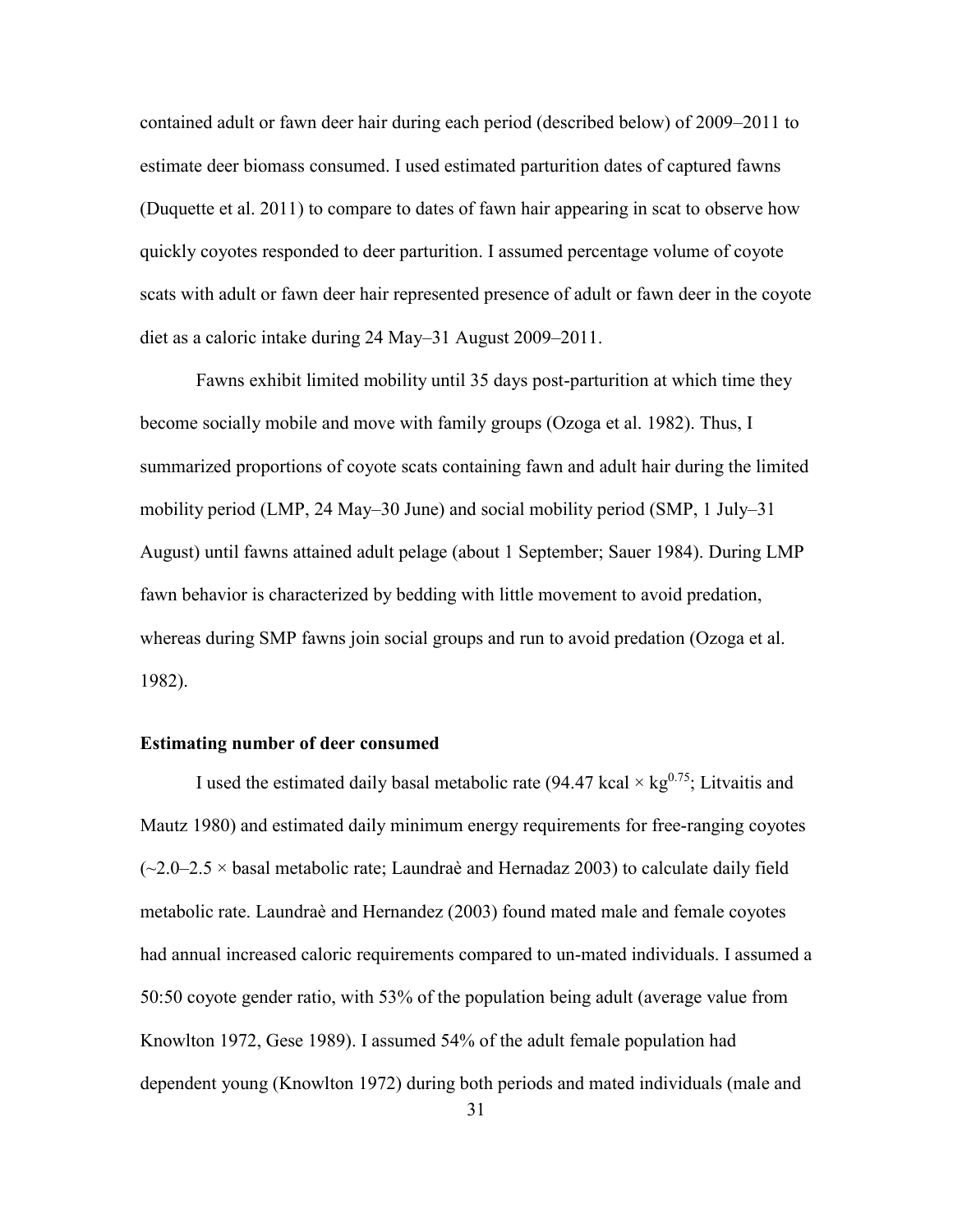contained adult or fawn deer hair during each period (described below) of 2009–2011 to estimate deer biomass consumed. I used estimated parturition dates of captured fawns (Duquette et al. 2011) to compare to dates of fawn hair appearing in scat to observe how quickly coyotes responded to deer parturition. I assumed percentage volume of coyote scats with adult or fawn deer hair represented presence of adult or fawn deer in the coyote diet as a caloric intake during 24 May–31 August 2009–2011.

Fawns exhibit limited mobility until 35 days post-parturition at which time they become socially mobile and move with family groups (Ozoga et al. 1982). Thus, I summarized proportions of coyote scats containing fawn and adult hair during the limited mobility period (LMP, 24 May–30 June) and social mobility period (SMP, 1 July–31 August) until fawns attained adult pelage (about 1 September; Sauer 1984). During LMP fawn behavior is characterized by bedding with little movement to avoid predation, whereas during SMP fawns join social groups and run to avoid predation (Ozoga et al. 1982).

### Estimating number of deer consumed

I used the estimated daily basal metabolic rate (94.47 kcal × $kg^{0.75}$; Litvaitis and Mautz 1980) and estimated daily minimum energy requirements for free-ranging coyotes (~2.0–2.5 × basal metabolic rate; Laundraè and Hernadaz 2003) to calculate daily field metabolic rate. Laundraè and Hernandez (2003) found mated male and female coyotes had annual increased caloric requirements compared to un-mated individuals. I assumed a 50:50 coyote gender ratio, with 53% of the population being adult (average value from Knowlton 1972, Gese 1989). I assumed 54% of the adult female population had dependent young (Knowlton 1972) during both periods and mated individuals (male and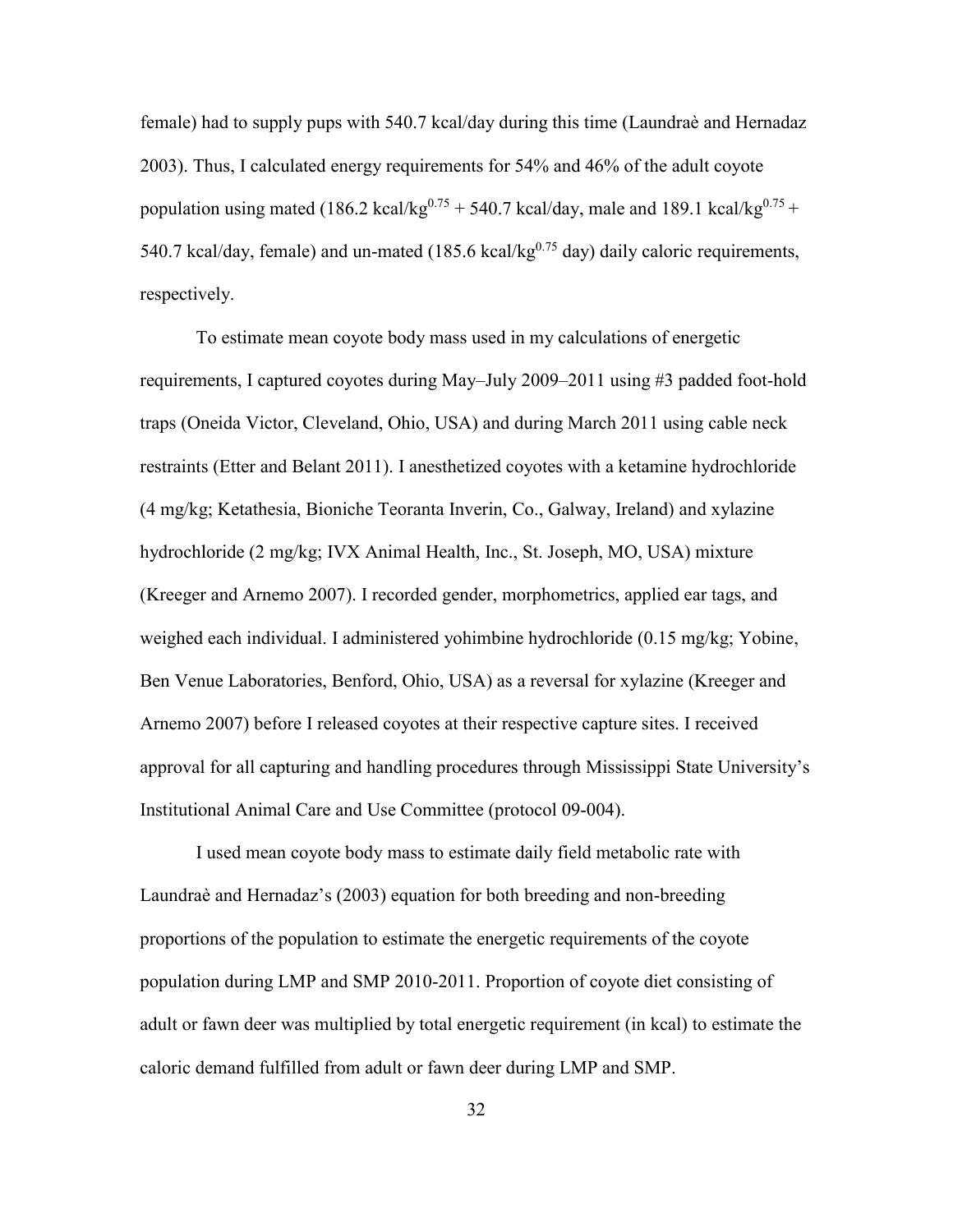female) had to supply pups with 540.7 kcal/day during this time (Laundraè and Hernadaz 2003). Thus, I calculated energy requirements for 54% and 46% of the adult coyote population using mated (186.2 kcal/kg$^{0.75}$ + 540.7 kcal/day, male and 189.1 kcal/kg$^{0.75}$ + 540.7 kcal/day, female) and un-mated (185.6 kcal/kg$^{0.75}$ day) daily caloric requirements, respectively.

To estimate mean coyote body mass used in my calculations of energetic requirements, I captured coyotes during May–July 2009–2011 using #3 padded foot-hold traps (Oneida Victor, Cleveland, Ohio, USA) and during March 2011 using cable neck restraints (Etter and Belant 2011). I anesthetized coyotes with a ketamine hydrochloride (4 mg/kg; Ketathesia, Bioniche Teoranta Inverin, Co., Galway, Ireland) and xylazine hydrochloride (2 mg/kg; IVX Animal Health, Inc., St. Joseph, MO, USA) mixture (Kreeger and Arnemo 2007). I recorded gender, morphometrics, applied ear tags, and weighed each individual. I administered yohimbine hydrochloride (0.15 mg/kg; Yobine, Ben Venue Laboratories, Benford, Ohio, USA) as a reversal for xylazine (Kreeger and Arnemo 2007) before I released coyotes at their respective capture sites. I received approval for all capturing and handling procedures through Mississippi State University's Institutional Animal Care and Use Committee (protocol 09-004).

I used mean coyote body mass to estimate daily field metabolic rate with Laundraè and Hernadaz's (2003) equation for both breeding and non-breeding proportions of the population to estimate the energetic requirements of the coyote population during LMP and SMP 2010-2011. Proportion of coyote diet consisting of adult or fawn deer was multiplied by total energetic requirement (in kcal) to estimate the caloric demand fulfilled from adult or fawn deer during LMP and SMP.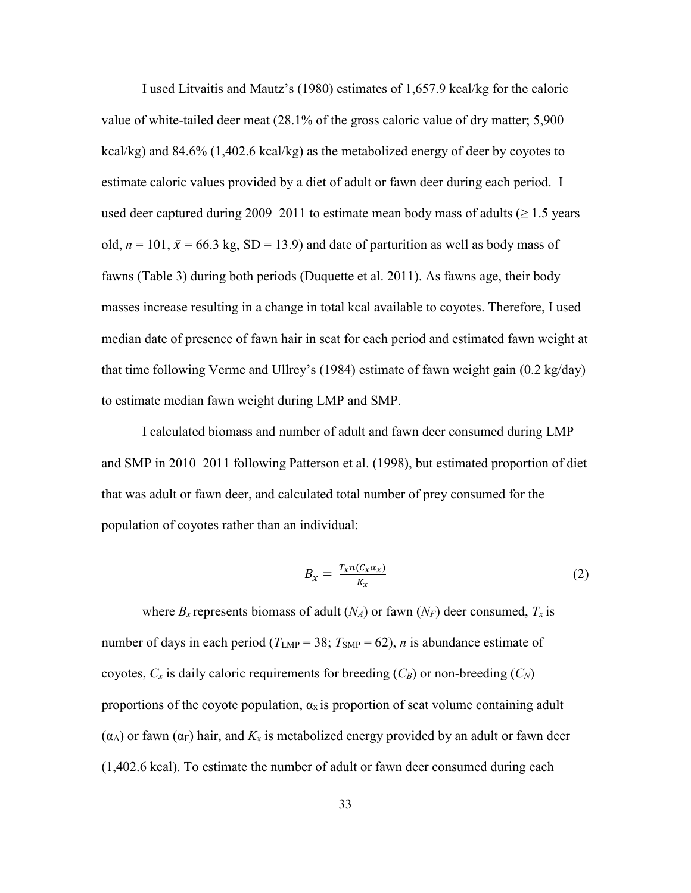I used Litvaitis and Mautz's (1980) estimates of 1,657.9 kcal/kg for the caloric value of white-tailed deer meat (28.1% of the gross caloric value of dry matter; 5,900 kcal/kg) and 84.6% (1,402.6 kcal/kg) as the metabolized energy of deer by coyotes to estimate caloric values provided by a diet of adult or fawn deer during each period. I used deer captured during 2009–2011 to estimate mean body mass of adults (≥ 1.5 years old, $n$ = 101, $\bar{x}$ = 66.3 kg, SD = 13.9) and date of parturition as well as body mass of fawns (Table 3) during both periods (Duquette et al. 2011). As fawns age, their body masses increase resulting in a change in total kcal available to coyotes. Therefore, I used median date of presence of fawn hair in scat for each period and estimated fawn weight at that time following Verme and Ullrey's (1984) estimate of fawn weight gain (0.2 kg/day) to estimate median fawn weight during LMP and SMP.

I calculated biomass and number of adult and fawn deer consumed during LMP and SMP in 2010–2011 following Patterson et al. (1998), but estimated proportion of diet that was adult or fawn deer, and calculated total number of prey consumed for the population of coyotes rather than an individual:

$$B_x = \frac{T_x n(C_x \alpha_x)}{K_x} \tag{2}$$

where $B_x$ represents biomass of adult ($N_A$) or fawn ($N_F$) deer consumed, $T_x$ is number of days in each period ($T_{\text{LMP}}$ = 38; $T_{\text{SMP}}$ = 62), $n$ is abundance estimate of coyotes, $C_x$ is daily caloric requirements for breeding ($C_B$) or non-breeding ($C_N$) proportions of the coyote population, $\alpha_x$ is proportion of scat volume containing adult ($\alpha_A$) or fawn ($\alpha_F$) hair, and $K_x$ is metabolized energy provided by an adult or fawn deer (1,402.6 kcal). To estimate the number of adult or fawn deer consumed during each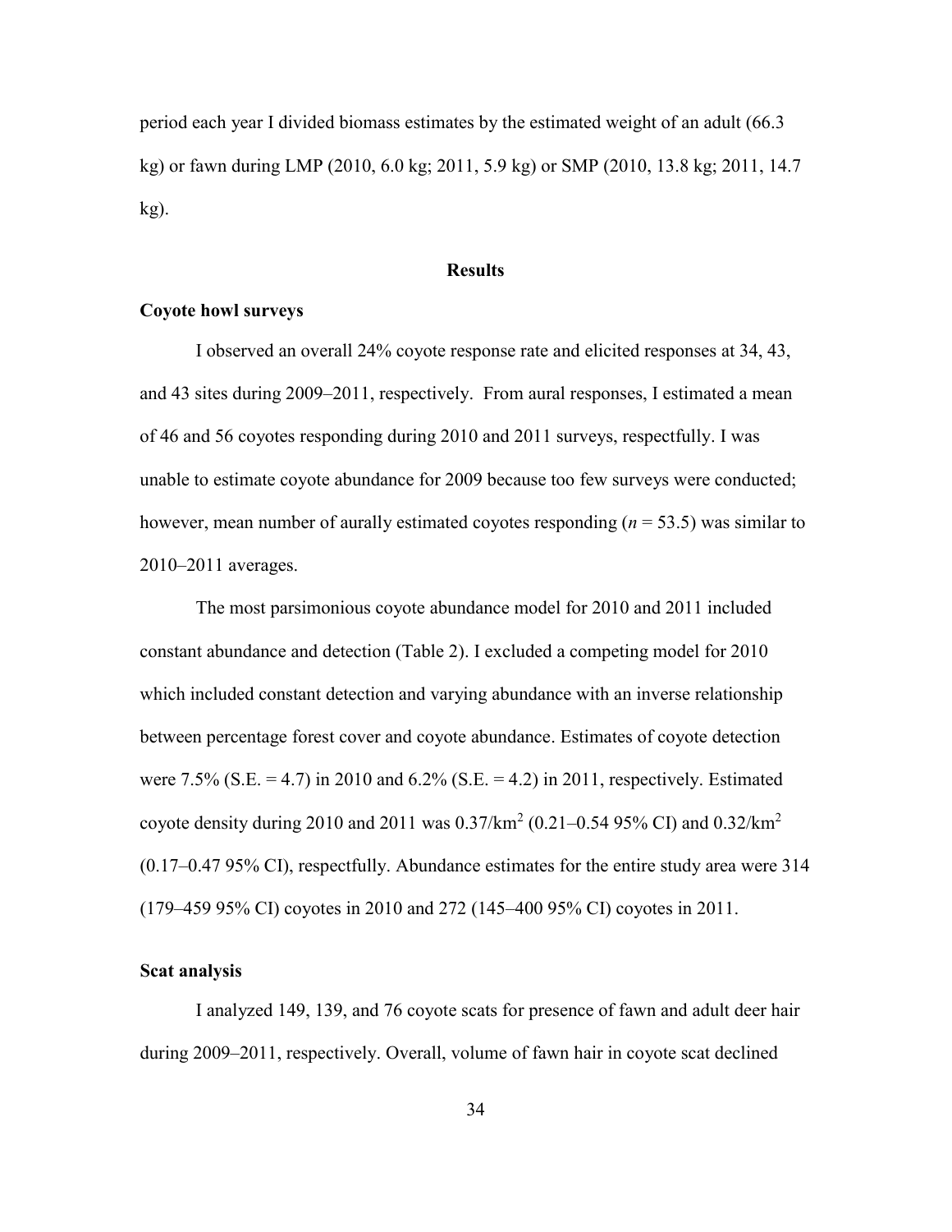period each year I divided biomass estimates by the estimated weight of an adult (66.3 kg) or fawn during LMP (2010, 6.0 kg; 2011, 5.9 kg) or SMP (2010, 13.8 kg; 2011, 14.7 kg).

## Results

### Coyote howl surveys

I observed an overall 24% coyote response rate and elicited responses at 34, 43, and 43 sites during 2009–2011, respectively. From aural responses, I estimated a mean of 46 and 56 coyotes responding during 2010 and 2011 surveys, respectfully. I was unable to estimate coyote abundance for 2009 because too few surveys were conducted; however, mean number of aurally estimated coyotes responding (*n* = 53.5) was similar to 2010–2011 averages.

The most parsimonious coyote abundance model for 2010 and 2011 included constant abundance and detection (Table 2). I excluded a competing model for 2010 which included constant detection and varying abundance with an inverse relationship between percentage forest cover and coyote abundance. Estimates of coyote detection were 7.5% (S.E. = 4.7) in 2010 and 6.2% (S.E. = 4.2) in 2011, respectively. Estimated coyote density during 2010 and 2011 was $0.37/km^2$ (0.21–0.54 95% CI) and $0.32/km^2$ (0.17–0.47 95% CI), respectfully. Abundance estimates for the entire study area were 314 (179–459 95% CI) coyotes in 2010 and 272 (145–400 95% CI) coyotes in 2011.

### Scat analysis

I analyzed 149, 139, and 76 coyote scats for presence of fawn and adult deer hair during 2009–2011, respectively. Overall, volume of fawn hair in coyote scat declined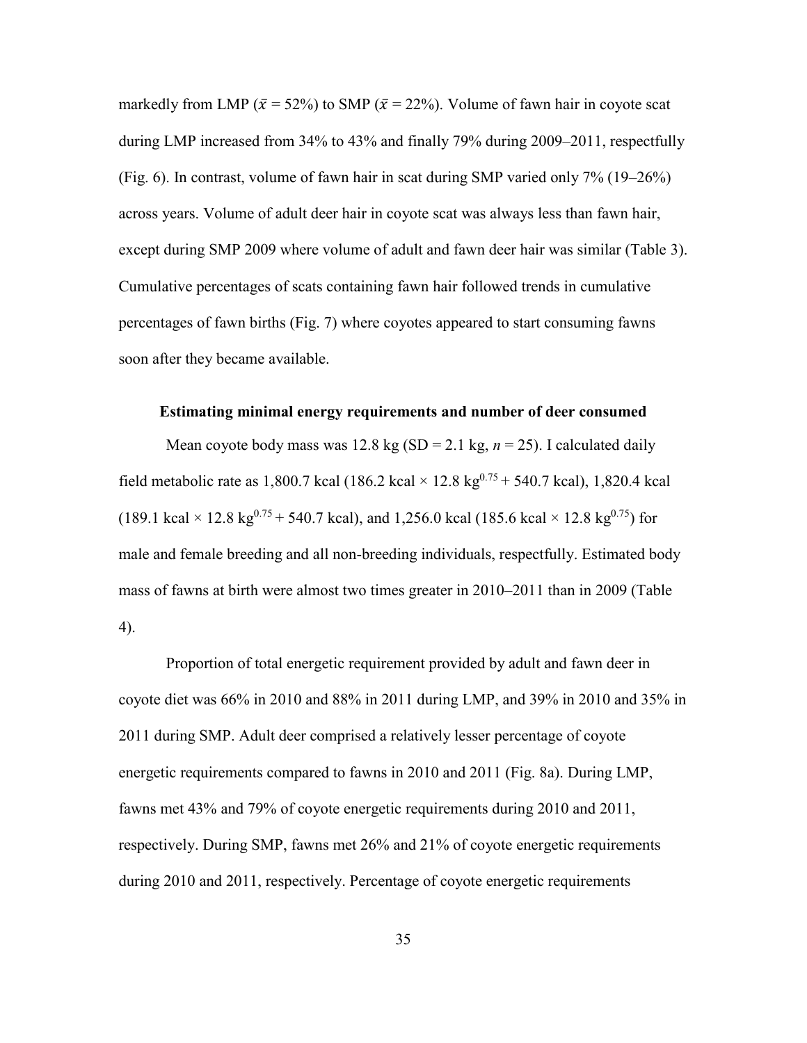markedly from LMP ($\bar{x}$ = 52%) to SMP ($\bar{x}$ = 22%). Volume of fawn hair in coyote scat during LMP increased from 34% to 43% and finally 79% during 2009–2011, respectfully (Fig. 6). In contrast, volume of fawn hair in scat during SMP varied only 7% (19–26%) across years. Volume of adult deer hair in coyote scat was always less than fawn hair, except during SMP 2009 where volume of adult and fawn deer hair was similar (Table 3). Cumulative percentages of scats containing fawn hair followed trends in cumulative percentages of fawn births (Fig. 7) where coyotes appeared to start consuming fawns soon after they became available.

### Estimating minimal energy requirements and number of deer consumed

Mean coyote body mass was 12.8 kg (SD = 2.1 kg, *n* = 25). I calculated daily field metabolic rate as 1,800.7 kcal (186.2 kcal × 12.8 $kg^{0.75}$ + 540.7 kcal), 1,820.4 kcal (189.1 kcal × 12.8 $kg^{0.75}$ + 540.7 kcal), and 1,256.0 kcal (185.6 kcal × 12.8 $kg^{0.75}$) for male and female breeding and all non-breeding individuals, respectfully. Estimated body mass of fawns at birth were almost two times greater in 2010–2011 than in 2009 (Table 4).

Proportion of total energetic requirement provided by adult and fawn deer in coyote diet was 66% in 2010 and 88% in 2011 during LMP, and 39% in 2010 and 35% in 2011 during SMP. Adult deer comprised a relatively lesser percentage of coyote energetic requirements compared to fawns in 2010 and 2011 (Fig. 8a). During LMP, fawns met 43% and 79% of coyote energetic requirements during 2010 and 2011, respectively. During SMP, fawns met 26% and 21% of coyote energetic requirements during 2010 and 2011, respectively. Percentage of coyote energetic requirements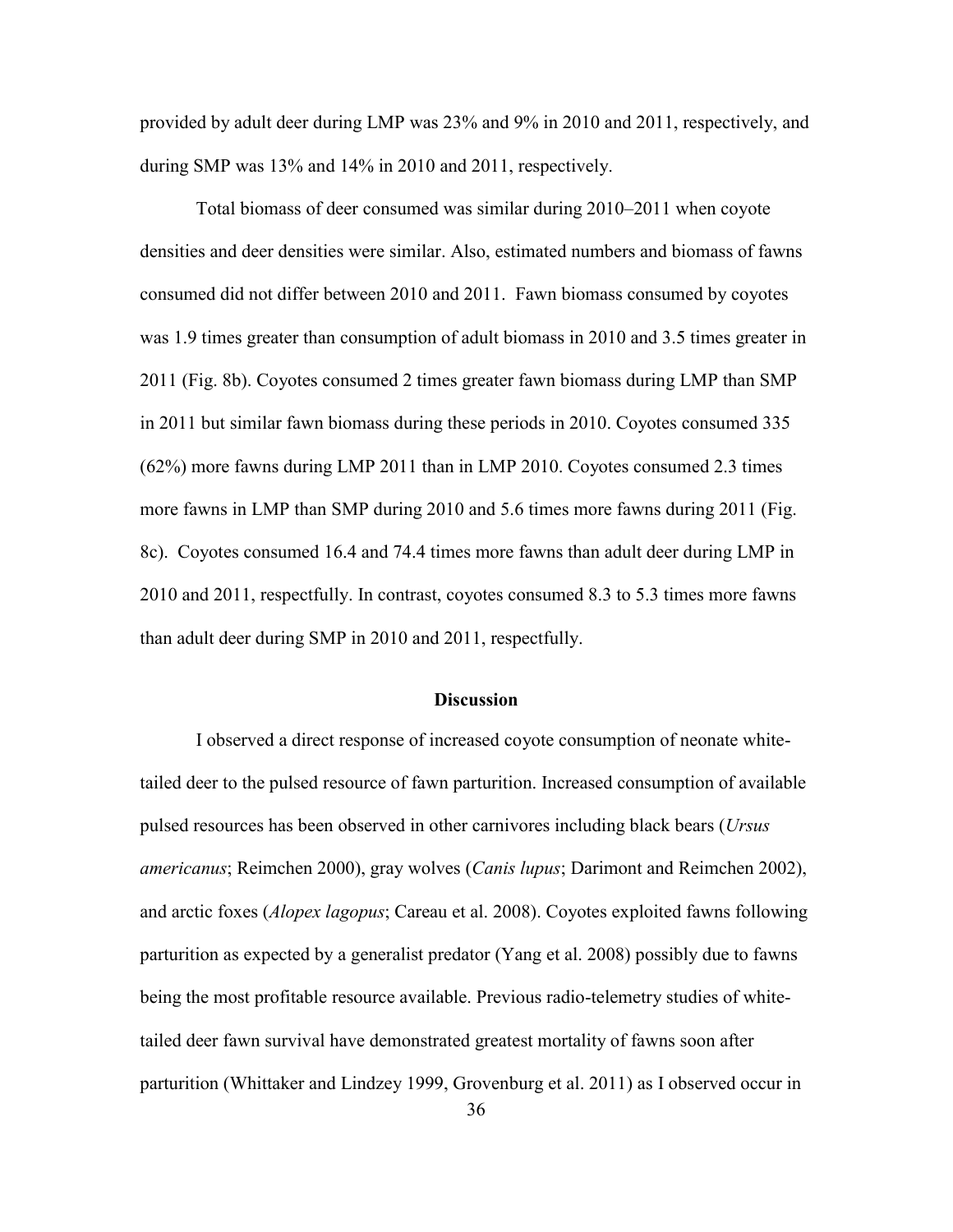provided by adult deer during LMP was 23% and 9% in 2010 and 2011, respectively, and during SMP was 13% and 14% in 2010 and 2011, respectively.

Total biomass of deer consumed was similar during 2010–2011 when coyote densities and deer densities were similar. Also, estimated numbers and biomass of fawns consumed did not differ between 2010 and 2011. Fawn biomass consumed by coyotes was 1.9 times greater than consumption of adult biomass in 2010 and 3.5 times greater in 2011 (Fig. 8b). Coyotes consumed 2 times greater fawn biomass during LMP than SMP in 2011 but similar fawn biomass during these periods in 2010. Coyotes consumed 335 (62%) more fawns during LMP 2011 than in LMP 2010. Coyotes consumed 2.3 times more fawns in LMP than SMP during 2010 and 5.6 times more fawns during 2011 (Fig. 8c). Coyotes consumed 16.4 and 74.4 times more fawns than adult deer during LMP in 2010 and 2011, respectfully. In contrast, coyotes consumed 8.3 to 5.3 times more fawns than adult deer during SMP in 2010 and 2011, respectfully.

## Discussion

I observed a direct response of increased coyote consumption of neonate white-tailed deer to the pulsed resource of fawn parturition. Increased consumption of available pulsed resources has been observed in other carnivores including black bears (*Ursus americanus*; Reimchen 2000), gray wolves (*Canis lupus*; Darimont and Reimchen 2002), and arctic foxes (*Alopex lagopus*; Careau et al. 2008). Coyotes exploited fawns following parturition as expected by a generalist predator (Yang et al. 2008) possibly due to fawns being the most profitable resource available. Previous radio-telemetry studies of white-tailed deer fawn survival have demonstrated greatest mortality of fawns soon after parturition (Whittaker and Lindzey 1999, Grovenburg et al. 2011) as I observed occur in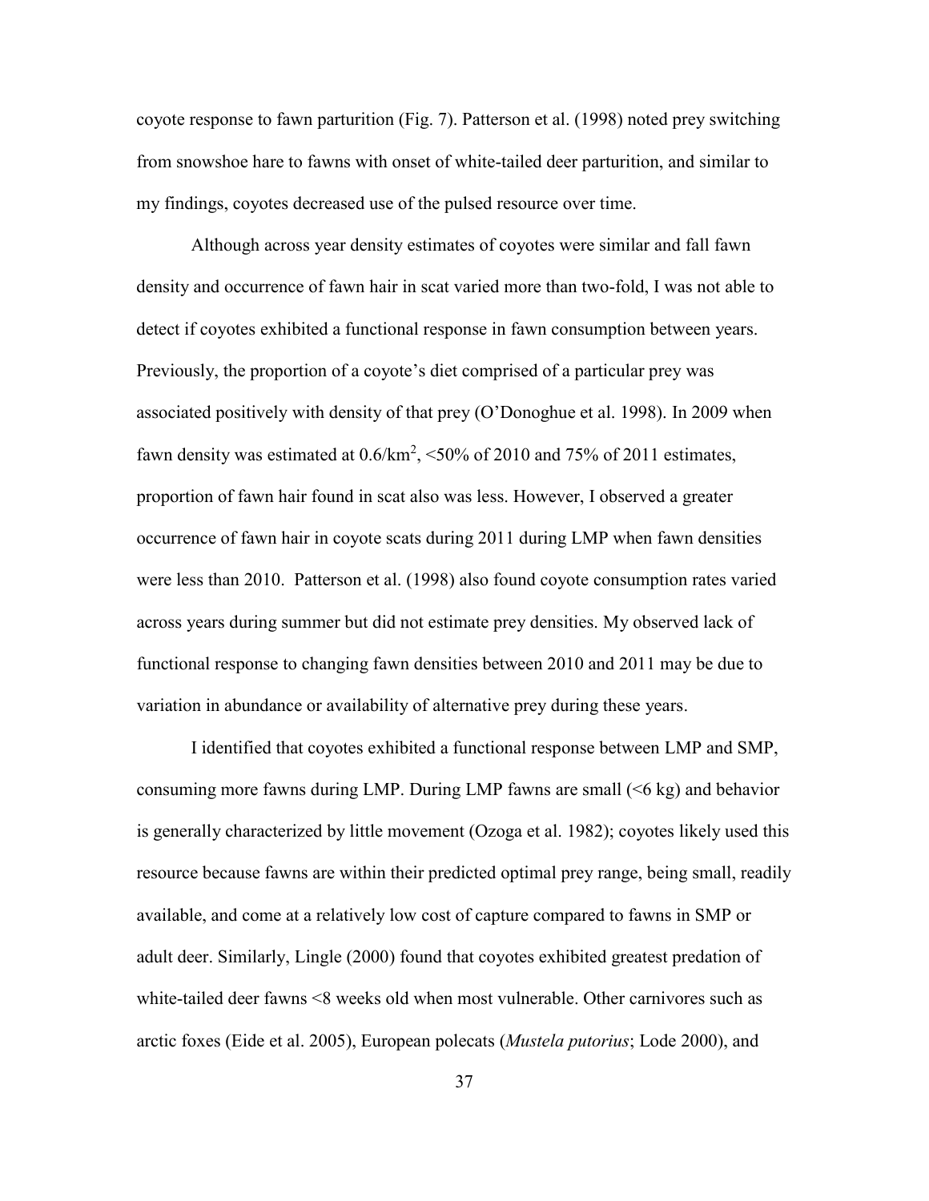coyote response to fawn parturition (Fig. 7). Patterson et al. (1998) noted prey switching from snowshoe hare to fawns with onset of white-tailed deer parturition, and similar to my findings, coyotes decreased use of the pulsed resource over time.

Although across year density estimates of coyotes were similar and fall fawn density and occurrence of fawn hair in scat varied more than two-fold, I was not able to detect if coyotes exhibited a functional response in fawn consumption between years. Previously, the proportion of a coyote's diet comprised of a particular prey was associated positively with density of that prey (O'Donoghue et al. 1998). In 2009 when fawn density was estimated at 0.6/km$^2$, <50% of 2010 and 75% of 2011 estimates, proportion of fawn hair found in scat also was less. However, I observed a greater occurrence of fawn hair in coyote scats during 2011 during LMP when fawn densities were less than 2010. Patterson et al. (1998) also found coyote consumption rates varied across years during summer but did not estimate prey densities. My observed lack of functional response to changing fawn densities between 2010 and 2011 may be due to variation in abundance or availability of alternative prey during these years.

I identified that coyotes exhibited a functional response between LMP and SMP, consuming more fawns during LMP. During LMP fawns are small (<6 kg) and behavior is generally characterized by little movement (Ozoga et al. 1982); coyotes likely used this resource because fawns are within their predicted optimal prey range, being small, readily available, and come at a relatively low cost of capture compared to fawns in SMP or adult deer. Similarly, Lingle (2000) found that coyotes exhibited greatest predation of white-tailed deer fawns <8 weeks old when most vulnerable. Other carnivores such as arctic foxes (Eide et al. 2005), European polecats (*Mustela putorius*; Lode 2000), and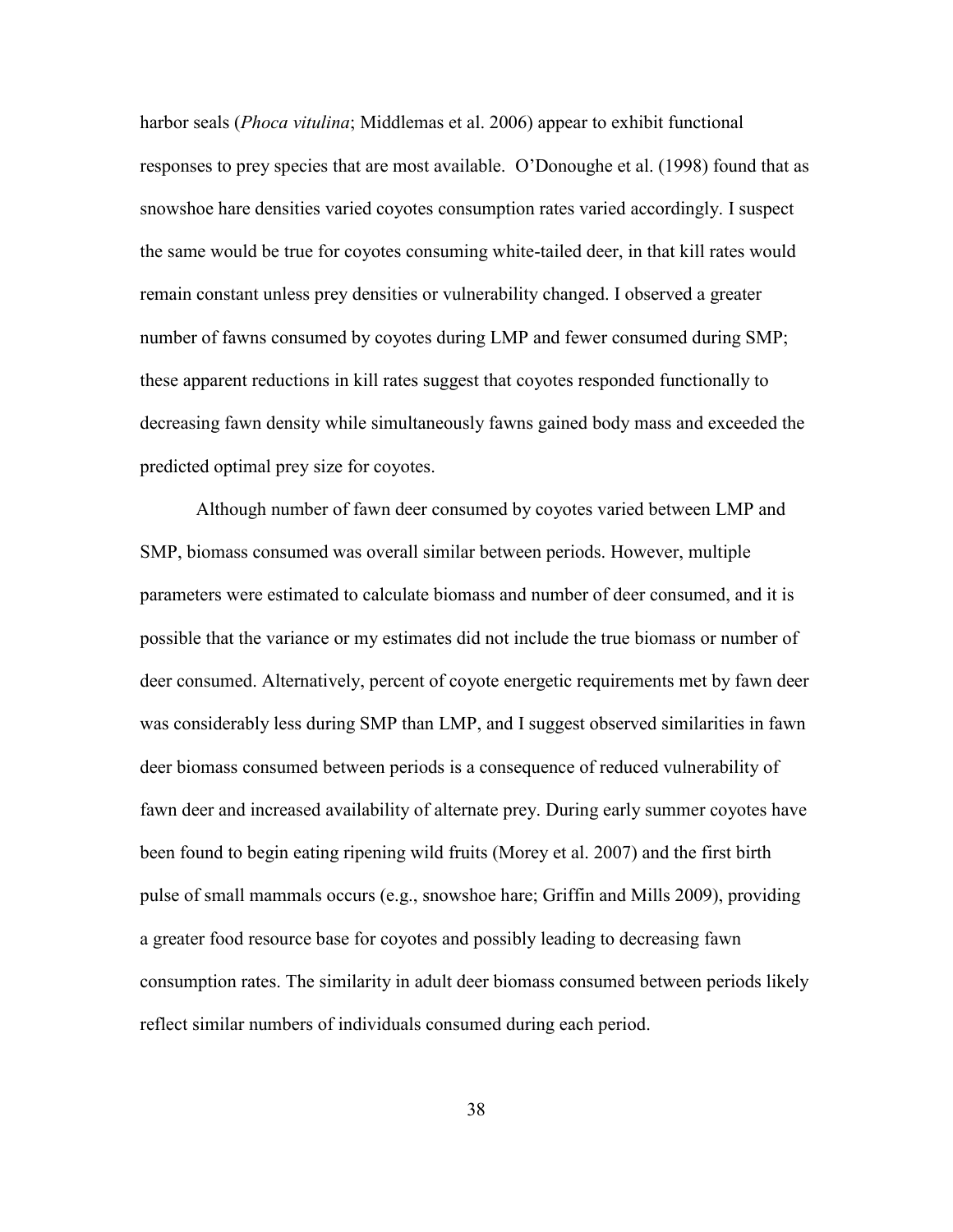harbor seals (*Phoca vitulina*; Middlemas et al. 2006) appear to exhibit functional responses to prey species that are most available. O'Donoughe et al. (1998) found that as snowshoe hare densities varied coyotes consumption rates varied accordingly. I suspect the same would be true for coyotes consuming white-tailed deer, in that kill rates would remain constant unless prey densities or vulnerability changed. I observed a greater number of fawns consumed by coyotes during LMP and fewer consumed during SMP; these apparent reductions in kill rates suggest that coyotes responded functionally to decreasing fawn density while simultaneously fawns gained body mass and exceeded the predicted optimal prey size for coyotes.

Although number of fawn deer consumed by coyotes varied between LMP and SMP, biomass consumed was overall similar between periods. However, multiple parameters were estimated to calculate biomass and number of deer consumed, and it is possible that the variance or my estimates did not include the true biomass or number of deer consumed. Alternatively, percent of coyote energetic requirements met by fawn deer was considerably less during SMP than LMP, and I suggest observed similarities in fawn deer biomass consumed between periods is a consequence of reduced vulnerability of fawn deer and increased availability of alternate prey. During early summer coyotes have been found to begin eating ripening wild fruits (Morey et al. 2007) and the first birth pulse of small mammals occurs (e.g., snowshoe hare; Griffin and Mills 2009), providing a greater food resource base for coyotes and possibly leading to decreasing fawn consumption rates. The similarity in adult deer biomass consumed between periods likely reflect similar numbers of individuals consumed during each period.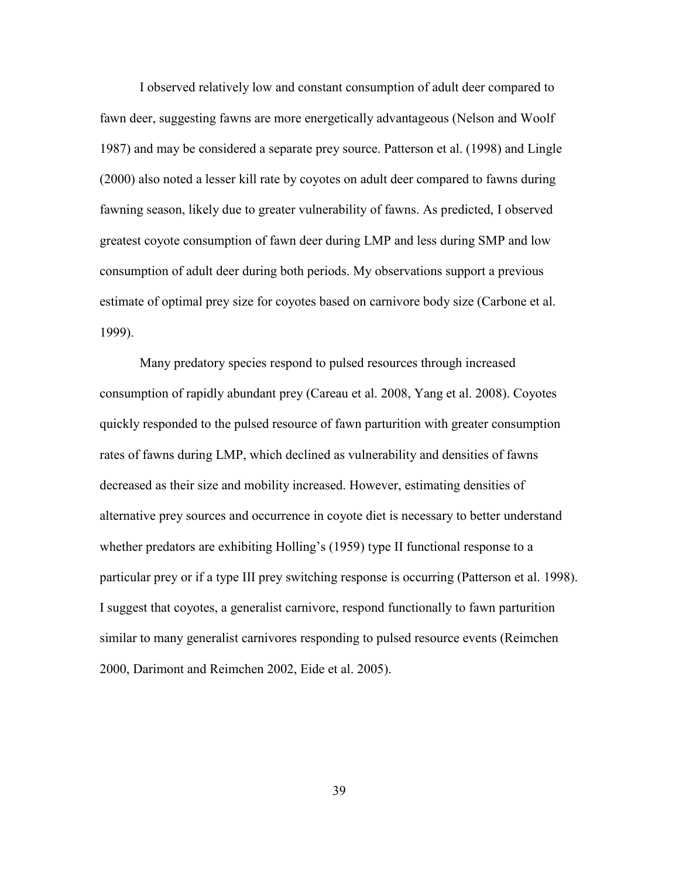I observed relatively low and constant consumption of adult deer compared to fawn deer, suggesting fawns are more energetically advantageous (Nelson and Woolf 1987) and may be considered a separate prey source. Patterson et al. (1998) and Lingle (2000) also noted a lesser kill rate by coyotes on adult deer compared to fawns during fawning season, likely due to greater vulnerability of fawns. As predicted, I observed greatest coyote consumption of fawn deer during LMP and less during SMP and low consumption of adult deer during both periods. My observations support a previous estimate of optimal prey size for coyotes based on carnivore body size (Carbone et al. 1999).

Many predatory species respond to pulsed resources through increased consumption of rapidly abundant prey (Careau et al. 2008, Yang et al. 2008). Coyotes quickly responded to the pulsed resource of fawn parturition with greater consumption rates of fawns during LMP, which declined as vulnerability and densities of fawns decreased as their size and mobility increased. However, estimating densities of alternative prey sources and occurrence in coyote diet is necessary to better understand whether predators are exhibiting Holling's (1959) type II functional response to a particular prey or if a type III prey switching response is occurring (Patterson et al. 1998). I suggest that coyotes, a generalist carnivore, respond functionally to fawn parturition similar to many generalist carnivores responding to pulsed resource events (Reimchen 2000, Darimont and Reimchen 2002, Eide et al. 2005).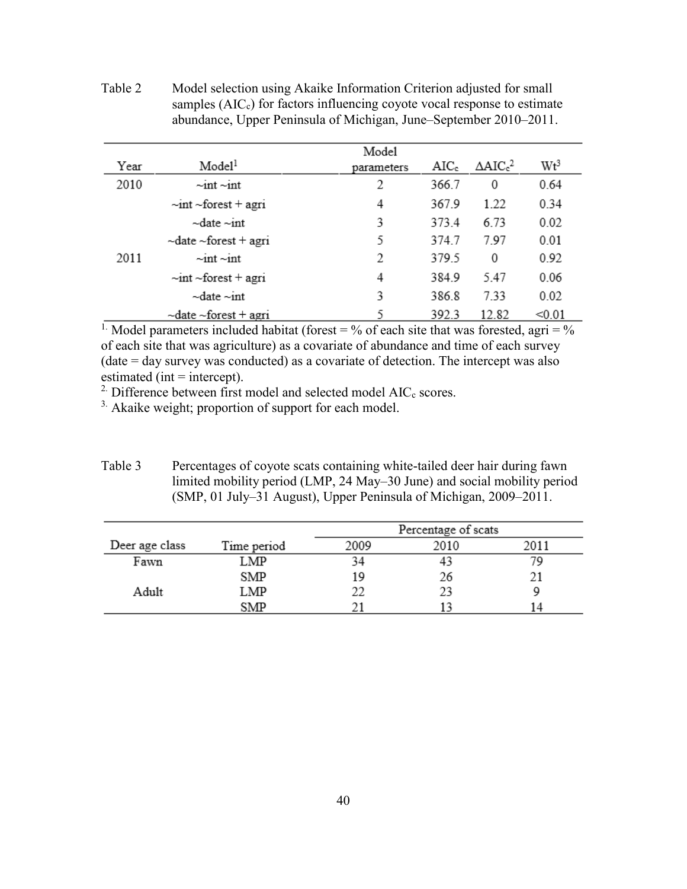Table 2 Model selection using Akaike Information Criterion adjusted for small samples ($AIC_c$) for factors influencing coyote vocal response to estimate abundance, Upper Peninsula of Michigan, June–September 2010–2011.

| Year | Model[1] | Model parameters | $AIC_c$ | $\Delta AIC_c$[2] | Wt[3] |
|---|---|---|---|---|---|
| 2010 | ~int ~int | 2 | 366.7 | 0 | 0.64 |
| | ~int ~forest + agri | 4 | 367.9 | 1.22 | 0.34 |
| | ~date ~int | 3 | 373.4 | 6.73 | 0.02 |
| | ~date ~forest + agri | 5 | 374.7 | 7.97 | 0.01 |
| 2011 | ~int ~int | 2 | 379.5 | 0 | 0.92 |
| | ~int ~forest + agri | 4 | 384.9 | 5.47 | 0.06 |
| | ~date ~int | 3 | 386.8 | 7.33 | 0.02 |
| | ~date ~forest + agri | 5 | 392.3 | 12.82 | <0.01 |

[1.] Model parameters included habitat (forest = % of each site that was forested, agri = % of each site that was agriculture) as a covariate of abundance and time of each survey (date = day survey was conducted) as a covariate of detection. The intercept was also estimated (int = intercept).

[2.] Difference between first model and selected model $AIC_c$ scores.

[3.] Akaike weight; proportion of support for each model.

Table 3 Percentages of coyote scats containing white-tailed deer hair during fawn limited mobility period (LMP, 24 May–30 June) and social mobility period (SMP, 01 July–31 August), Upper Peninsula of Michigan, 2009–2011.

| Deer age class | Time period | Percentage of scats | | |
|---|---|---|---|---|
| | | 2009 | 2010 | 2011 |
| Fawn | LMP | 34 | 43 | 79 |
| | SMP | 19 | 26 | 21 |
| Adult | LMP | 22 | 23 | 9 |
| | SMP | 21 | 13 | 14 |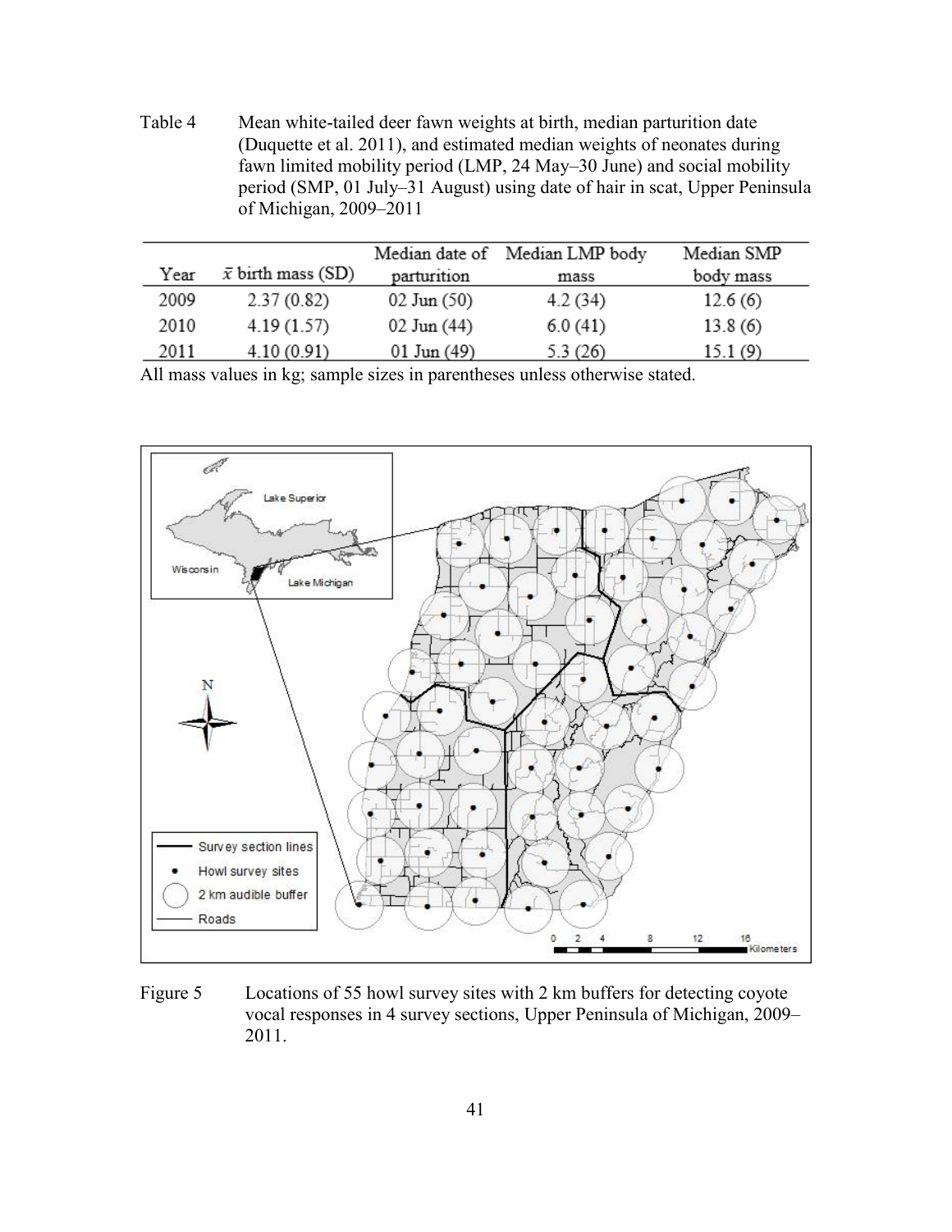Table 4 Mean white-tailed deer fawn weights at birth, median parturition date (Duquette et al. 2011), and estimated median weights of neonates during fawn limited mobility period (LMP, 24 May–30 June) and social mobility period (SMP, 01 July–31 August) using date of hair in scat, Upper Peninsula of Michigan, 2009–2011

| Year | $\bar{x}$ birth mass (SD) | Median date of parturition | Median LMP body mass | Median SMP body mass |
|---|---|---|---|---|
| 2009 | 2.37 (0.82) | 02 Jun (50) | 4.2 (34) | 12.6 (6) |
| 2010 | 4.19 (1.57) | 02 Jun (44) | 6.0 (41) | 13.8 (6) |
| 2011 | 4.10 (0.91) | 01 Jun (49) | 5.3 (26) | 15.1 (9) |

All mass values in kg; sample sizes in parentheses unless otherwise stated.

Figure 5 Locations of 55 howl survey sites with 2 km buffers for detecting coyote vocal responses in 4 survey sections, Upper Peninsula of Michigan, 2009–2011.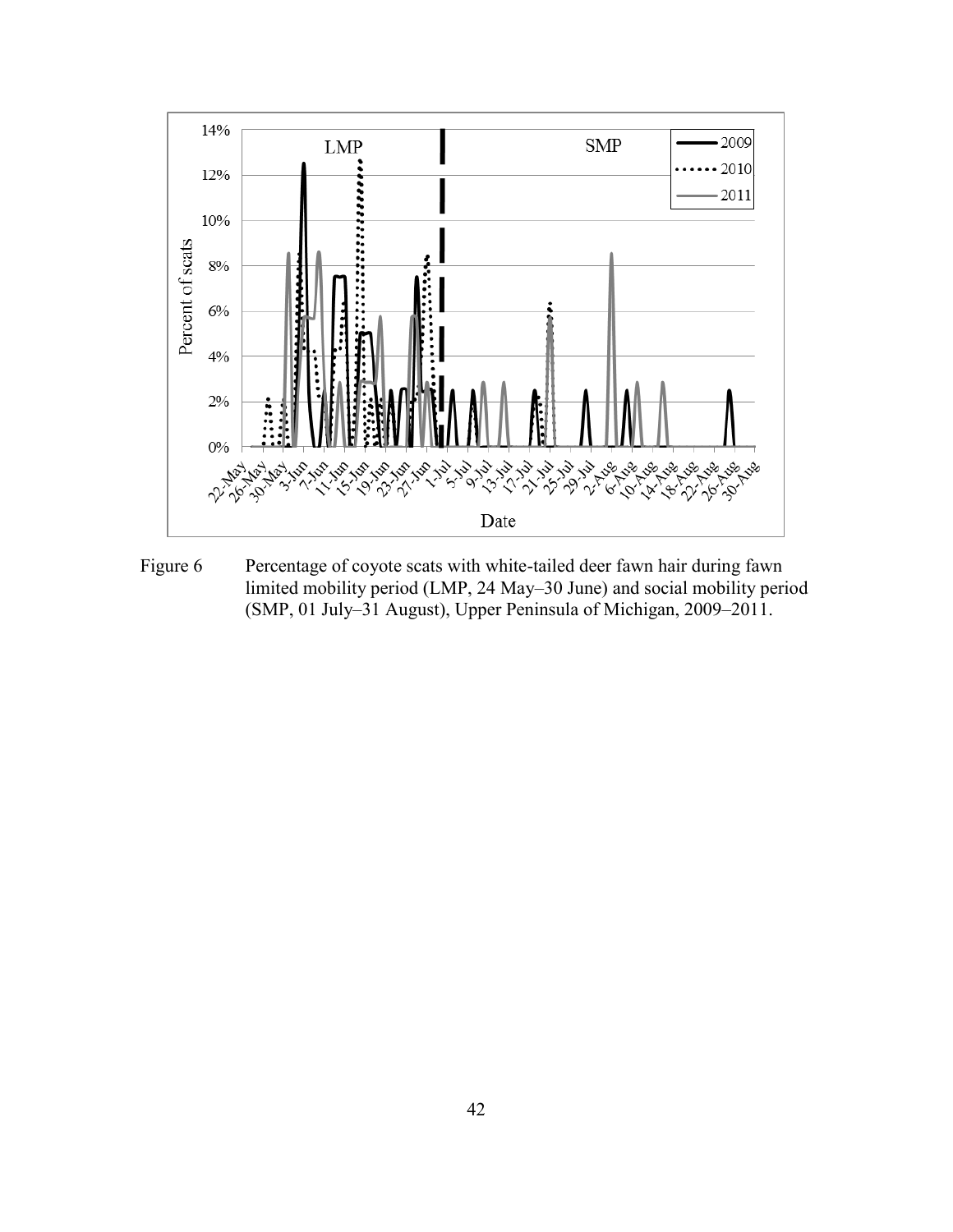Figure 6 Percentage of coyote scats with white-tailed deer fawn hair during fawn limited mobility period (LMP, 24 May–30 June) and social mobility period (SMP, 01 July–31 August), Upper Peninsula of Michigan, 2009–2011.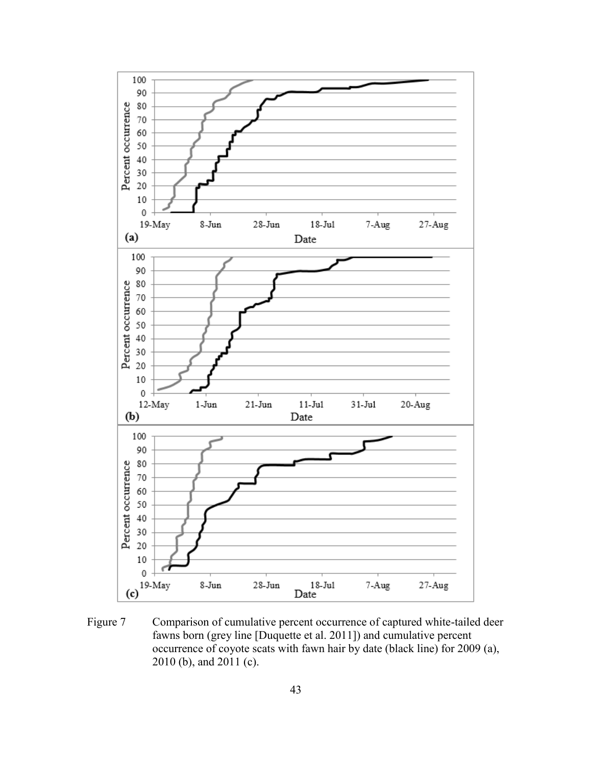Figure 7 Comparison of cumulative percent occurrence of captured white-tailed deer fawns born (grey line [Duquette et al. 2011]) and cumulative percent occurrence of coyote scats with fawn hair by date (black line) for 2009 (a), 2010 (b), and 2011 (c).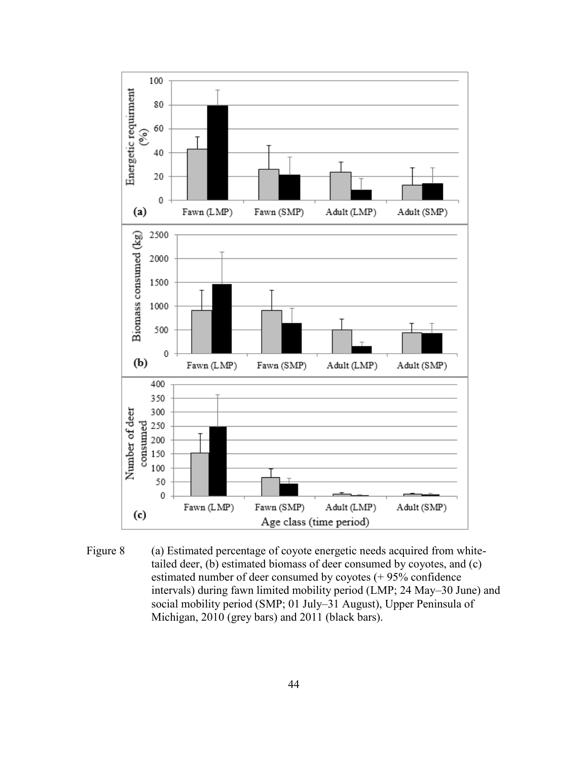Figure 8 (a) Estimated percentage of coyote energetic needs acquired from white-tailed deer, (b) estimated biomass of deer consumed by coyotes, and (c) estimated number of deer consumed by coyotes (+ 95% confidence intervals) during fawn limited mobility period (LMP; 24 May–30 June) and social mobility period (SMP; 01 July–31 August), Upper Peninsula of Michigan, 2010 (grey bars) and 2011 (black bars).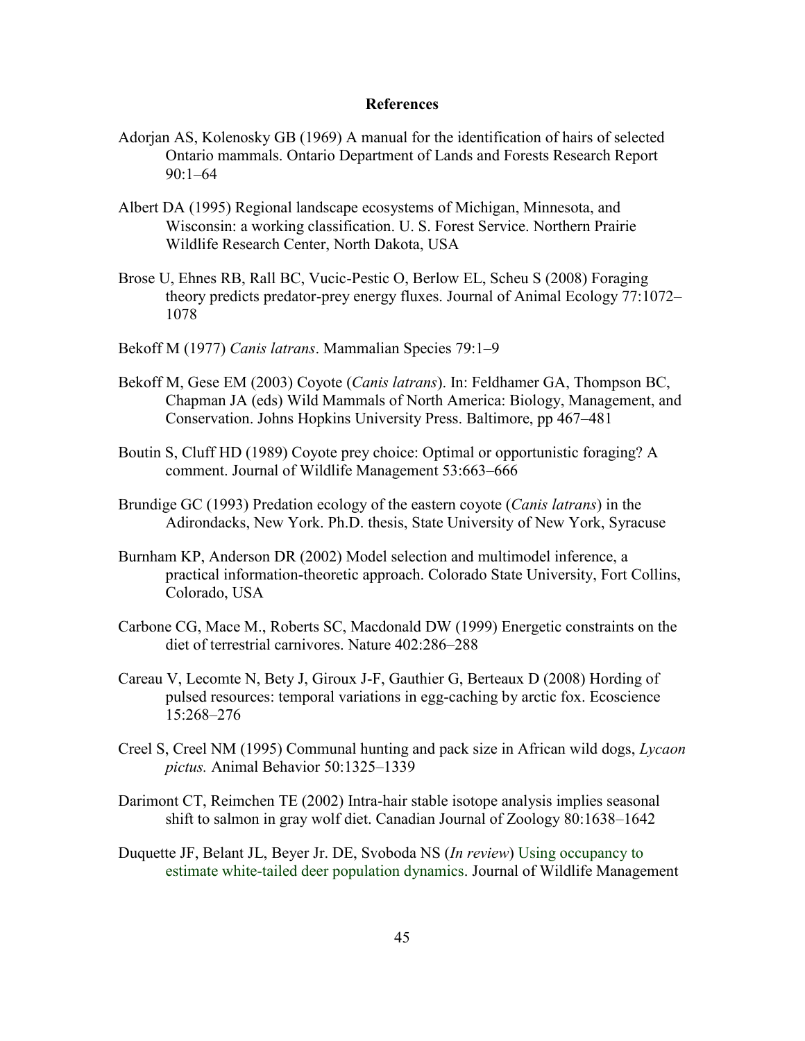# References

Adorjan AS, Kolenosky GB (1969) A manual for the identification of hairs of selected Ontario mammals. Ontario Department of Lands and Forests Research Report 90:1–64

Albert DA (1995) Regional landscape ecosystems of Michigan, Minnesota, and Wisconsin: a working classification. U. S. Forest Service. Northern Prairie Wildlife Research Center, North Dakota, USA

Brose U, Ehnes RB, Rall BC, Vucic-Pestic O, Berlow EL, Scheu S (2008) Foraging theory predicts predator-prey energy fluxes. Journal of Animal Ecology 77:1072–1078

Bekoff M (1977) *Canis latrans*. Mammalian Species 79:1–9

Bekoff M, Gese EM (2003) Coyote (*Canis latrans*). In: Feldhamer GA, Thompson BC, Chapman JA (eds) Wild Mammals of North America: Biology, Management, and Conservation. Johns Hopkins University Press. Baltimore, pp 467–481

Boutin S, Cluff HD (1989) Coyote prey choice: Optimal or opportunistic foraging? A comment. Journal of Wildlife Management 53:663–666

Brundige GC (1993) Predation ecology of the eastern coyote (*Canis latrans*) in the Adirondacks, New York. Ph.D. thesis, State University of New York, Syracuse

Burnham KP, Anderson DR (2002) Model selection and multimodel inference, a practical information-theoretic approach. Colorado State University, Fort Collins, Colorado, USA

Carbone CG, Mace M., Roberts SC, Macdonald DW (1999) Energetic constraints on the diet of terrestrial carnivores. Nature 402:286–288

Careau V, Lecomte N, Bety J, Giroux J-F, Gauthier G, Berteaux D (2008) Hording of pulsed resources: temporal variations in egg-caching by arctic fox. Ecoscience 15:268–276

Creel S, Creel NM (1995) Communal hunting and pack size in African wild dogs, *Lycaon pictus.* Animal Behavior 50:1325–1339

Darimont CT, Reimchen TE (2002) Intra-hair stable isotope analysis implies seasonal shift to salmon in gray wolf diet. Canadian Journal of Zoology 80:1638–1642

Duquette JF, Belant JL, Beyer Jr. DE, Svoboda NS (*In review*) Using occupancy to estimate white-tailed deer population dynamics. Journal of Wildlife Management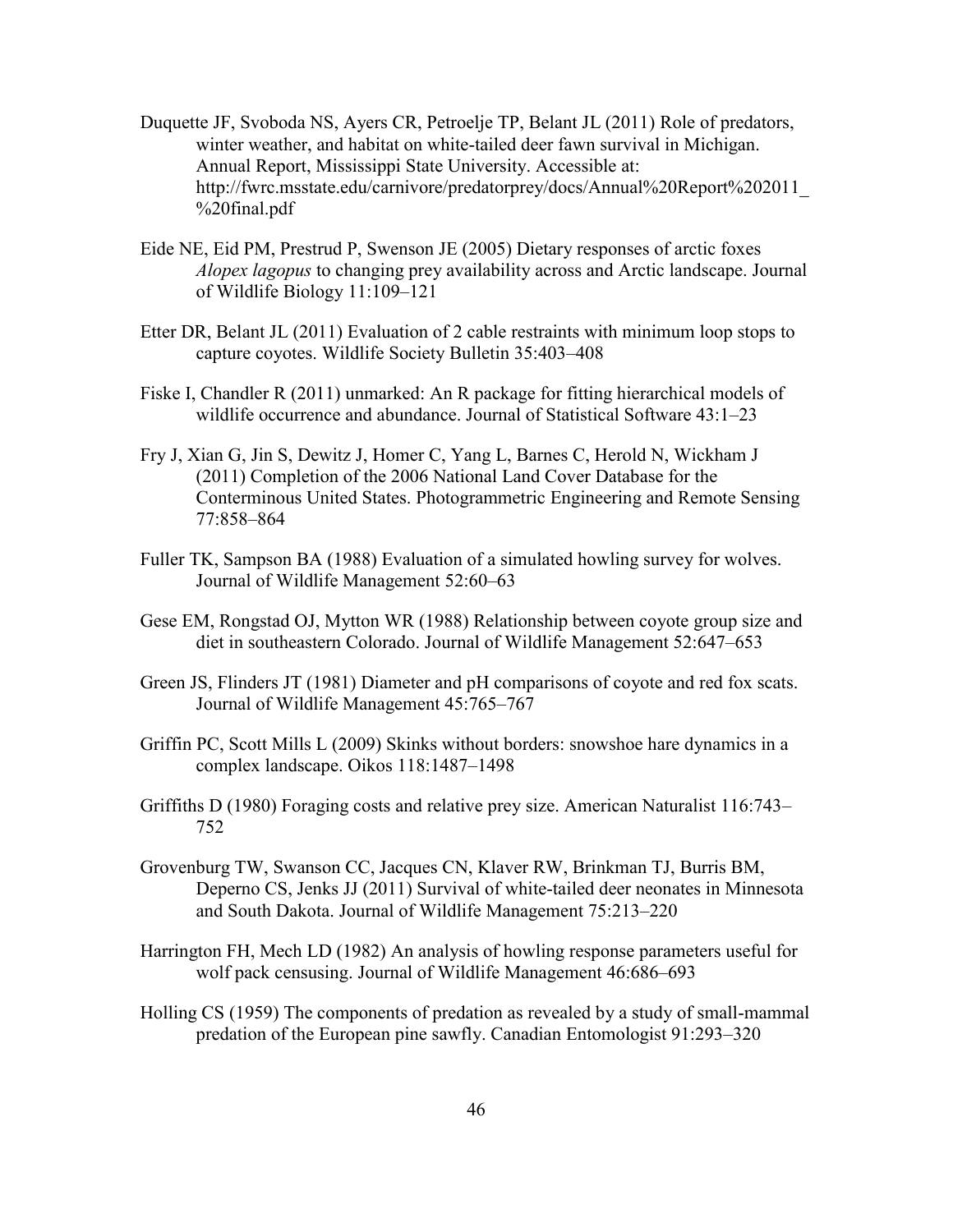Duquette JF, Svoboda NS, Ayers CR, Petroelje TP, Belant JL (2011) Role of predators, winter weather, and habitat on white-tailed deer fawn survival in Michigan. Annual Report, Mississippi State University. Accessible at: http://fwrc.msstate.edu/carnivore/predatorprey/docs/Annual%20Report%202011_%20final.pdf

Eide NE, Eid PM, Prestrud P, Swenson JE (2005) Dietary responses of arctic foxes *Alopex lagopus* to changing prey availability across and Arctic landscape. Journal of Wildlife Biology 11:109–121

Etter DR, Belant JL (2011) Evaluation of 2 cable restraints with minimum loop stops to capture coyotes. Wildlife Society Bulletin 35:403–408

Fiske I, Chandler R (2011) unmarked: An R package for fitting hierarchical models of wildlife occurrence and abundance. Journal of Statistical Software 43:1–23

Fry J, Xian G, Jin S, Dewitz J, Homer C, Yang L, Barnes C, Herold N, Wickham J (2011) Completion of the 2006 National Land Cover Database for the Conterminous United States. Photogrammetric Engineering and Remote Sensing 77:858–864

Fuller TK, Sampson BA (1988) Evaluation of a simulated howling survey for wolves. Journal of Wildlife Management 52:60–63

Gese EM, Rongstad OJ, Mytton WR (1988) Relationship between coyote group size and diet in southeastern Colorado. Journal of Wildlife Management 52:647–653

Green JS, Flinders JT (1981) Diameter and pH comparisons of coyote and red fox scats. Journal of Wildlife Management 45:765–767

Griffin PC, Scott Mills L (2009) Skinks without borders: snowshoe hare dynamics in a complex landscape. Oikos 118:1487–1498

Griffiths D (1980) Foraging costs and relative prey size. American Naturalist 116:743–752

Grovenburg TW, Swanson CC, Jacques CN, Klaver RW, Brinkman TJ, Burris BM, Deperno CS, Jenks JJ (2011) Survival of white-tailed deer neonates in Minnesota and South Dakota. Journal of Wildlife Management 75:213–220

Harrington FH, Mech LD (1982) An analysis of howling response parameters useful for wolf pack censusing. Journal of Wildlife Management 46:686–693

Holling CS (1959) The components of predation as revealed by a study of small-mammal predation of the European pine sawfly. Canadian Entomologist 91:293–320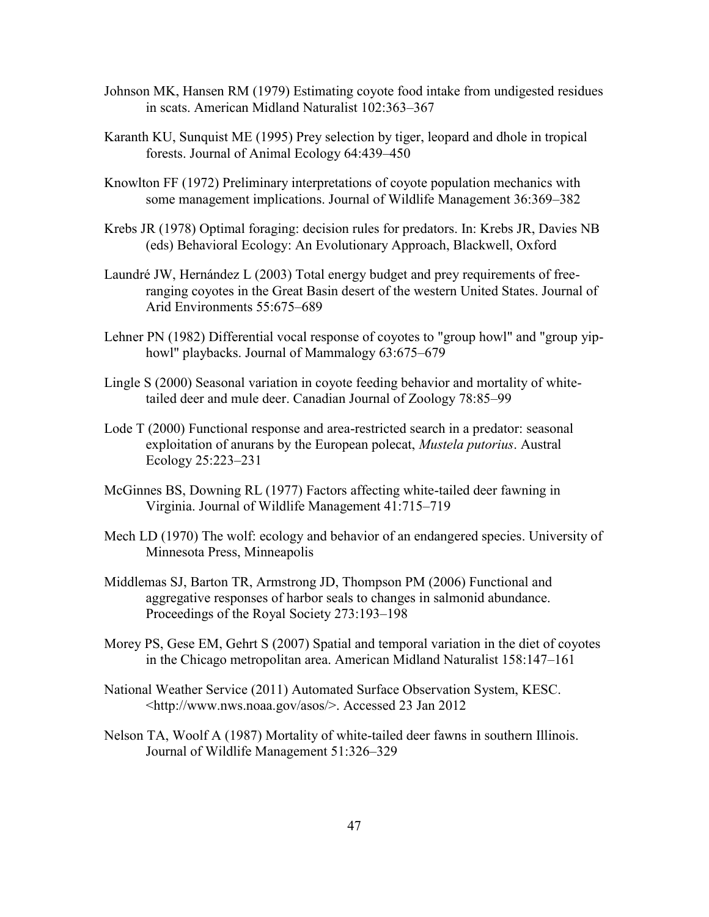Johnson MK, Hansen RM (1979) Estimating coyote food intake from undigested residues in scats. American Midland Naturalist 102:363–367

Karanth KU, Sunquist ME (1995) Prey selection by tiger, leopard and dhole in tropical forests. Journal of Animal Ecology 64:439–450

Knowlton FF (1972) Preliminary interpretations of coyote population mechanics with some management implications. Journal of Wildlife Management 36:369–382

Krebs JR (1978) Optimal foraging: decision rules for predators. In: Krebs JR, Davies NB (eds) Behavioral Ecology: An Evolutionary Approach, Blackwell, Oxford

Laundré JW, Hernández L (2003) Total energy budget and prey requirements of free-ranging coyotes in the Great Basin desert of the western United States. Journal of Arid Environments 55:675–689

Lehner PN (1982) Differential vocal response of coyotes to "group howl" and "group yip-howl" playbacks. Journal of Mammalogy 63:675–679

Lingle S (2000) Seasonal variation in coyote feeding behavior and mortality of white-tailed deer and mule deer. Canadian Journal of Zoology 78:85–99

Lode T (2000) Functional response and area-restricted search in a predator: seasonal exploitation of anurans by the European polecat, *Mustela putorius*. Austral Ecology 25:223–231

McGinnes BS, Downing RL (1977) Factors affecting white-tailed deer fawning in Virginia. Journal of Wildlife Management 41:715–719

Mech LD (1970) The wolf: ecology and behavior of an endangered species. University of Minnesota Press, Minneapolis

Middlemas SJ, Barton TR, Armstrong JD, Thompson PM (2006) Functional and aggregative responses of harbor seals to changes in salmonid abundance. Proceedings of the Royal Society 273:193–198

Morey PS, Gese EM, Gehrt S (2007) Spatial and temporal variation in the diet of coyotes in the Chicago metropolitan area. American Midland Naturalist 158:147–161

National Weather Service (2011) Automated Surface Observation System, KESC. <http://www.nws.noaa.gov/asos/>. Accessed 23 Jan 2012

Nelson TA, Woolf A (1987) Mortality of white-tailed deer fawns in southern Illinois. Journal of Wildlife Management 51:326–329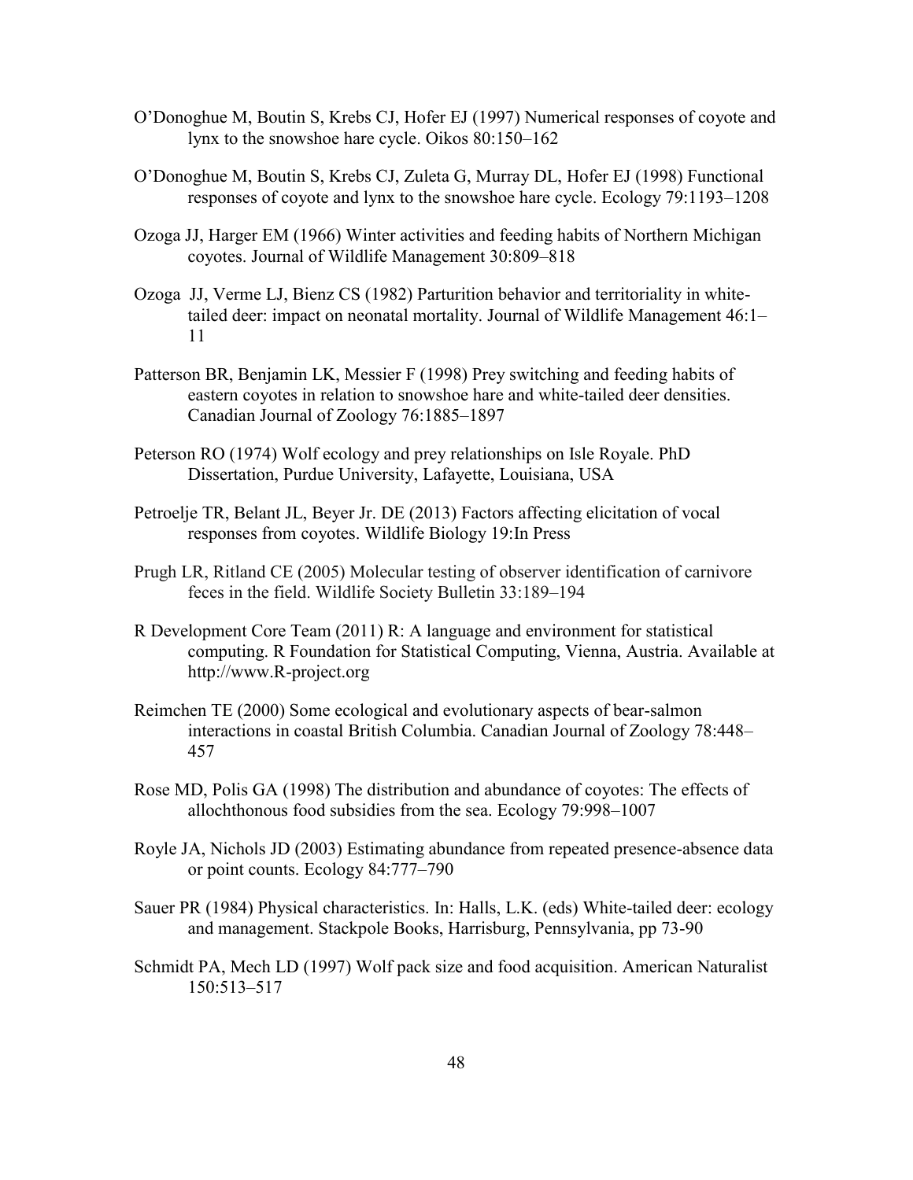O'Donoghue M, Boutin S, Krebs CJ, Hofer EJ (1997) Numerical responses of coyote and lynx to the snowshoe hare cycle. Oikos 80:150–162

O'Donoghue M, Boutin S, Krebs CJ, Zuleta G, Murray DL, Hofer EJ (1998) Functional responses of coyote and lynx to the snowshoe hare cycle. Ecology 79:1193–1208

Ozoga JJ, Harger EM (1966) Winter activities and feeding habits of Northern Michigan coyotes. Journal of Wildlife Management 30:809–818

Ozoga JJ, Verme LJ, Bienz CS (1982) Parturition behavior and territoriality in white-tailed deer: impact on neonatal mortality. Journal of Wildlife Management 46:1–11

Patterson BR, Benjamin LK, Messier F (1998) Prey switching and feeding habits of eastern coyotes in relation to snowshoe hare and white-tailed deer densities. Canadian Journal of Zoology 76:1885–1897

Peterson RO (1974) Wolf ecology and prey relationships on Isle Royale. PhD Dissertation, Purdue University, Lafayette, Louisiana, USA

Petroelje TR, Belant JL, Beyer Jr. DE (2013) Factors affecting elicitation of vocal responses from coyotes. Wildlife Biology 19:In Press

Prugh LR, Ritland CE (2005) Molecular testing of observer identification of carnivore feces in the field. Wildlife Society Bulletin 33:189–194

R Development Core Team (2011) R: A language and environment for statistical computing. R Foundation for Statistical Computing, Vienna, Austria. Available at http://www.R-project.org

Reimchen TE (2000) Some ecological and evolutionary aspects of bear-salmon interactions in coastal British Columbia. Canadian Journal of Zoology 78:448–457

Rose MD, Polis GA (1998) The distribution and abundance of coyotes: The effects of allochthonous food subsidies from the sea. Ecology 79:998–1007

Royle JA, Nichols JD (2003) Estimating abundance from repeated presence-absence data or point counts. Ecology 84:777–790

Sauer PR (1984) Physical characteristics. In: Halls, L.K. (eds) White-tailed deer: ecology and management. Stackpole Books, Harrisburg, Pennsylvania, pp 73-90

Schmidt PA, Mech LD (1997) Wolf pack size and food acquisition. American Naturalist 150:513–517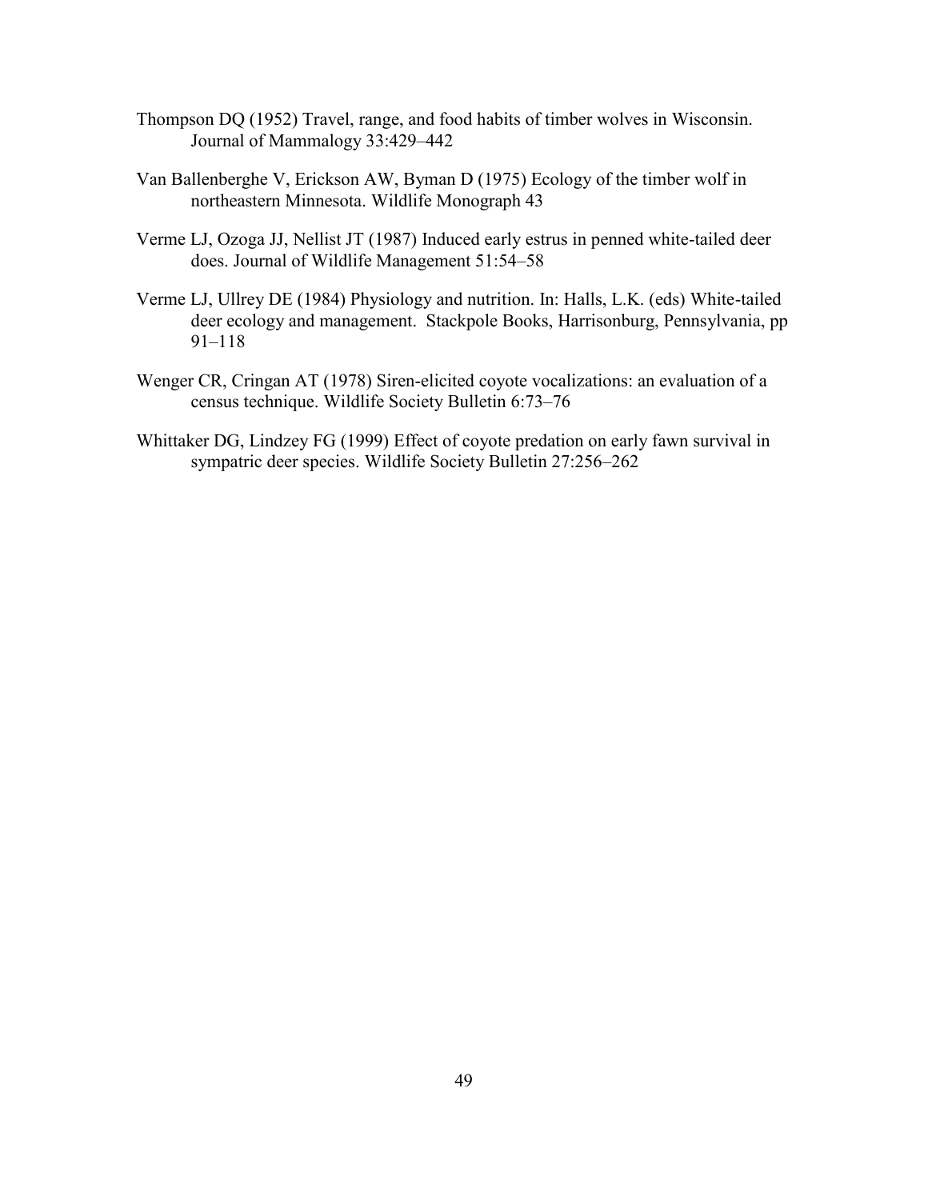Thompson DQ (1952) Travel, range, and food habits of timber wolves in Wisconsin. Journal of Mammalogy 33:429–442

Van Ballenberghe V, Erickson AW, Byman D (1975) Ecology of the timber wolf in northeastern Minnesota. Wildlife Monograph 43

Verme LJ, Ozoga JJ, Nellist JT (1987) Induced early estrus in penned white-tailed deer does. Journal of Wildlife Management 51:54–58

Verme LJ, Ullrey DE (1984) Physiology and nutrition. In: Halls, L.K. (eds) White-tailed deer ecology and management. Stackpole Books, Harrisonburg, Pennsylvania, pp 91–118

Wenger CR, Cringan AT (1978) Siren-elicited coyote vocalizations: an evaluation of a census technique. Wildlife Society Bulletin 6:73–76

Whittaker DG, Lindzey FG (1999) Effect of coyote predation on early fawn survival in sympatric deer species. Wildlife Society Bulletin 27:256–262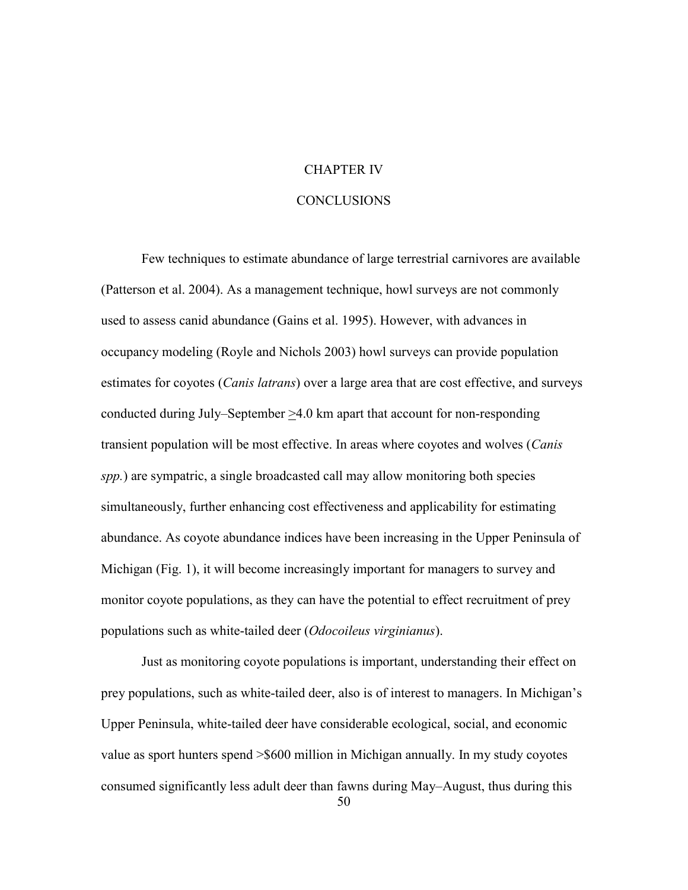# CHAPTER IV

# CONCLUSIONS

Few techniques to estimate abundance of large terrestrial carnivores are available (Patterson et al. 2004). As a management technique, howl surveys are not commonly used to assess canid abundance (Gains et al. 1995). However, with advances in occupancy modeling (Royle and Nichols 2003) howl surveys can provide population estimates for coyotes (*Canis latrans*) over a large area that are cost effective, and surveys conducted during July–September $\geq$4.0 km apart that account for non-responding transient population will be most effective. In areas where coyotes and wolves (*Canis spp.*) are sympatric, a single broadcasted call may allow monitoring both species simultaneously, further enhancing cost effectiveness and applicability for estimating abundance. As coyote abundance indices have been increasing in the Upper Peninsula of Michigan (Fig. 1), it will become increasingly important for managers to survey and monitor coyote populations, as they can have the potential to effect recruitment of prey populations such as white-tailed deer (*Odocoileus virginianus*).

Just as monitoring coyote populations is important, understanding their effect on prey populations, such as white-tailed deer, also is of interest to managers. In Michigan's Upper Peninsula, white-tailed deer have considerable ecological, social, and economic value as sport hunters spend >$600 million in Michigan annually. In my study coyotes consumed significantly less adult deer than fawns during May–August, thus during this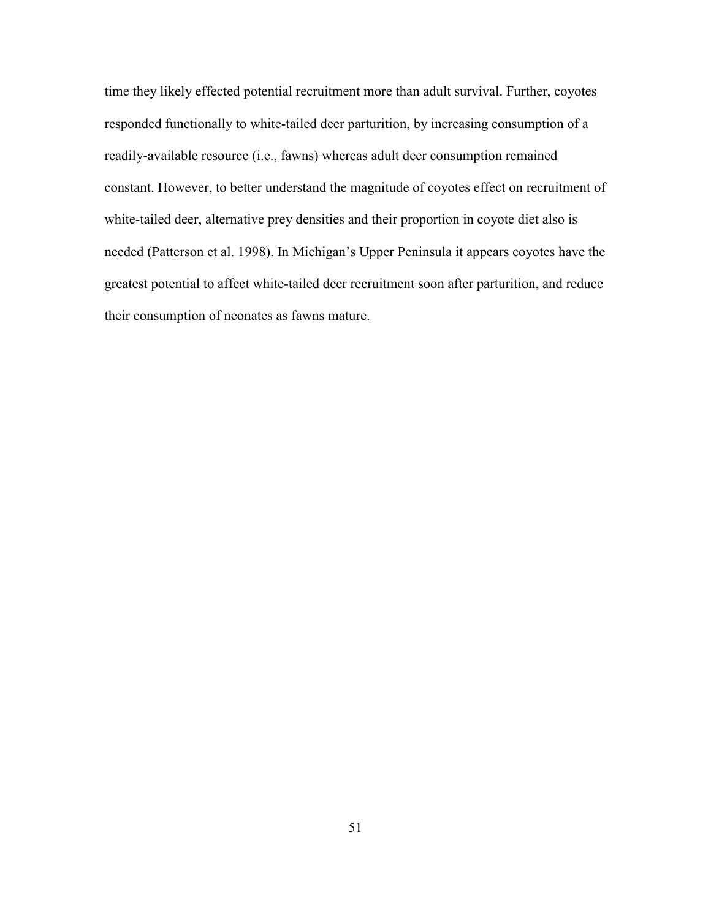time they likely effected potential recruitment more than adult survival. Further, coyotes responded functionally to white-tailed deer parturition, by increasing consumption of a readily-available resource (i.e., fawns) whereas adult deer consumption remained constant. However, to better understand the magnitude of coyotes effect on recruitment of white-tailed deer, alternative prey densities and their proportion in coyote diet also is needed (Patterson et al. 1998). In Michigan's Upper Peninsula it appears coyotes have the greatest potential to affect white-tailed deer recruitment soon after parturition, and reduce their consumption of neonates as fawns mature.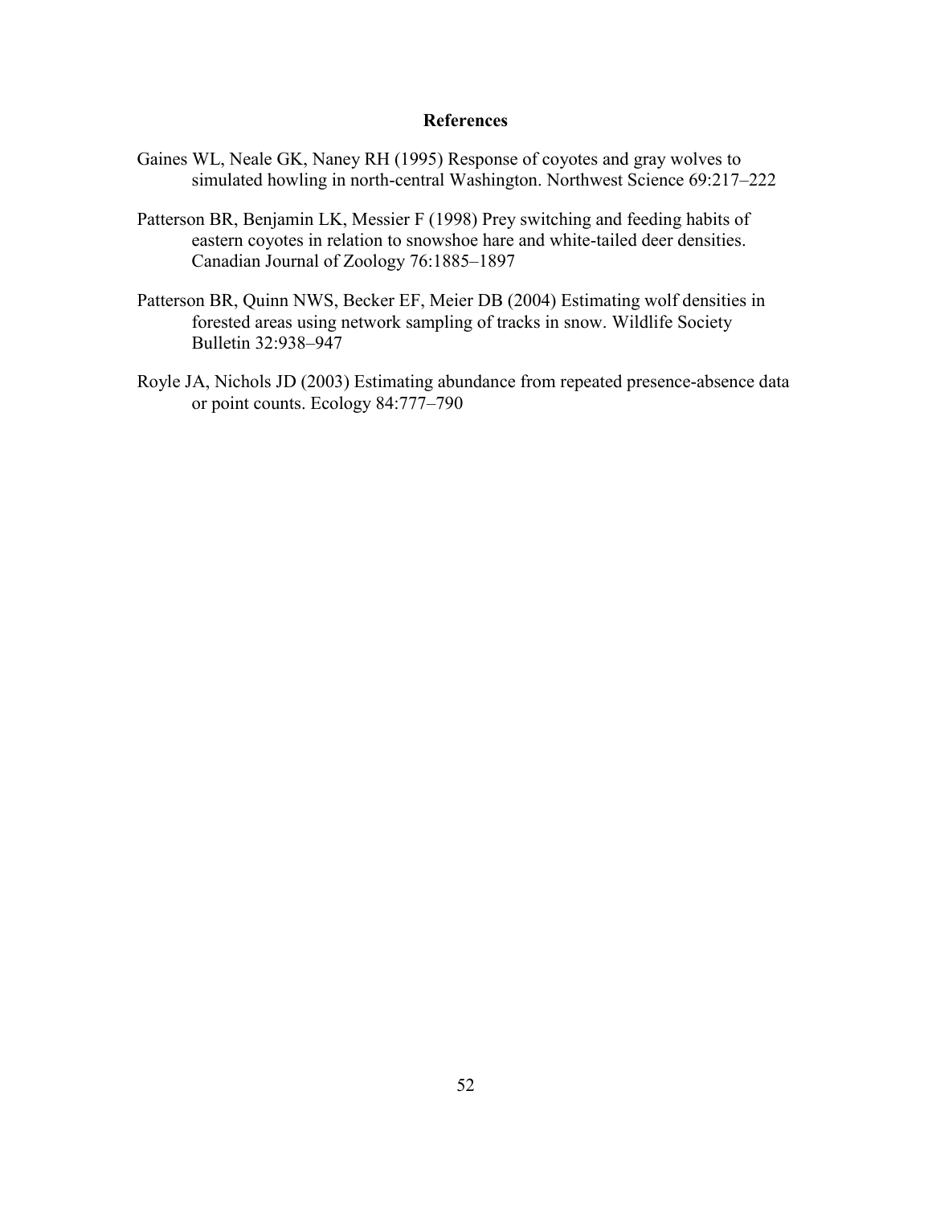## References

Gaines WL, Neale GK, Naney RH (1995) Response of coyotes and gray wolves to simulated howling in north-central Washington. Northwest Science 69:217–222

Patterson BR, Benjamin LK, Messier F (1998) Prey switching and feeding habits of eastern coyotes in relation to snowshoe hare and white-tailed deer densities. Canadian Journal of Zoology 76:1885–1897

Patterson BR, Quinn NWS, Becker EF, Meier DB (2004) Estimating wolf densities in forested areas using network sampling of tracks in snow. Wildlife Society Bulletin 32:938–947

Royle JA, Nichols JD (2003) Estimating abundance from repeated presence-absence data or point counts. Ecology 84:777–790